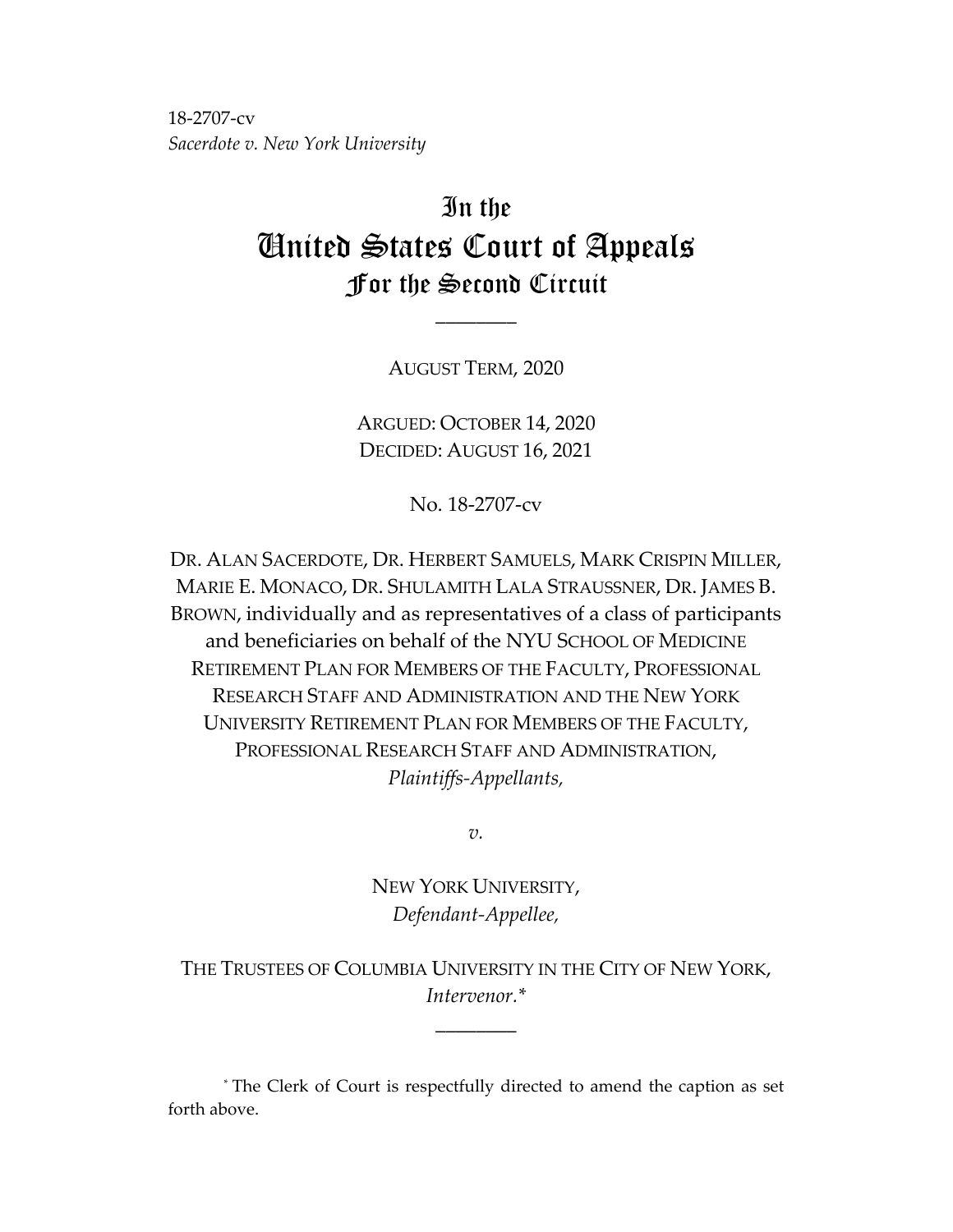18-2707-cv
*Sacerdote v. New York University*

# In the United States Court of Appeals For the Second Circuit

---

AUGUST TERM, 2020

ARGUED: OCTOBER 14, 2020
DECIDED: AUGUST 16, 2021

No. 18-2707-cv

DR. ALAN SACERDOTE, DR. HERBERT SAMUELS, MARK CRISPIN MILLER, MARIE E. MONACO, DR. SHULAMITH LALA STRAUSSNER, DR. JAMES B. BROWN, individually and as representatives of a class of participants and beneficiaries on behalf of the NYU SCHOOL OF MEDICINE RETIREMENT PLAN FOR MEMBERS OF THE FACULTY, PROFESSIONAL RESEARCH STAFF AND ADMINISTRATION AND THE NEW YORK UNIVERSITY RETIREMENT PLAN FOR MEMBERS OF THE FACULTY, PROFESSIONAL RESEARCH STAFF AND ADMINISTRATION,
*Plaintiffs-Appellants,*

*v.*

NEW YORK UNIVERSITY,
*Defendant-Appellee,*

THE TRUSTEES OF COLUMBIA UNIVERSITY IN THE CITY OF NEW YORK,
*Intervenor.**

---

* The Clerk of Court is respectfully directed to amend the caption as set forth above.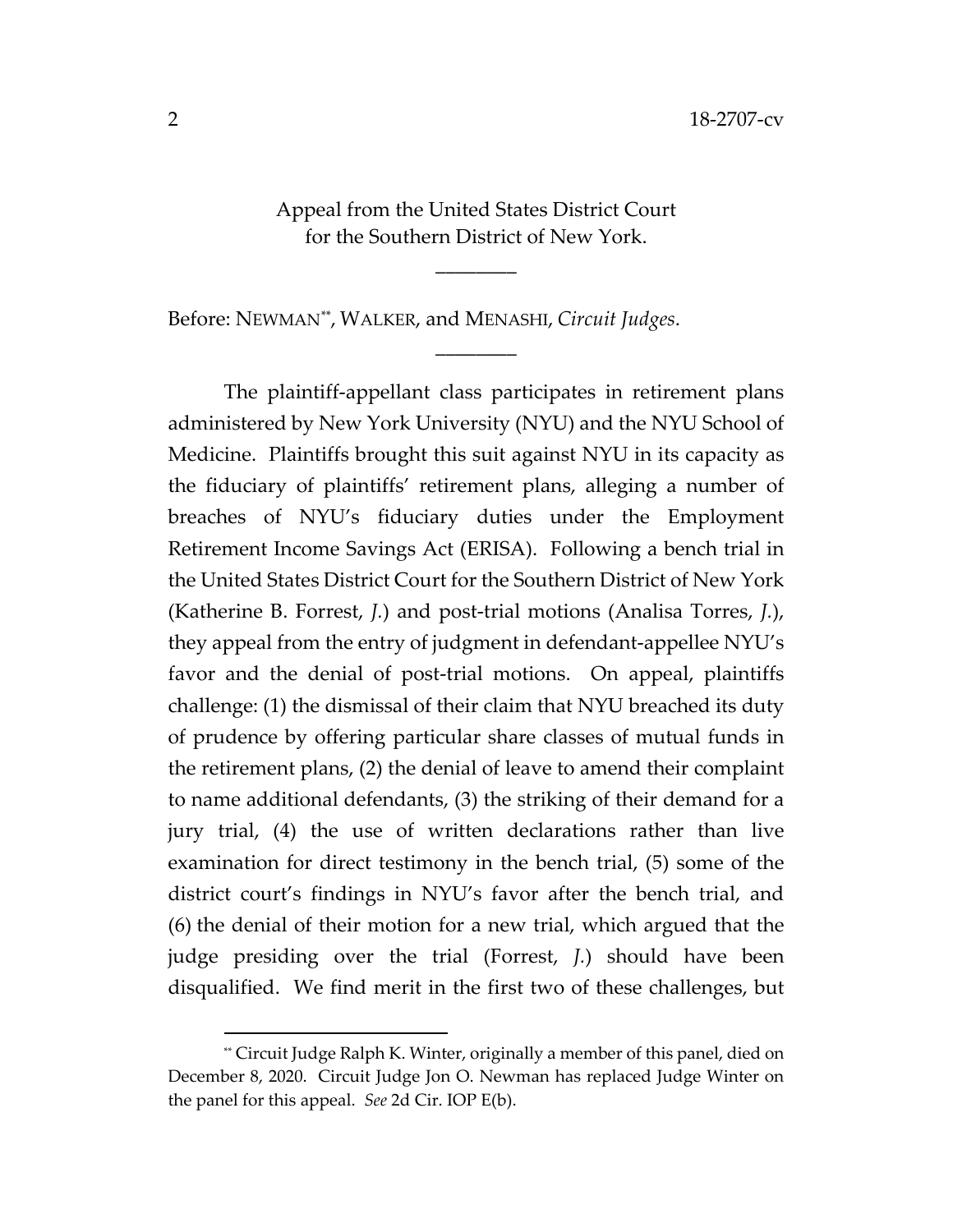Appeal from the United States District Court for the Southern District of New York.

________

Before: NEWMAN[**], WALKER, and MENASHI, *Circuit Judges*.

________

The plaintiff-appellant class participates in retirement plans administered by New York University (NYU) and the NYU School of Medicine. Plaintiffs brought this suit against NYU in its capacity as the fiduciary of plaintiffs' retirement plans, alleging a number of breaches of NYU's fiduciary duties under the Employment Retirement Income Savings Act (ERISA). Following a bench trial in the United States District Court for the Southern District of New York (Katherine B. Forrest, *J.*) and post-trial motions (Analisa Torres, *J.*), they appeal from the entry of judgment in defendant-appellee NYU's favor and the denial of post-trial motions. On appeal, plaintiffs challenge: (1) the dismissal of their claim that NYU breached its duty of prudence by offering particular share classes of mutual funds in the retirement plans, (2) the denial of leave to amend their complaint to name additional defendants, (3) the striking of their demand for a jury trial, (4) the use of written declarations rather than live examination for direct testimony in the bench trial, (5) some of the district court's findings in NYU's favor after the bench trial, and (6) the denial of their motion for a new trial, which argued that the judge presiding over the trial (Forrest, *J.*) should have been disqualified. We find merit in the first two of these challenges, but

[**] Circuit Judge Ralph K. Winter, originally a member of this panel, died on December 8, 2020. Circuit Judge Jon O. Newman has replaced Judge Winter on the panel for this appeal. *See* 2d Cir. IOP E(b).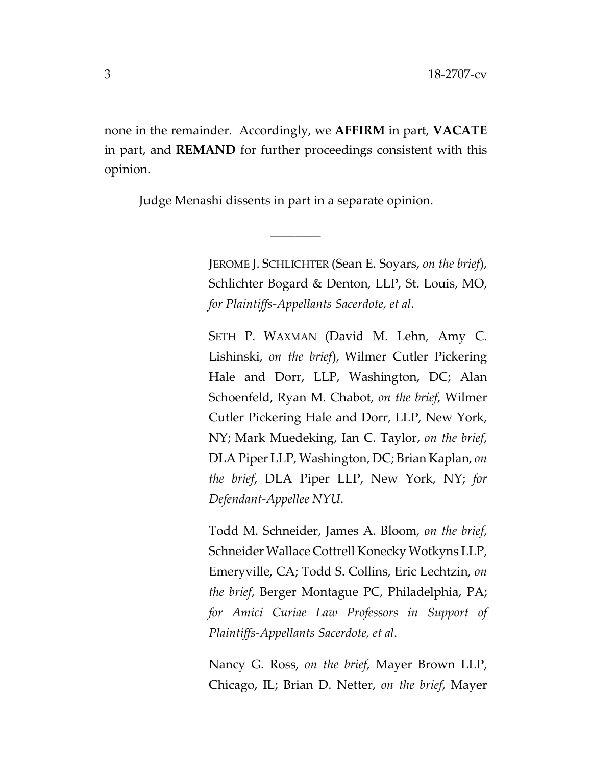none in the remainder. Accordingly, we **AFFIRM** in part, **VACATE** in part, and **REMAND** for further proceedings consistent with this opinion.

Judge Menashi dissents in part in a separate opinion.

________

JEROME J. SCHLICHTER (Sean E. Soyars, *on the brief*), Schlichter Bogard & Denton, LLP, St. Louis, MO, *for Plaintiffs-Appellants Sacerdote, et al*.

SETH P. WAXMAN (David M. Lehn, Amy C. Lishinski, *on the brief*), Wilmer Cutler Pickering Hale and Dorr, LLP, Washington, DC; Alan Schoenfeld, Ryan M. Chabot, *on the brief*, Wilmer Cutler Pickering Hale and Dorr, LLP, New York, NY; Mark Muedeking, Ian C. Taylor, *on the brief*, DLA Piper LLP, Washington, DC; Brian Kaplan, *on the brief*, DLA Piper LLP, New York, NY; *for Defendant-Appellee NYU*.

Todd M. Schneider, James A. Bloom, *on the brief*, Schneider Wallace Cottrell Konecky Wotkyns LLP, Emeryville, CA; Todd S. Collins, Eric Lechtzin, *on the brief*, Berger Montague PC, Philadelphia, PA; *for Amici Curiae Law Professors in Support of Plaintiffs-Appellants Sacerdote, et al*.

Nancy G. Ross, *on the brief*, Mayer Brown LLP, Chicago, IL; Brian D. Netter, *on the brief*, Mayer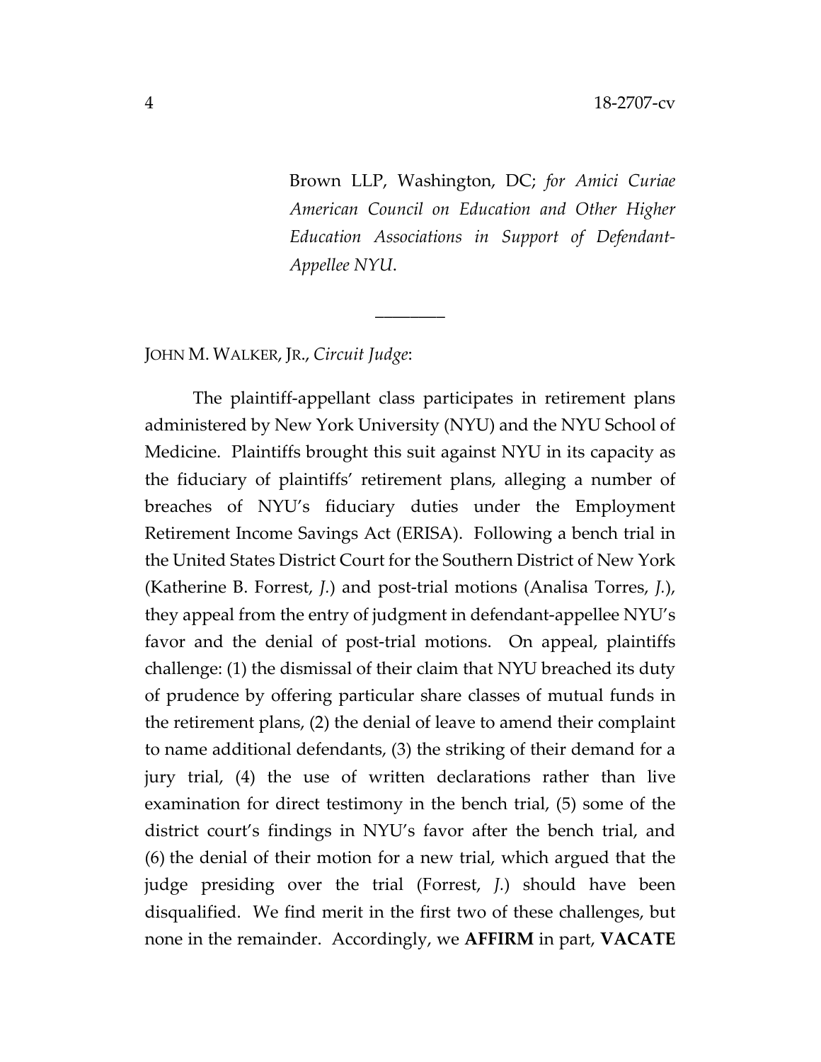Brown LLP, Washington, DC; *for Amici Curiae American Council on Education and Other Higher Education Associations in Support of Defendant-Appellee NYU*.

________

JOHN M. WALKER, JR., *Circuit Judge*:

The plaintiff-appellant class participates in retirement plans administered by New York University (NYU) and the NYU School of Medicine. Plaintiffs brought this suit against NYU in its capacity as the fiduciary of plaintiffs' retirement plans, alleging a number of breaches of NYU's fiduciary duties under the Employment Retirement Income Savings Act (ERISA). Following a bench trial in the United States District Court for the Southern District of New York (Katherine B. Forrest, *J.*) and post-trial motions (Analisa Torres, *J.*), they appeal from the entry of judgment in defendant-appellee NYU's favor and the denial of post-trial motions. On appeal, plaintiffs challenge: (1) the dismissal of their claim that NYU breached its duty of prudence by offering particular share classes of mutual funds in the retirement plans, (2) the denial of leave to amend their complaint to name additional defendants, (3) the striking of their demand for a jury trial, (4) the use of written declarations rather than live examination for direct testimony in the bench trial, (5) some of the district court's findings in NYU's favor after the bench trial, and (6) the denial of their motion for a new trial, which argued that the judge presiding over the trial (Forrest, *J.*) should have been disqualified. We find merit in the first two of these challenges, but none in the remainder. Accordingly, we **AFFIRM** in part, **VACATE**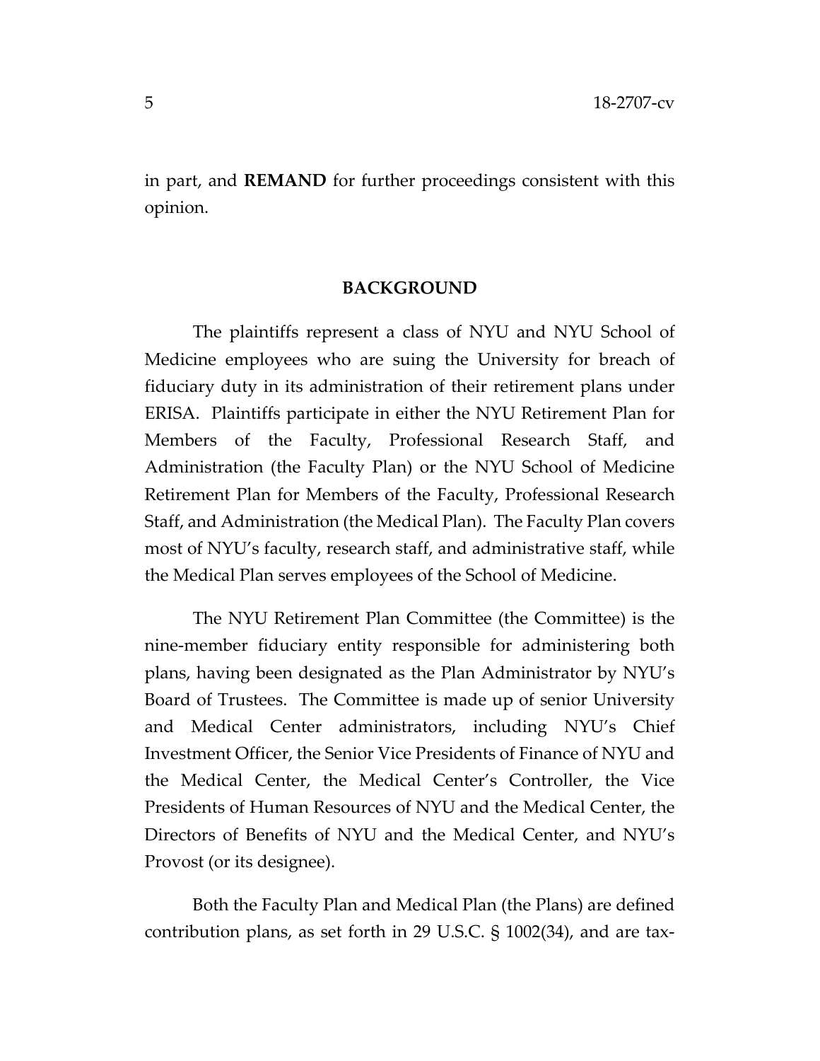in part, and **REMAND** for further proceedings consistent with this opinion.

## BACKGROUND

The plaintiffs represent a class of NYU and NYU School of Medicine employees who are suing the University for breach of fiduciary duty in its administration of their retirement plans under ERISA. Plaintiffs participate in either the NYU Retirement Plan for Members of the Faculty, Professional Research Staff, and Administration (the Faculty Plan) or the NYU School of Medicine Retirement Plan for Members of the Faculty, Professional Research Staff, and Administration (the Medical Plan). The Faculty Plan covers most of NYU's faculty, research staff, and administrative staff, while the Medical Plan serves employees of the School of Medicine.

The NYU Retirement Plan Committee (the Committee) is the nine-member fiduciary entity responsible for administering both plans, having been designated as the Plan Administrator by NYU's Board of Trustees. The Committee is made up of senior University and Medical Center administrators, including NYU's Chief Investment Officer, the Senior Vice Presidents of Finance of NYU and the Medical Center, the Medical Center's Controller, the Vice Presidents of Human Resources of NYU and the Medical Center, the Directors of Benefits of NYU and the Medical Center, and NYU's Provost (or its designee).

Both the Faculty Plan and Medical Plan (the Plans) are defined contribution plans, as set forth in 29 U.S.C. § 1002(34), and are tax-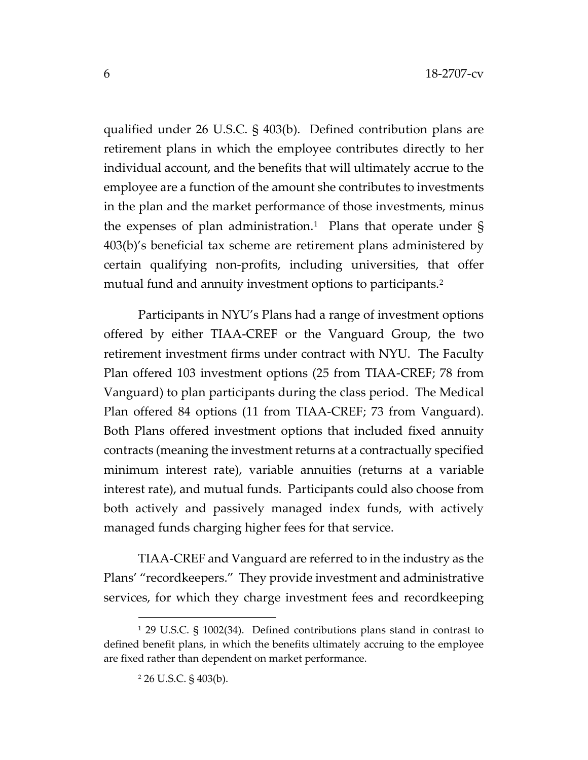qualified under 26 U.S.C. § 403(b). Defined contribution plans are retirement plans in which the employee contributes directly to her individual account, and the benefits that will ultimately accrue to the employee are a function of the amount she contributes to investments in the plan and the market performance of those investments, minus the expenses of plan administration.[1] Plans that operate under § 403(b)'s beneficial tax scheme are retirement plans administered by certain qualifying non-profits, including universities, that offer mutual fund and annuity investment options to participants.[2]

Participants in NYU's Plans had a range of investment options offered by either TIAA-CREF or the Vanguard Group, the two retirement investment firms under contract with NYU. The Faculty Plan offered 103 investment options (25 from TIAA-CREF; 78 from Vanguard) to plan participants during the class period. The Medical Plan offered 84 options (11 from TIAA-CREF; 73 from Vanguard). Both Plans offered investment options that included fixed annuity contracts (meaning the investment returns at a contractually specified minimum interest rate), variable annuities (returns at a variable interest rate), and mutual funds. Participants could also choose from both actively and passively managed index funds, with actively managed funds charging higher fees for that service.

TIAA-CREF and Vanguard are referred to in the industry as the Plans' "recordkeepers." They provide investment and administrative services, for which they charge investment fees and recordkeeping

---

[1] 29 U.S.C. § 1002(34). Defined contributions plans stand in contrast to defined benefit plans, in which the benefits ultimately accruing to the employee are fixed rather than dependent on market performance.

[2] 26 U.S.C. § 403(b).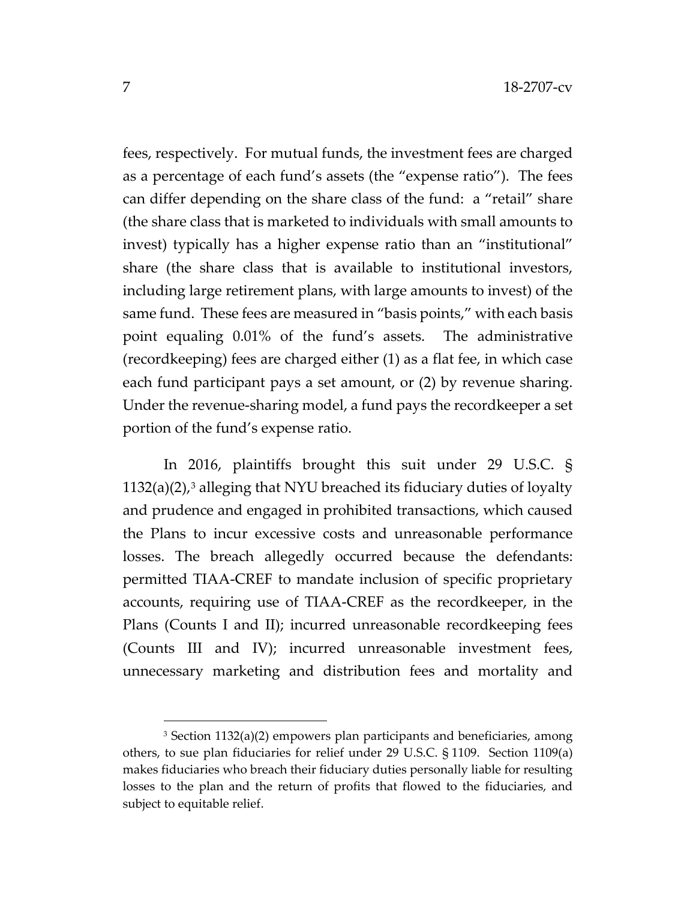fees, respectively. For mutual funds, the investment fees are charged as a percentage of each fund's assets (the "expense ratio"). The fees can differ depending on the share class of the fund: a "retail" share (the share class that is marketed to individuals with small amounts to invest) typically has a higher expense ratio than an "institutional" share (the share class that is available to institutional investors, including large retirement plans, with large amounts to invest) of the same fund. These fees are measured in "basis points," with each basis point equaling 0.01% of the fund's assets. The administrative (recordkeeping) fees are charged either (1) as a flat fee, in which case each fund participant pays a set amount, or (2) by revenue sharing. Under the revenue-sharing model, a fund pays the recordkeeper a set portion of the fund's expense ratio.

In 2016, plaintiffs brought this suit under 29 U.S.C. § 1132(a)(2),[3] alleging that NYU breached its fiduciary duties of loyalty and prudence and engaged in prohibited transactions, which caused the Plans to incur excessive costs and unreasonable performance losses. The breach allegedly occurred because the defendants: permitted TIAA-CREF to mandate inclusion of specific proprietary accounts, requiring use of TIAA-CREF as the recordkeeper, in the Plans (Counts I and II); incurred unreasonable recordkeeping fees (Counts III and IV); incurred unreasonable investment fees, unnecessary marketing and distribution fees and mortality and

[3] Section 1132(a)(2) empowers plan participants and beneficiaries, among others, to sue plan fiduciaries for relief under 29 U.S.C. § 1109. Section 1109(a) makes fiduciaries who breach their fiduciary duties personally liable for resulting losses to the plan and the return of profits that flowed to the fiduciaries, and subject to equitable relief.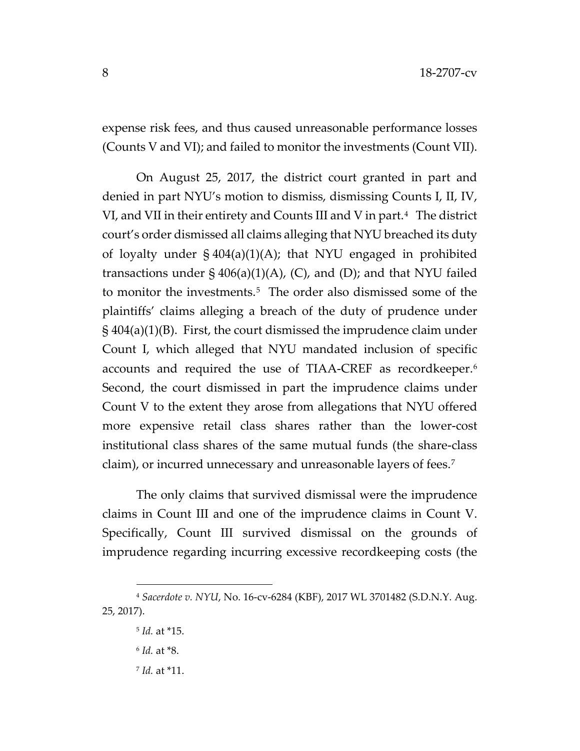expense risk fees, and thus caused unreasonable performance losses (Counts V and VI); and failed to monitor the investments (Count VII).

On August 25, 2017, the district court granted in part and denied in part NYU's motion to dismiss, dismissing Counts I, II, IV, VI, and VII in their entirety and Counts III and V in part.[4] The district court's order dismissed all claims alleging that NYU breached its duty of loyalty under § 404(a)(1)(A); that NYU engaged in prohibited transactions under § 406(a)(1)(A), (C), and (D); and that NYU failed to monitor the investments.[5] The order also dismissed some of the plaintiffs' claims alleging a breach of the duty of prudence under § 404(a)(1)(B). First, the court dismissed the imprudence claim under Count I, which alleged that NYU mandated inclusion of specific accounts and required the use of TIAA-CREF as recordkeeper.[6] Second, the court dismissed in part the imprudence claims under Count V to the extent they arose from allegations that NYU offered more expensive retail class shares rather than the lower-cost institutional class shares of the same mutual funds (the share-class claim), or incurred unnecessary and unreasonable layers of fees.[7]

The only claims that survived dismissal were the imprudence claims in Count III and one of the imprudence claims in Count V. Specifically, Count III survived dismissal on the grounds of imprudence regarding incurring excessive recordkeeping costs (the

---

[4] *Sacerdote v. NYU*, No. 16-cv-6284 (KBF), 2017 WL 3701482 (S.D.N.Y. Aug. 25, 2017).

[5] *Id.* at *15.

[6] *Id.* at *8.

[7] *Id.* at *11.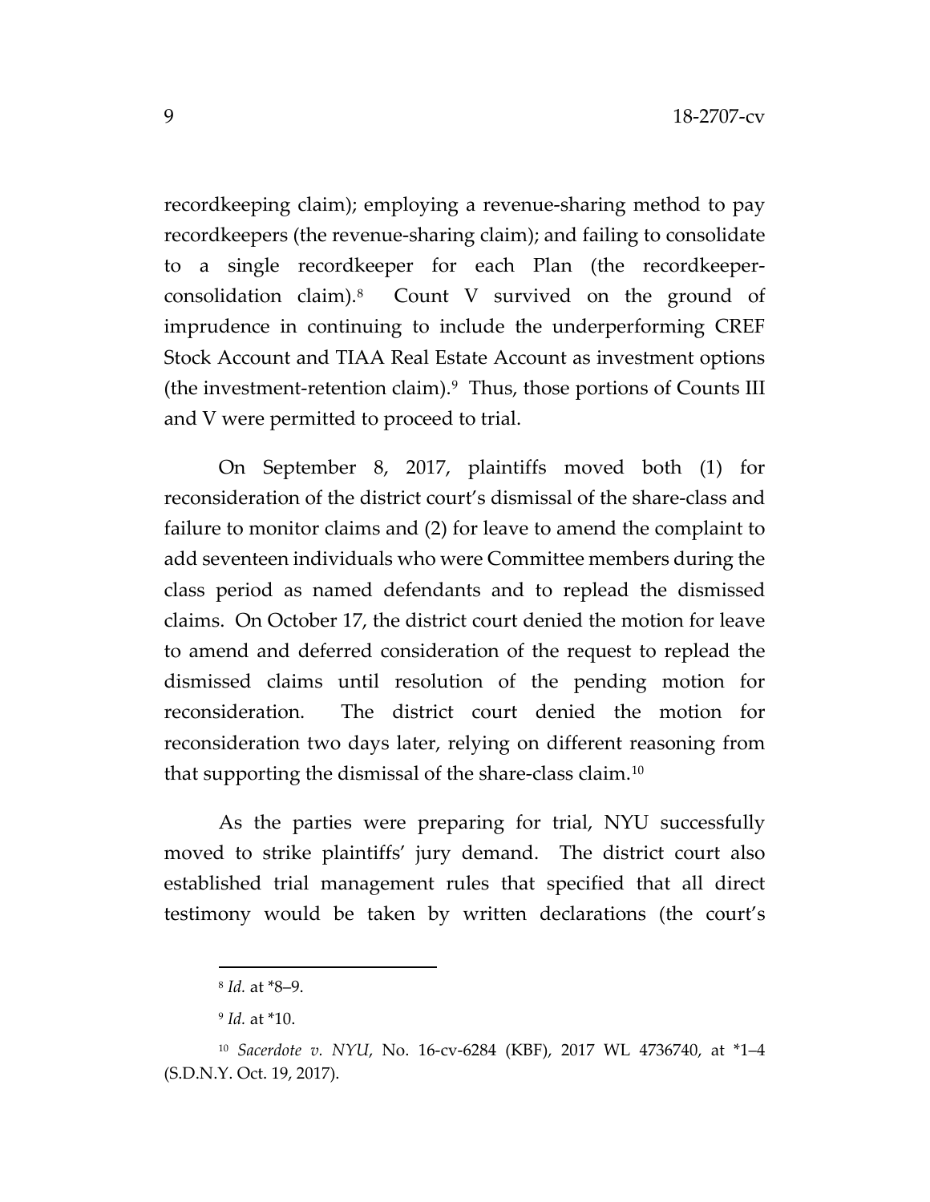recordkeeping claim); employing a revenue-sharing method to pay recordkeepers (the revenue-sharing claim); and failing to consolidate to a single recordkeeper for each Plan (the recordkeeper-consolidation claim).[8] Count V survived on the ground of imprudence in continuing to include the underperforming CREF Stock Account and TIAA Real Estate Account as investment options (the investment-retention claim).[9] Thus, those portions of Counts III and V were permitted to proceed to trial.

On September 8, 2017, plaintiffs moved both (1) for reconsideration of the district court's dismissal of the share-class and failure to monitor claims and (2) for leave to amend the complaint to add seventeen individuals who were Committee members during the class period as named defendants and to replead the dismissed claims. On October 17, the district court denied the motion for leave to amend and deferred consideration of the request to replead the dismissed claims until resolution of the pending motion for reconsideration. The district court denied the motion for reconsideration two days later, relying on different reasoning from that supporting the dismissal of the share-class claim.[10]

As the parties were preparing for trial, NYU successfully moved to strike plaintiffs' jury demand. The district court also established trial management rules that specified that all direct testimony would be taken by written declarations (the court's

---

[8] *Id.* at *8–9.

[9] *Id.* at *10.

[10] *Sacerdote v. NYU*, No. 16-cv-6284 (KBF), 2017 WL 4736740, at *1–4 (S.D.N.Y. Oct. 19, 2017).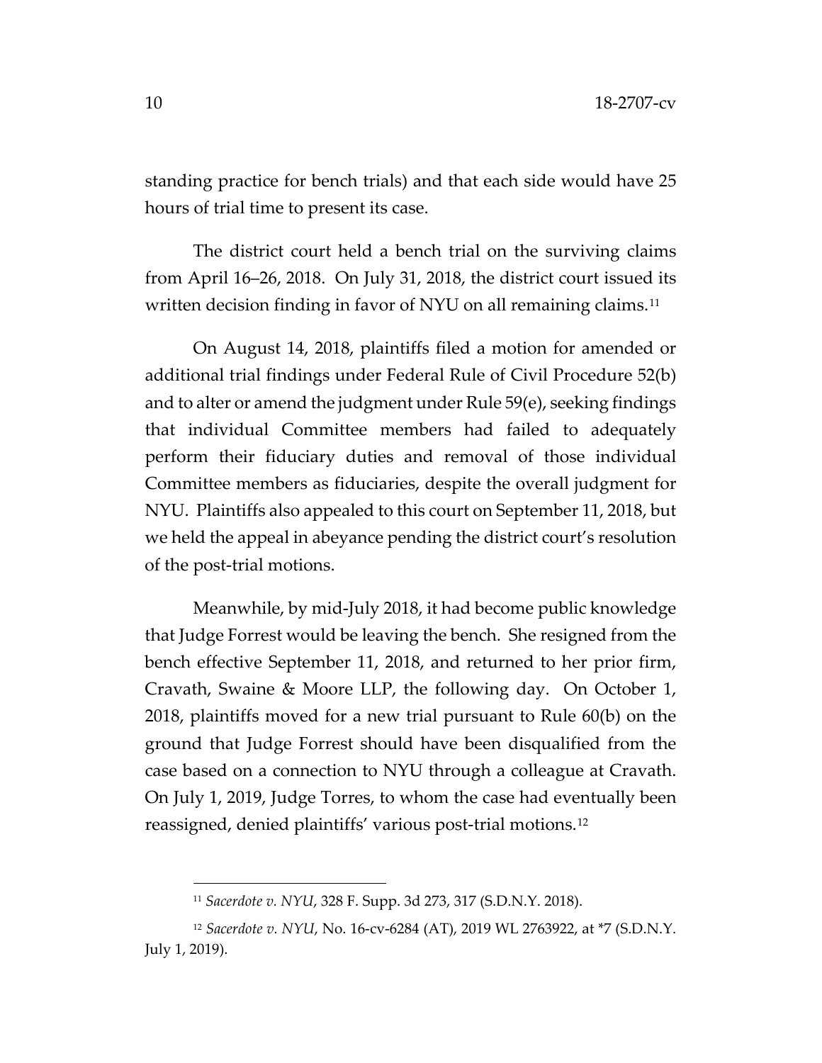standing practice for bench trials) and that each side would have 25 hours of trial time to present its case.

The district court held a bench trial on the surviving claims from April 16–26, 2018. On July 31, 2018, the district court issued its written decision finding in favor of NYU on all remaining claims.[11]

On August 14, 2018, plaintiffs filed a motion for amended or additional trial findings under Federal Rule of Civil Procedure 52(b) and to alter or amend the judgment under Rule 59(e), seeking findings that individual Committee members had failed to adequately perform their fiduciary duties and removal of those individual Committee members as fiduciaries, despite the overall judgment for NYU. Plaintiffs also appealed to this court on September 11, 2018, but we held the appeal in abeyance pending the district court's resolution of the post-trial motions.

Meanwhile, by mid-July 2018, it had become public knowledge that Judge Forrest would be leaving the bench. She resigned from the bench effective September 11, 2018, and returned to her prior firm, Cravath, Swaine & Moore LLP, the following day. On October 1, 2018, plaintiffs moved for a new trial pursuant to Rule 60(b) on the ground that Judge Forrest should have been disqualified from the case based on a connection to NYU through a colleague at Cravath. On July 1, 2019, Judge Torres, to whom the case had eventually been reassigned, denied plaintiffs' various post-trial motions.[12]

---

[11] *Sacerdote v. NYU*, 328 F. Supp. 3d 273, 317 (S.D.N.Y. 2018).

[12] *Sacerdote v. NYU*, No. 16-cv-6284 (AT), 2019 WL 2763922, at *7 (S.D.N.Y. July 1, 2019).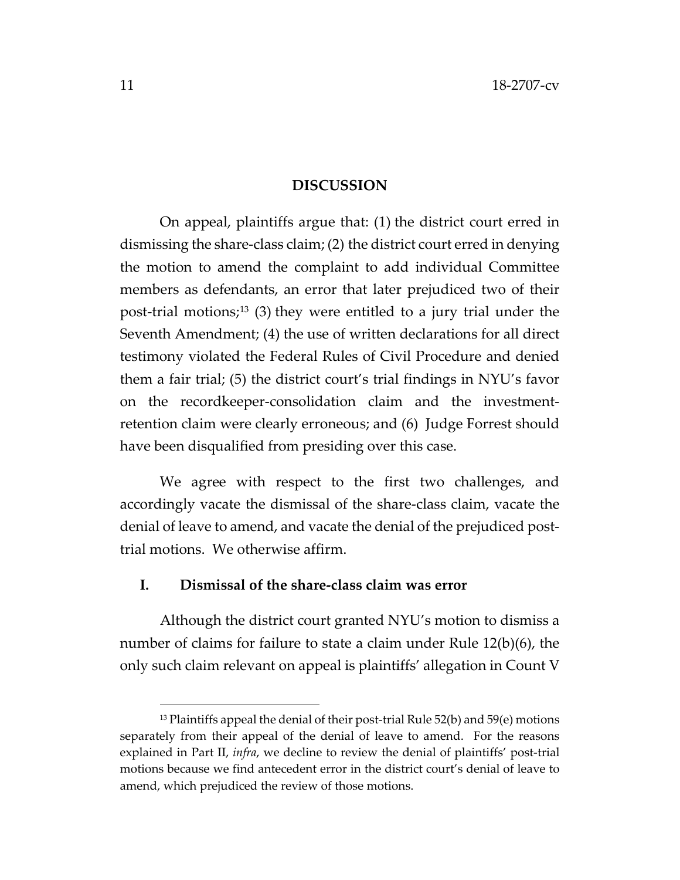## DISCUSSION

On appeal, plaintiffs argue that: (1) the district court erred in dismissing the share-class claim; (2) the district court erred in denying the motion to amend the complaint to add individual Committee members as defendants, an error that later prejudiced two of their post-trial motions;[13] (3) they were entitled to a jury trial under the Seventh Amendment; (4) the use of written declarations for all direct testimony violated the Federal Rules of Civil Procedure and denied them a fair trial; (5) the district court's trial findings in NYU's favor on the recordkeeper-consolidation claim and the investment-retention claim were clearly erroneous; and (6) Judge Forrest should have been disqualified from presiding over this case.

We agree with respect to the first two challenges, and accordingly vacate the dismissal of the share-class claim, vacate the denial of leave to amend, and vacate the denial of the prejudiced post-trial motions. We otherwise affirm.

### I. Dismissal of the share-class claim was error

Although the district court granted NYU's motion to dismiss a number of claims for failure to state a claim under Rule 12(b)(6), the only such claim relevant on appeal is plaintiffs' allegation in Count V

---

[13] Plaintiffs appeal the denial of their post-trial Rule 52(b) and 59(e) motions separately from their appeal of the denial of leave to amend. For the reasons explained in Part II, *infra*, we decline to review the denial of plaintiffs' post-trial motions because we find antecedent error in the district court's denial of leave to amend, which prejudiced the review of those motions.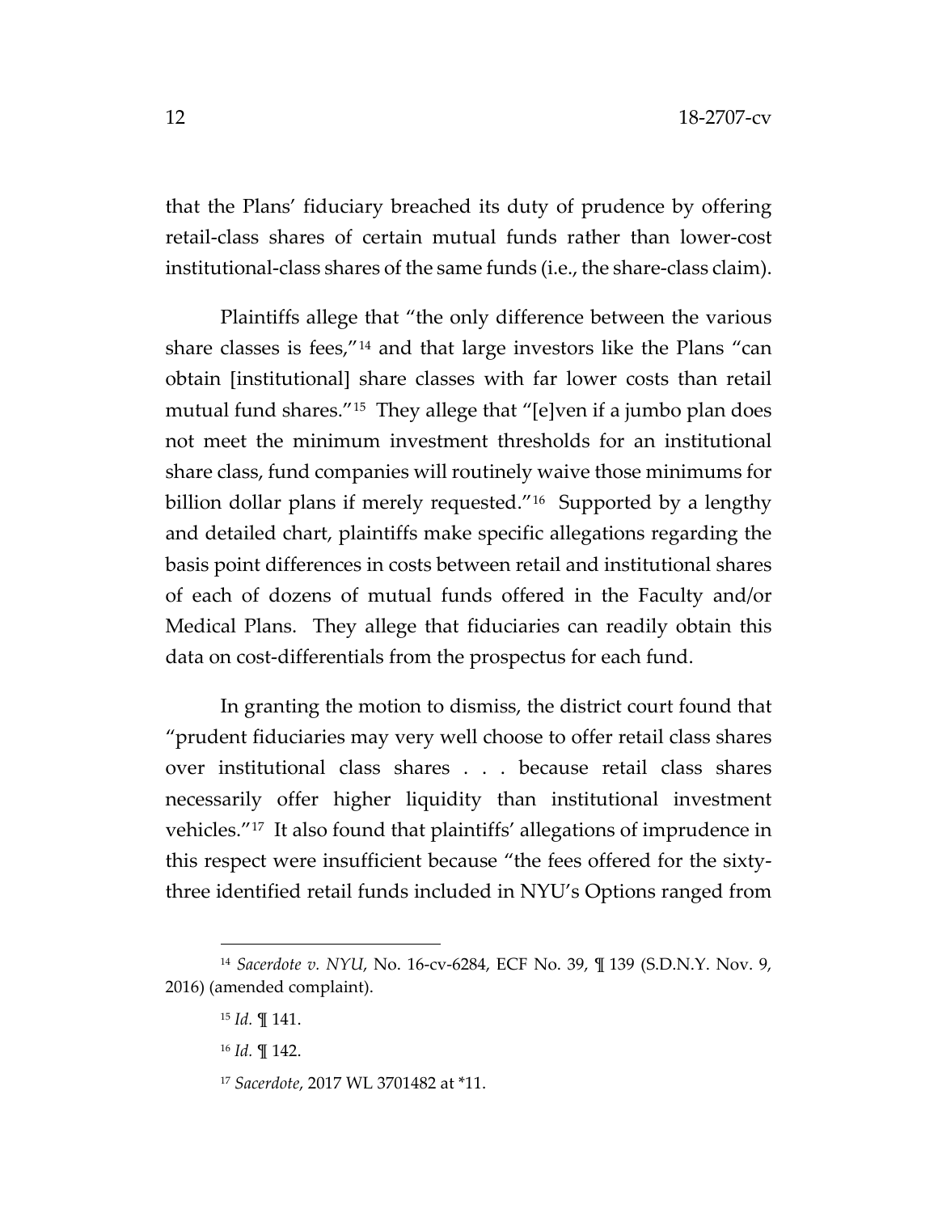that the Plans' fiduciary breached its duty of prudence by offering retail-class shares of certain mutual funds rather than lower-cost institutional-class shares of the same funds (i.e., the share-class claim).

Plaintiffs allege that "the only difference between the various share classes is fees,"[14] and that large investors like the Plans "can obtain [institutional] share classes with far lower costs than retail mutual fund shares."[15] They allege that "[e]ven if a jumbo plan does not meet the minimum investment thresholds for an institutional share class, fund companies will routinely waive those minimums for billion dollar plans if merely requested."[16] Supported by a lengthy and detailed chart, plaintiffs make specific allegations regarding the basis point differences in costs between retail and institutional shares of each of dozens of mutual funds offered in the Faculty and/or Medical Plans. They allege that fiduciaries can readily obtain this data on cost-differentials from the prospectus for each fund.

In granting the motion to dismiss, the district court found that "prudent fiduciaries may very well choose to offer retail class shares over institutional class shares . . . because retail class shares necessarily offer higher liquidity than institutional investment vehicles."[17] It also found that plaintiffs' allegations of imprudence in this respect were insufficient because "the fees offered for the sixty-three identified retail funds included in NYU's Options ranged from

---

[14] *Sacerdote v. NYU*, No. 16-cv-6284, ECF No. 39, ¶ 139 (S.D.N.Y. Nov. 9, 2016) (amended complaint).

[15] *Id.* ¶ 141.

[16] *Id.* ¶ 142.

[17] *Sacerdote*, 2017 WL 3701482 at *11.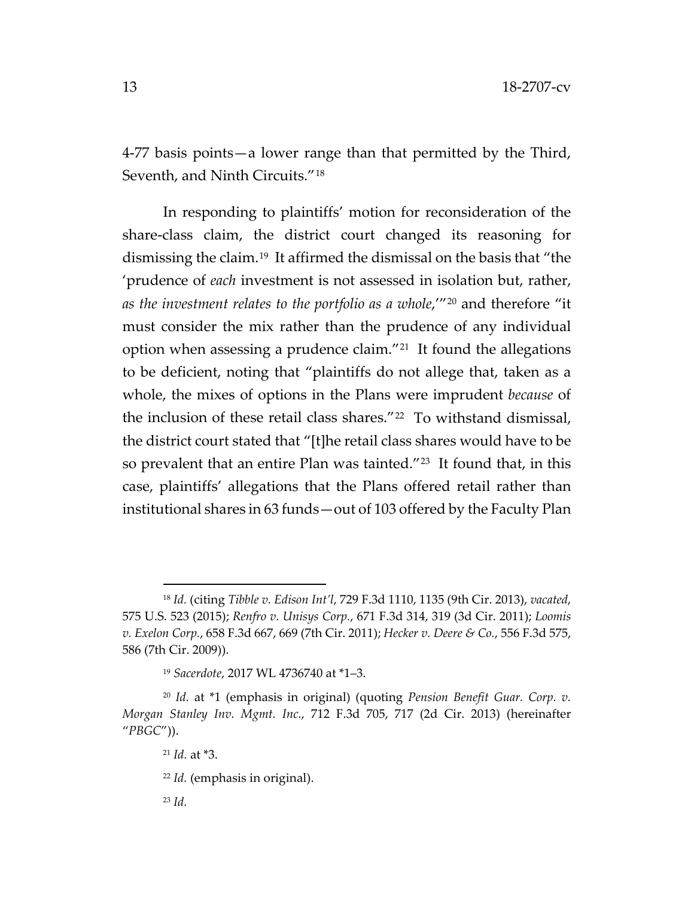4-77 basis points—a lower range than that permitted by the Third, Seventh, and Ninth Circuits."[18]

In responding to plaintiffs' motion for reconsideration of the share-class claim, the district court changed its reasoning for dismissing the claim.[19] It affirmed the dismissal on the basis that "the 'prudence of *each* investment is not assessed in isolation but, rather, *as the investment relates to the portfolio as a whole*,'"[20] and therefore "it must consider the mix rather than the prudence of any individual option when assessing a prudence claim."[21] It found the allegations to be deficient, noting that "plaintiffs do not allege that, taken as a whole, the mixes of options in the Plans were imprudent *because* of the inclusion of these retail class shares."[22] To withstand dismissal, the district court stated that "[t]he retail class shares would have to be so prevalent that an entire Plan was tainted."[23] It found that, in this case, plaintiffs' allegations that the Plans offered retail rather than institutional shares in 63 funds—out of 103 offered by the Faculty Plan

---

[18] *Id.* (citing *Tibble v. Edison Int'l*, 729 F.3d 1110, 1135 (9th Cir. 2013), *vacated*, 575 U.S. 523 (2015); *Renfro v. Unisys Corp.*, 671 F.3d 314, 319 (3d Cir. 2011); *Loomis v. Exelon Corp.*, 658 F.3d 667, 669 (7th Cir. 2011); *Hecker v. Deere & Co.*, 556 F.3d 575, 586 (7th Cir. 2009)).

[19] *Sacerdote*, 2017 WL 4736740 at *1–3.

[20] *Id.* at *1 (emphasis in original) (quoting *Pension Benefit Guar. Corp. v. Morgan Stanley Inv. Mgmt. Inc.*, 712 F.3d 705, 717 (2d Cir. 2013) (hereinafter "*PBGC*")).

[21] *Id.* at *3.

[22] *Id.* (emphasis in original).

[23] *Id.*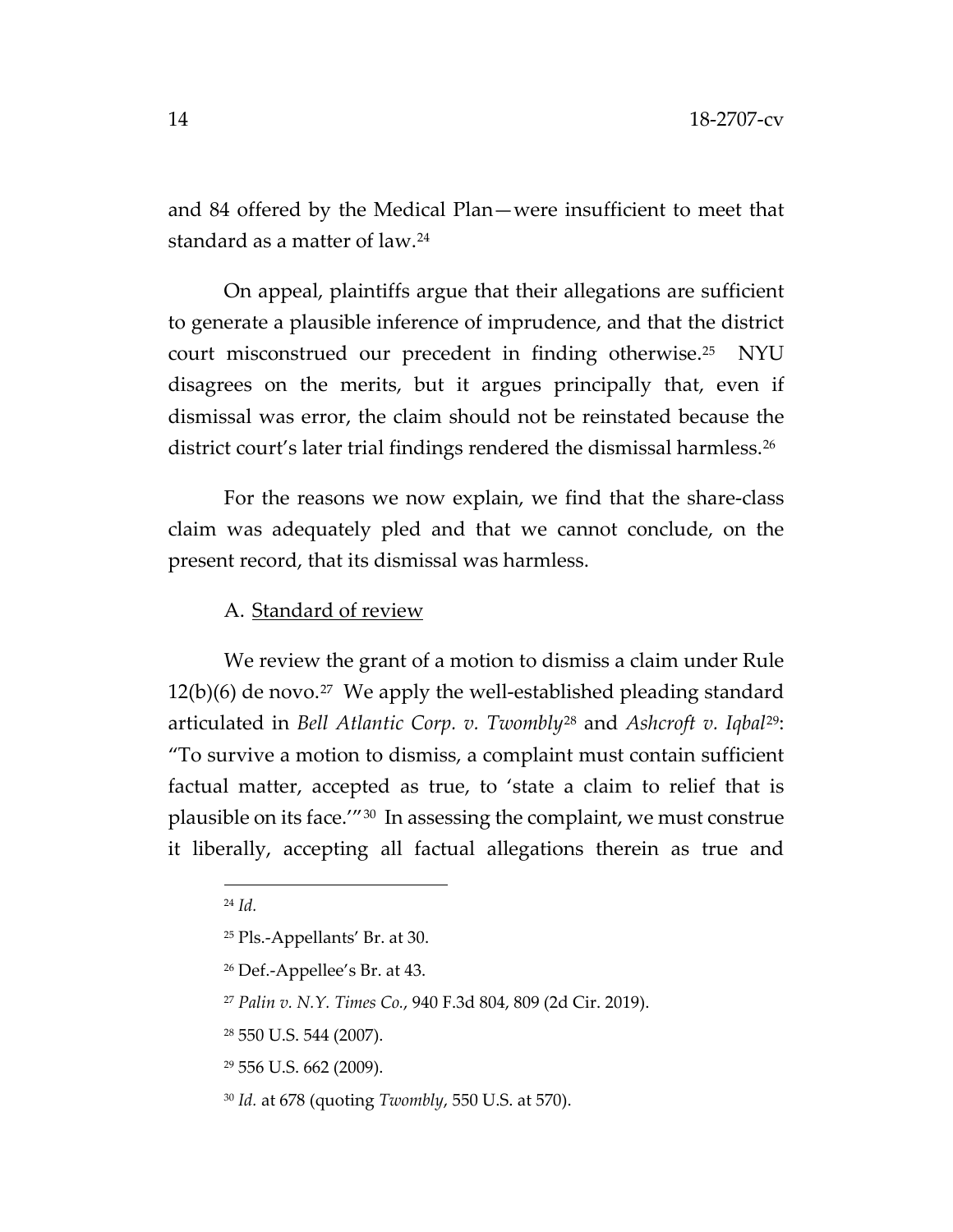and 84 offered by the Medical Plan—were insufficient to meet that standard as a matter of law.[24]

On appeal, plaintiffs argue that their allegations are sufficient to generate a plausible inference of imprudence, and that the district court misconstrued our precedent in finding otherwise.[25] NYU disagrees on the merits, but it argues principally that, even if dismissal was error, the claim should not be reinstated because the district court's later trial findings rendered the dismissal harmless.[26]

For the reasons we now explain, we find that the share-class claim was adequately pled and that we cannot conclude, on the present record, that its dismissal was harmless.

### A. Standard of review

We review the grant of a motion to dismiss a claim under Rule 12(b)(6) de novo.[27] We apply the well-established pleading standard articulated in *Bell Atlantic Corp. v. Twombly*[28] and *Ashcroft v. Iqbal*[29]: "To survive a motion to dismiss, a complaint must contain sufficient factual matter, accepted as true, to 'state a claim to relief that is plausible on its face.'"[30] In assessing the complaint, we must construe it liberally, accepting all factual allegations therein as true and

---

[24] *Id.*

[25] Pls.-Appellants' Br. at 30.

[26] Def.-Appellee's Br. at 43.

[27] *Palin v. N.Y. Times Co.*, 940 F.3d 804, 809 (2d Cir. 2019).

[28] 550 U.S. 544 (2007).

[29] 556 U.S. 662 (2009).

[30] *Id.* at 678 (quoting *Twombly*, 550 U.S. at 570).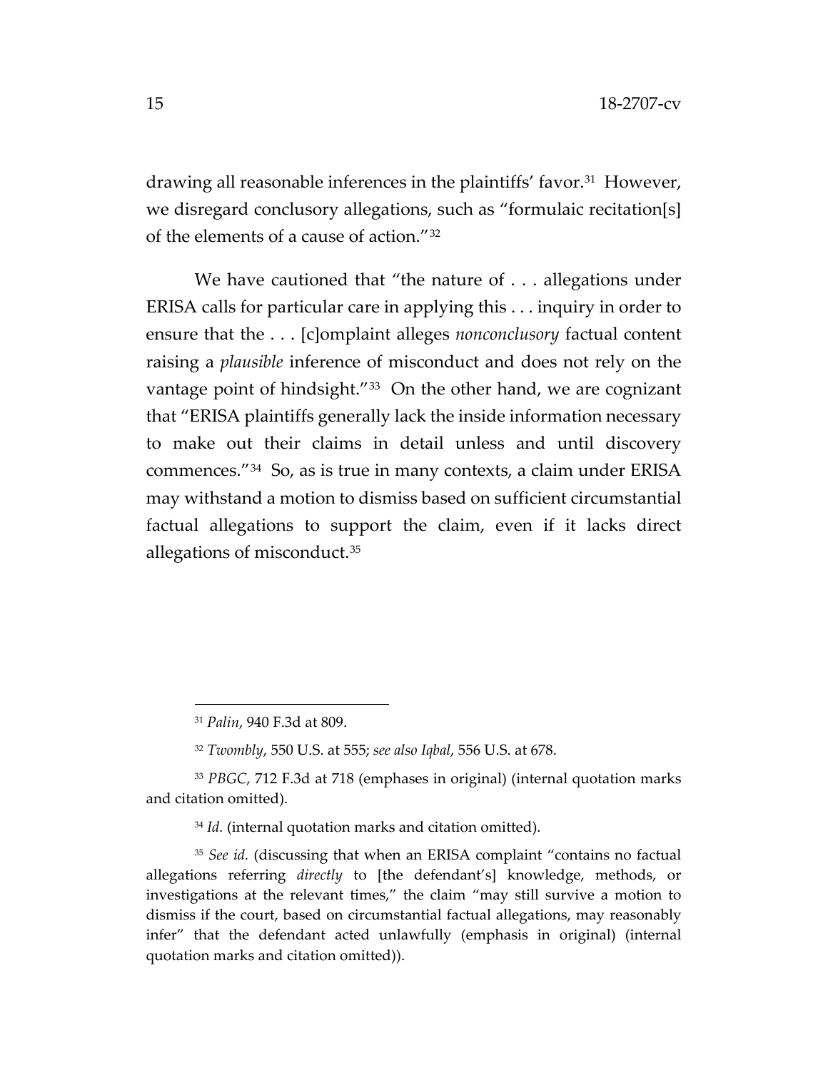drawing all reasonable inferences in the plaintiffs' favor.[31] However, we disregard conclusory allegations, such as "formulaic recitation[s] of the elements of a cause of action."[32]

We have cautioned that "the nature of . . . allegations under ERISA calls for particular care in applying this . . . inquiry in order to ensure that the . . . [c]omplaint alleges *nonconclusory* factual content raising a *plausible* inference of misconduct and does not rely on the vantage point of hindsight."[33] On the other hand, we are cognizant that "ERISA plaintiffs generally lack the inside information necessary to make out their claims in detail unless and until discovery commences."[34] So, as is true in many contexts, a claim under ERISA may withstand a motion to dismiss based on sufficient circumstantial factual allegations to support the claim, even if it lacks direct allegations of misconduct.[35]

---

[31] *Palin*, 940 F.3d at 809.

[32] *Twombly*, 550 U.S. at 555; *see also Iqbal*, 556 U.S. at 678.

[33] *PBGC*, 712 F.3d at 718 (emphases in original) (internal quotation marks and citation omitted).

[34] *Id.* (internal quotation marks and citation omitted).

[35] *See id.* (discussing that when an ERISA complaint "contains no factual allegations referring *directly* to [the defendant's] knowledge, methods, or investigations at the relevant times," the claim "may still survive a motion to dismiss if the court, based on circumstantial factual allegations, may reasonably infer" that the defendant acted unlawfully (emphasis in original) (internal quotation marks and citation omitted)).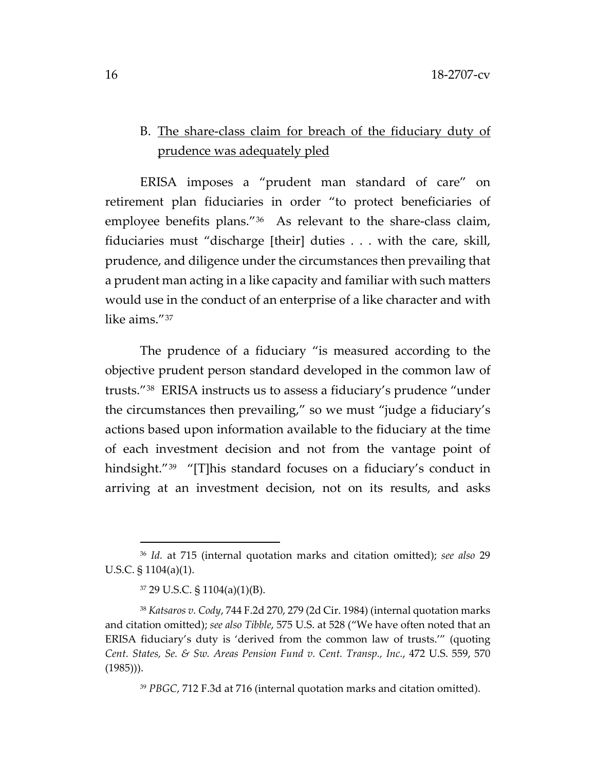### B. The share-class claim for breach of the fiduciary duty of prudence was adequately pled

ERISA imposes a "prudent man standard of care" on retirement plan fiduciaries in order "to protect beneficiaries of employee benefits plans."[36] As relevant to the share-class claim, fiduciaries must "discharge [their] duties . . . with the care, skill, prudence, and diligence under the circumstances then prevailing that a prudent man acting in a like capacity and familiar with such matters would use in the conduct of an enterprise of a like character and with like aims."[37]

The prudence of a fiduciary "is measured according to the objective prudent person standard developed in the common law of trusts."[38] ERISA instructs us to assess a fiduciary's prudence "under the circumstances then prevailing," so we must "judge a fiduciary's actions based upon information available to the fiduciary at the time of each investment decision and not from the vantage point of hindsight."[39] "[T]his standard focuses on a fiduciary's conduct in arriving at an investment decision, not on its results, and asks

---

[36] *Id.* at 715 (internal quotation marks and citation omitted); *see also* 29 U.S.C. § 1104(a)(1).

[37] 29 U.S.C. § 1104(a)(1)(B).

[38] *Katsaros v. Cody*, 744 F.2d 270, 279 (2d Cir. 1984) (internal quotation marks and citation omitted); *see also Tibble*, 575 U.S. at 528 ("We have often noted that an ERISA fiduciary's duty is 'derived from the common law of trusts.'" (quoting *Cent. States, Se. & Sw. Areas Pension Fund v. Cent. Transp., Inc.*, 472 U.S. 559, 570 (1985))).

[39] *PBGC*, 712 F.3d at 716 (internal quotation marks and citation omitted).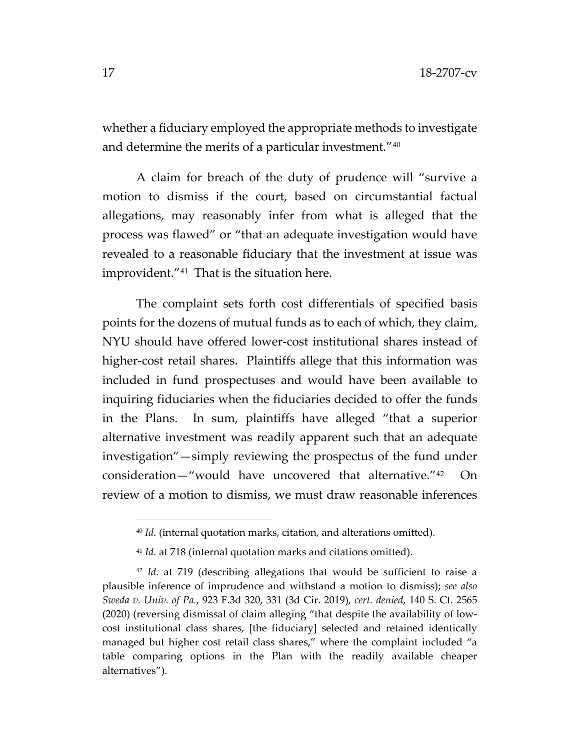whether a fiduciary employed the appropriate methods to investigate and determine the merits of a particular investment."[40]

A claim for breach of the duty of prudence will "survive a motion to dismiss if the court, based on circumstantial factual allegations, may reasonably infer from what is alleged that the process was flawed" or "that an adequate investigation would have revealed to a reasonable fiduciary that the investment at issue was improvident."[41] That is the situation here.

The complaint sets forth cost differentials of specified basis points for the dozens of mutual funds as to each of which, they claim, NYU should have offered lower-cost institutional shares instead of higher-cost retail shares. Plaintiffs allege that this information was included in fund prospectuses and would have been available to inquiring fiduciaries when the fiduciaries decided to offer the funds in the Plans. In sum, plaintiffs have alleged "that a superior alternative investment was readily apparent such that an adequate investigation"—simply reviewing the prospectus of the fund under consideration—"would have uncovered that alternative."[42] On review of a motion to dismiss, we must draw reasonable inferences

---

[40] *Id.* (internal quotation marks, citation, and alterations omitted).

[41] *Id.* at 718 (internal quotation marks and citations omitted).

[42] *Id.* at 719 (describing allegations that would be sufficient to raise a plausible inference of imprudence and withstand a motion to dismiss); *see also Sweda v. Univ. of Pa.*, 923 F.3d 320, 331 (3d Cir. 2019), *cert. denied*, 140 S. Ct. 2565 (2020) (reversing dismissal of claim alleging "that despite the availability of low-cost institutional class shares, [the fiduciary] selected and retained identically managed but higher cost retail class shares," where the complaint included "a table comparing options in the Plan with the readily available cheaper alternatives").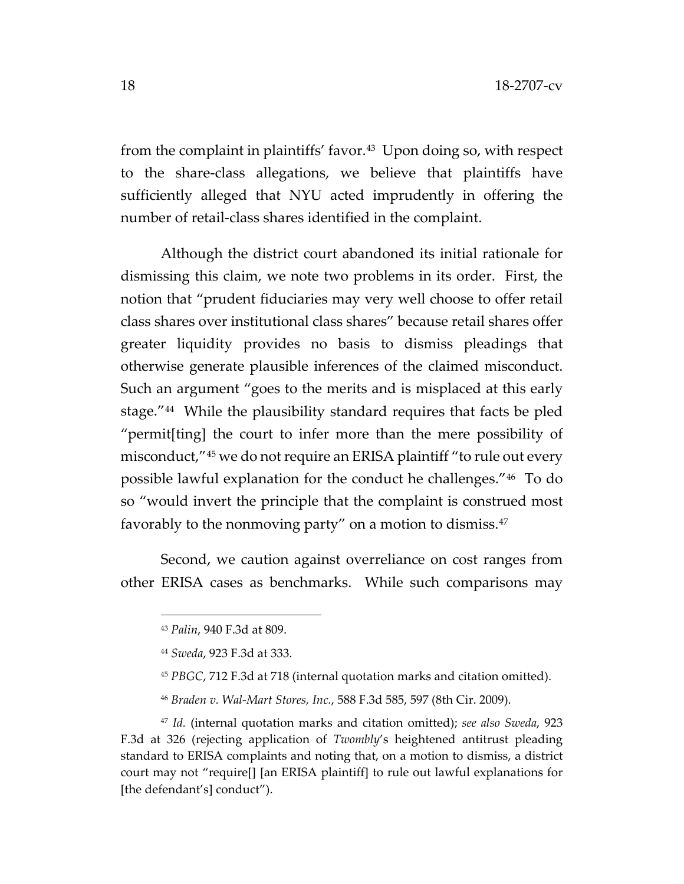from the complaint in plaintiffs' favor.[43] Upon doing so, with respect to the share-class allegations, we believe that plaintiffs have sufficiently alleged that NYU acted imprudently in offering the number of retail-class shares identified in the complaint.

Although the district court abandoned its initial rationale for dismissing this claim, we note two problems in its order. First, the notion that "prudent fiduciaries may very well choose to offer retail class shares over institutional class shares" because retail shares offer greater liquidity provides no basis to dismiss pleadings that otherwise generate plausible inferences of the claimed misconduct. Such an argument "goes to the merits and is misplaced at this early stage."[44] While the plausibility standard requires that facts be pled "permit[ting] the court to infer more than the mere possibility of misconduct,"[45] we do not require an ERISA plaintiff "to rule out every possible lawful explanation for the conduct he challenges."[46] To do so "would invert the principle that the complaint is construed most favorably to the nonmoving party" on a motion to dismiss.[47]

Second, we caution against overreliance on cost ranges from other ERISA cases as benchmarks. While such comparisons may

---

[43] *Palin*, 940 F.3d at 809.

[44] *Sweda*, 923 F.3d at 333.

[45] *PBGC*, 712 F.3d at 718 (internal quotation marks and citation omitted).

[46] *Braden v. Wal-Mart Stores, Inc.*, 588 F.3d 585, 597 (8th Cir. 2009).

[47] *Id.* (internal quotation marks and citation omitted); *see also Sweda*, 923 F.3d at 326 (rejecting application of *Twombly*'s heightened antitrust pleading standard to ERISA complaints and noting that, on a motion to dismiss, a district court may not "require[] [an ERISA plaintiff] to rule out lawful explanations for [the defendant's] conduct").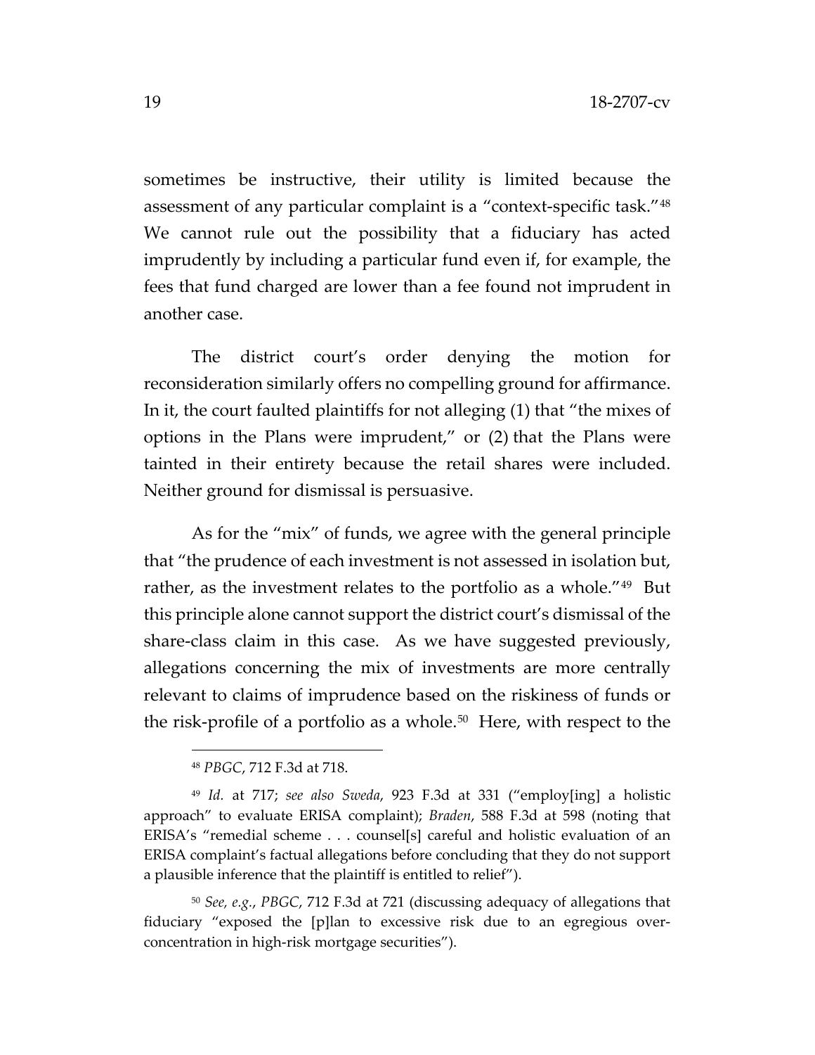sometimes be instructive, their utility is limited because the assessment of any particular complaint is a "context-specific task."[48] We cannot rule out the possibility that a fiduciary has acted imprudently by including a particular fund even if, for example, the fees that fund charged are lower than a fee found not imprudent in another case.

The district court's order denying the motion for reconsideration similarly offers no compelling ground for affirmance. In it, the court faulted plaintiffs for not alleging (1) that "the mixes of options in the Plans were imprudent," or (2) that the Plans were tainted in their entirety because the retail shares were included. Neither ground for dismissal is persuasive.

As for the "mix" of funds, we agree with the general principle that "the prudence of each investment is not assessed in isolation but, rather, as the investment relates to the portfolio as a whole."[49] But this principle alone cannot support the district court's dismissal of the share-class claim in this case. As we have suggested previously, allegations concerning the mix of investments are more centrally relevant to claims of imprudence based on the riskiness of funds or the risk-profile of a portfolio as a whole.[50] Here, with respect to the

---

[48] *PBGC*, 712 F.3d at 718.

[49] *Id.* at 717; *see also Sweda*, 923 F.3d at 331 ("employ[ing] a holistic approach" to evaluate ERISA complaint); *Braden*, 588 F.3d at 598 (noting that ERISA's "remedial scheme . . . counsel[s] careful and holistic evaluation of an ERISA complaint's factual allegations before concluding that they do not support a plausible inference that the plaintiff is entitled to relief").

[50] *See, e.g.*, *PBGC*, 712 F.3d at 721 (discussing adequacy of allegations that fiduciary "exposed the [p]lan to excessive risk due to an egregious over-concentration in high-risk mortgage securities").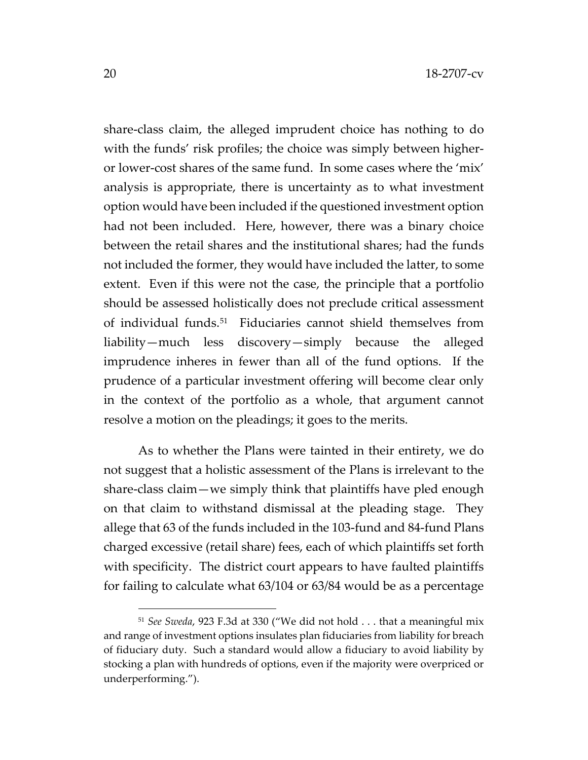share-class claim, the alleged imprudent choice has nothing to do with the funds' risk profiles; the choice was simply between higher- or lower-cost shares of the same fund. In some cases where the 'mix' analysis is appropriate, there is uncertainty as to what investment option would have been included if the questioned investment option had not been included. Here, however, there was a binary choice between the retail shares and the institutional shares; had the funds not included the former, they would have included the latter, to some extent. Even if this were not the case, the principle that a portfolio should be assessed holistically does not preclude critical assessment of individual funds.[51] Fiduciaries cannot shield themselves from liability—much less discovery—simply because the alleged imprudence inheres in fewer than all of the fund options. If the prudence of a particular investment offering will become clear only in the context of the portfolio as a whole, that argument cannot resolve a motion on the pleadings; it goes to the merits.

As to whether the Plans were tainted in their entirety, we do not suggest that a holistic assessment of the Plans is irrelevant to the share-class claim—we simply think that plaintiffs have pled enough on that claim to withstand dismissal at the pleading stage. They allege that 63 of the funds included in the 103-fund and 84-fund Plans charged excessive (retail share) fees, each of which plaintiffs set forth with specificity. The district court appears to have faulted plaintiffs for failing to calculate what 63/104 or 63/84 would be as a percentage

---

[51] *See Sweda*, 923 F.3d at 330 ("We did not hold . . . that a meaningful mix and range of investment options insulates plan fiduciaries from liability for breach of fiduciary duty. Such a standard would allow a fiduciary to avoid liability by stocking a plan with hundreds of options, even if the majority were overpriced or underperforming.").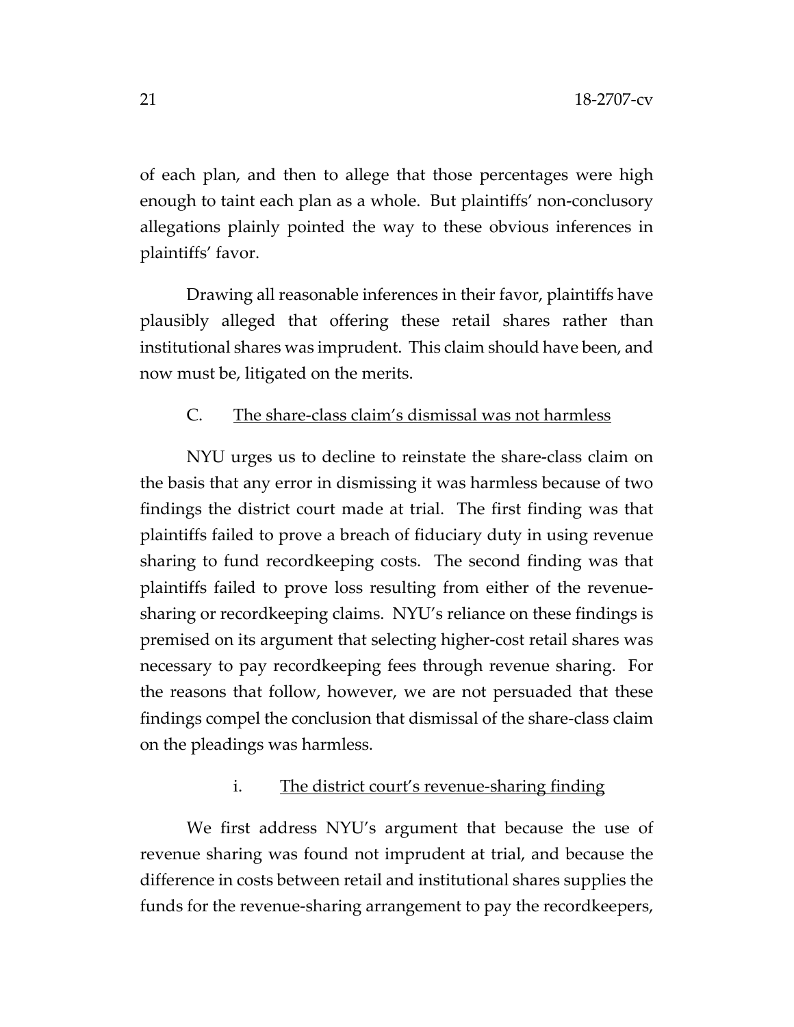of each plan, and then to allege that those percentages were high enough to taint each plan as a whole. But plaintiffs' non-conclusory allegations plainly pointed the way to these obvious inferences in plaintiffs' favor.

Drawing all reasonable inferences in their favor, plaintiffs have plausibly alleged that offering these retail shares rather than institutional shares was imprudent. This claim should have been, and now must be, litigated on the merits.

### C. The share-class claim's dismissal was not harmless

NYU urges us to decline to reinstate the share-class claim on the basis that any error in dismissing it was harmless because of two findings the district court made at trial. The first finding was that plaintiffs failed to prove a breach of fiduciary duty in using revenue sharing to fund recordkeeping costs. The second finding was that plaintiffs failed to prove loss resulting from either of the revenue-sharing or recordkeeping claims. NYU's reliance on these findings is premised on its argument that selecting higher-cost retail shares was necessary to pay recordkeeping fees through revenue sharing. For the reasons that follow, however, we are not persuaded that these findings compel the conclusion that dismissal of the share-class claim on the pleadings was harmless.

#### i. The district court's revenue-sharing finding

We first address NYU's argument that because the use of revenue sharing was found not imprudent at trial, and because the difference in costs between retail and institutional shares supplies the funds for the revenue-sharing arrangement to pay the recordkeepers,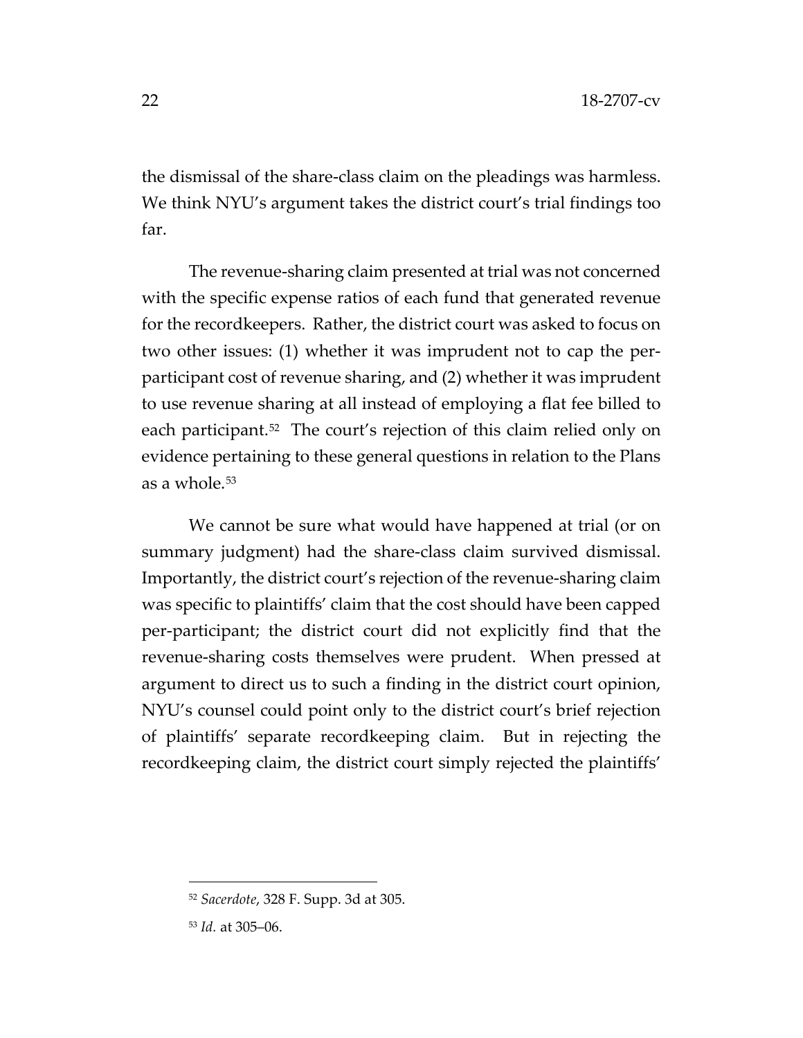the dismissal of the share-class claim on the pleadings was harmless. We think NYU's argument takes the district court's trial findings too far.

The revenue-sharing claim presented at trial was not concerned with the specific expense ratios of each fund that generated revenue for the recordkeepers. Rather, the district court was asked to focus on two other issues: (1) whether it was imprudent not to cap the per-participant cost of revenue sharing, and (2) whether it was imprudent to use revenue sharing at all instead of employing a flat fee billed to each participant.[52] The court's rejection of this claim relied only on evidence pertaining to these general questions in relation to the Plans as a whole.[53]

We cannot be sure what would have happened at trial (or on summary judgment) had the share-class claim survived dismissal. Importantly, the district court's rejection of the revenue-sharing claim was specific to plaintiffs' claim that the cost should have been capped per-participant; the district court did not explicitly find that the revenue-sharing costs themselves were prudent. When pressed at argument to direct us to such a finding in the district court opinion, NYU's counsel could point only to the district court's brief rejection of plaintiffs' separate recordkeeping claim. But in rejecting the recordkeeping claim, the district court simply rejected the plaintiffs'

---

[52] *Sacerdote*, 328 F. Supp. 3d at 305.

[53] *Id.* at 305–06.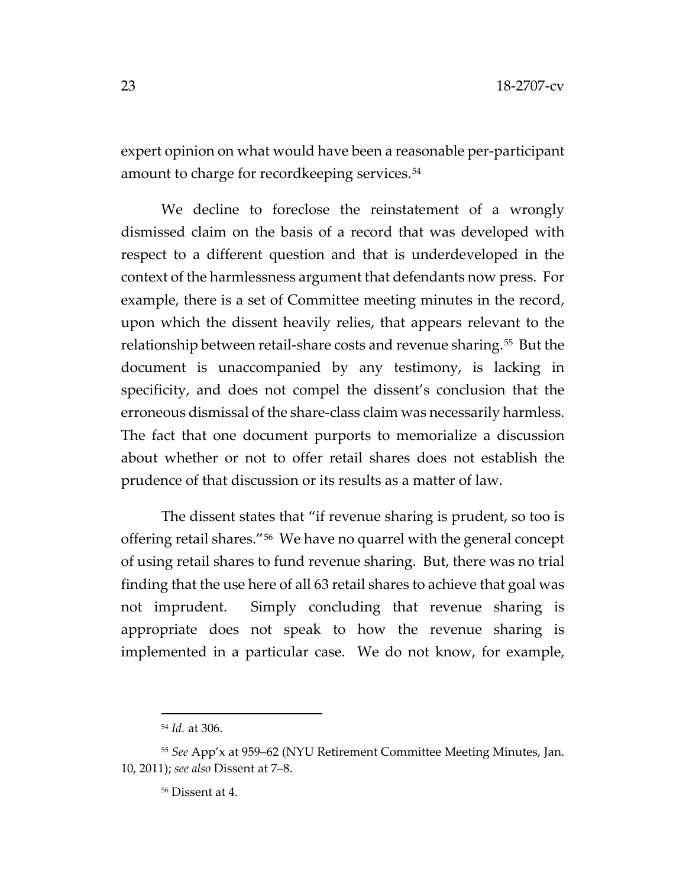expert opinion on what would have been a reasonable per-participant amount to charge for recordkeeping services.[54]

We decline to foreclose the reinstatement of a wrongly dismissed claim on the basis of a record that was developed with respect to a different question and that is underdeveloped in the context of the harmlessness argument that defendants now press. For example, there is a set of Committee meeting minutes in the record, upon which the dissent heavily relies, that appears relevant to the relationship between retail-share costs and revenue sharing.[55] But the document is unaccompanied by any testimony, is lacking in specificity, and does not compel the dissent's conclusion that the erroneous dismissal of the share-class claim was necessarily harmless. The fact that one document purports to memorialize a discussion about whether or not to offer retail shares does not establish the prudence of that discussion or its results as a matter of law.

The dissent states that "if revenue sharing is prudent, so too is offering retail shares."[56] We have no quarrel with the general concept of using retail shares to fund revenue sharing. But, there was no trial finding that the use here of all 63 retail shares to achieve that goal was not imprudent. Simply concluding that revenue sharing is appropriate does not speak to how the revenue sharing is implemented in a particular case. We do not know, for example,

---

[54] *Id.* at 306.

[55] *See* App'x at 959–62 (NYU Retirement Committee Meeting Minutes, Jan. 10, 2011); *see also* Dissent at 7–8.

[56] Dissent at 4.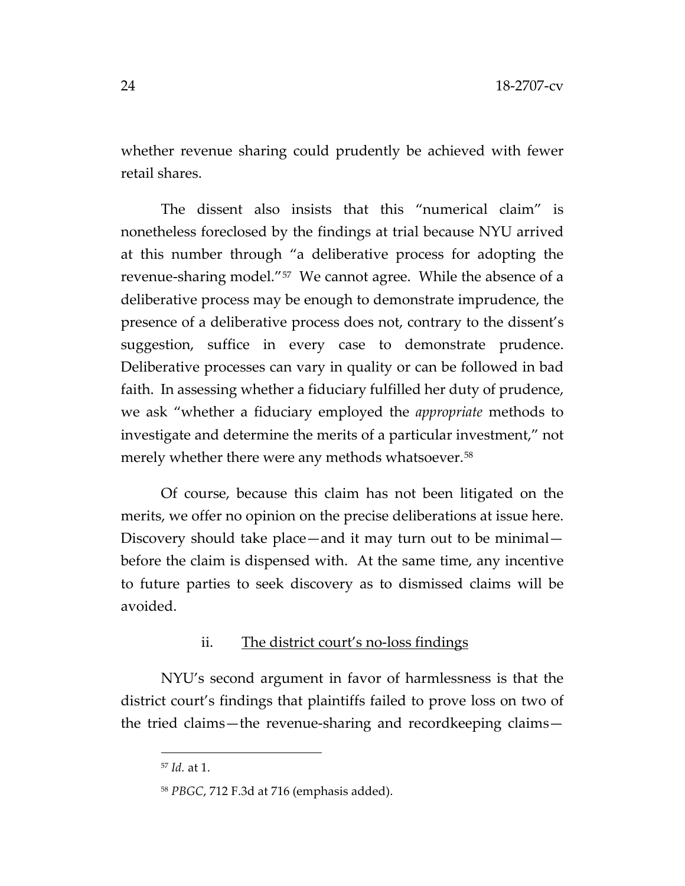whether revenue sharing could prudently be achieved with fewer retail shares.

The dissent also insists that this "numerical claim" is nonetheless foreclosed by the findings at trial because NYU arrived at this number through "a deliberative process for adopting the revenue-sharing model."[57] We cannot agree. While the absence of a deliberative process may be enough to demonstrate imprudence, the presence of a deliberative process does not, contrary to the dissent's suggestion, suffice in every case to demonstrate prudence. Deliberative processes can vary in quality or can be followed in bad faith. In assessing whether a fiduciary fulfilled her duty of prudence, we ask "whether a fiduciary employed the *appropriate* methods to investigate and determine the merits of a particular investment," not merely whether there were any methods whatsoever.[58]

Of course, because this claim has not been litigated on the merits, we offer no opinion on the precise deliberations at issue here. Discovery should take place—and it may turn out to be minimal—before the claim is dispensed with. At the same time, any incentive to future parties to seek discovery as to dismissed claims will be avoided.

ii. The district court's no-loss findings

NYU's second argument in favor of harmlessness is that the district court's findings that plaintiffs failed to prove loss on two of the tried claims—the revenue-sharing and recordkeeping claims—

[57] *Id.* at 1.

[58] *PBGC*, 712 F.3d at 716 (emphasis added).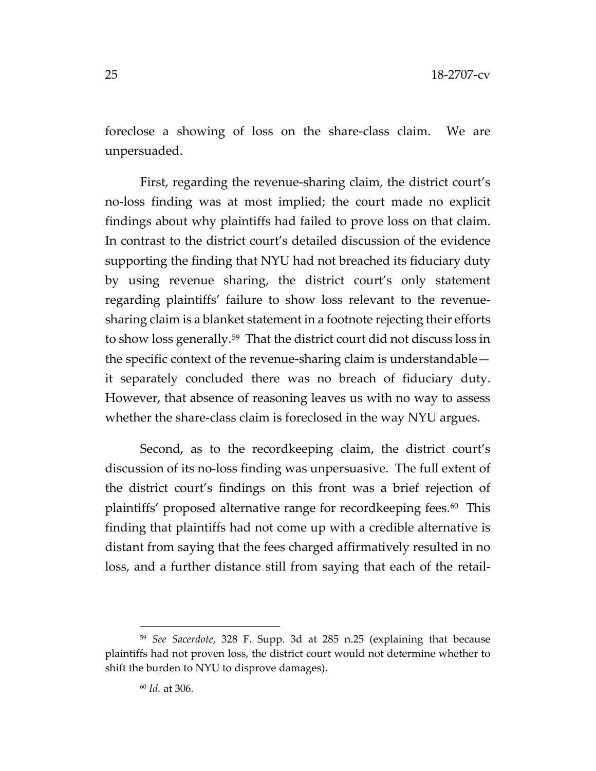foreclose a showing of loss on the share-class claim. We are unpersuaded.

First, regarding the revenue-sharing claim, the district court's no-loss finding was at most implied; the court made no explicit findings about why plaintiffs had failed to prove loss on that claim. In contrast to the district court's detailed discussion of the evidence supporting the finding that NYU had not breached its fiduciary duty by using revenue sharing, the district court's only statement regarding plaintiffs' failure to show loss relevant to the revenue-sharing claim is a blanket statement in a footnote rejecting their efforts to show loss generally.[59] That the district court did not discuss loss in the specific context of the revenue-sharing claim is understandable—it separately concluded there was no breach of fiduciary duty. However, that absence of reasoning leaves us with no way to assess whether the share-class claim is foreclosed in the way NYU argues.

Second, as to the recordkeeping claim, the district court's discussion of its no-loss finding was unpersuasive. The full extent of the district court's findings on this front was a brief rejection of plaintiffs' proposed alternative range for recordkeeping fees.[60] This finding that plaintiffs had not come up with a credible alternative is distant from saying that the fees charged affirmatively resulted in no loss, and a further distance still from saying that each of the retail-

---

[59] *See Sacerdote*, 328 F. Supp. 3d at 285 n.25 (explaining that because plaintiffs had not proven loss, the district court would not determine whether to shift the burden to NYU to disprove damages).

[60] *Id.* at 306.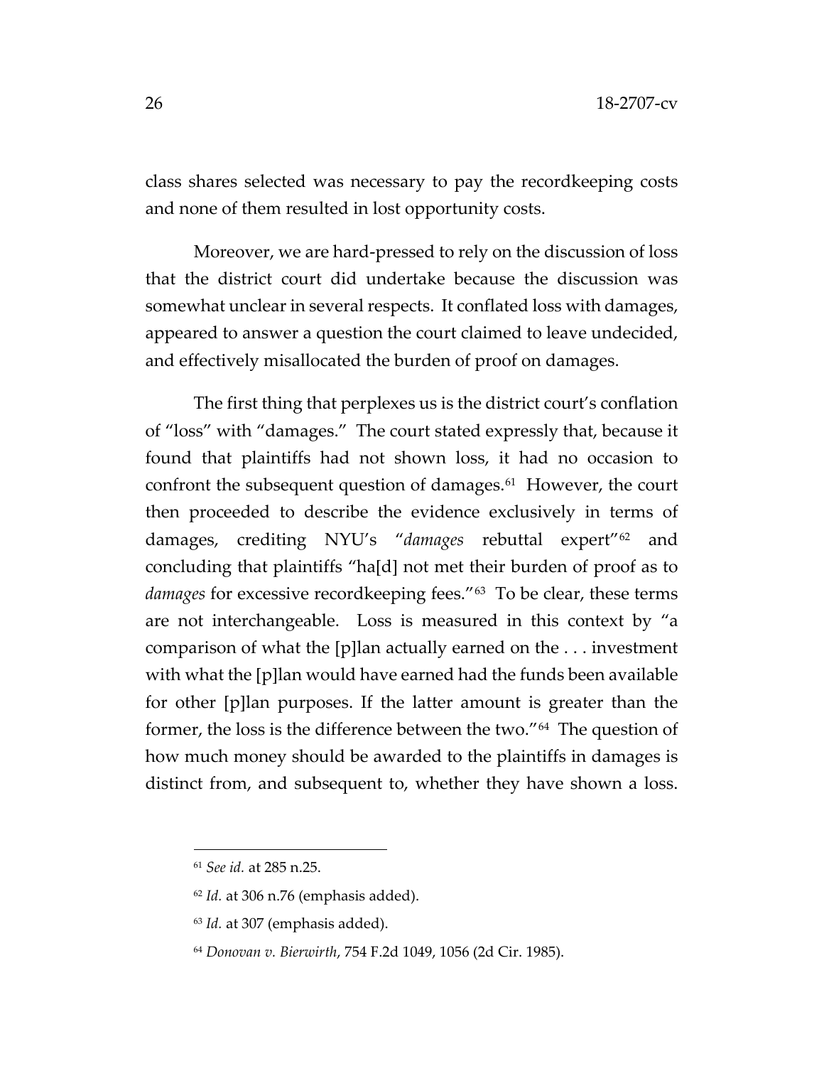class shares selected was necessary to pay the recordkeeping costs and none of them resulted in lost opportunity costs.

Moreover, we are hard-pressed to rely on the discussion of loss that the district court did undertake because the discussion was somewhat unclear in several respects. It conflated loss with damages, appeared to answer a question the court claimed to leave undecided, and effectively misallocated the burden of proof on damages.

The first thing that perplexes us is the district court's conflation of "loss" with "damages." The court stated expressly that, because it found that plaintiffs had not shown loss, it had no occasion to confront the subsequent question of damages.[61] However, the court then proceeded to describe the evidence exclusively in terms of damages, crediting NYU's "*damages* rebuttal expert"[62] and concluding that plaintiffs "ha[d] not met their burden of proof as to *damages* for excessive recordkeeping fees."[63] To be clear, these terms are not interchangeable. Loss is measured in this context by "a comparison of what the [p]lan actually earned on the . . . investment with what the [p]lan would have earned had the funds been available for other [p]lan purposes. If the latter amount is greater than the former, the loss is the difference between the two."[64] The question of how much money should be awarded to the plaintiffs in damages is distinct from, and subsequent to, whether they have shown a loss.

---

[61] *See id.* at 285 n.25.

[62] *Id.* at 306 n.76 (emphasis added).

[63] *Id.* at 307 (emphasis added).

[64] *Donovan v. Bierwirth*, 754 F.2d 1049, 1056 (2d Cir. 1985).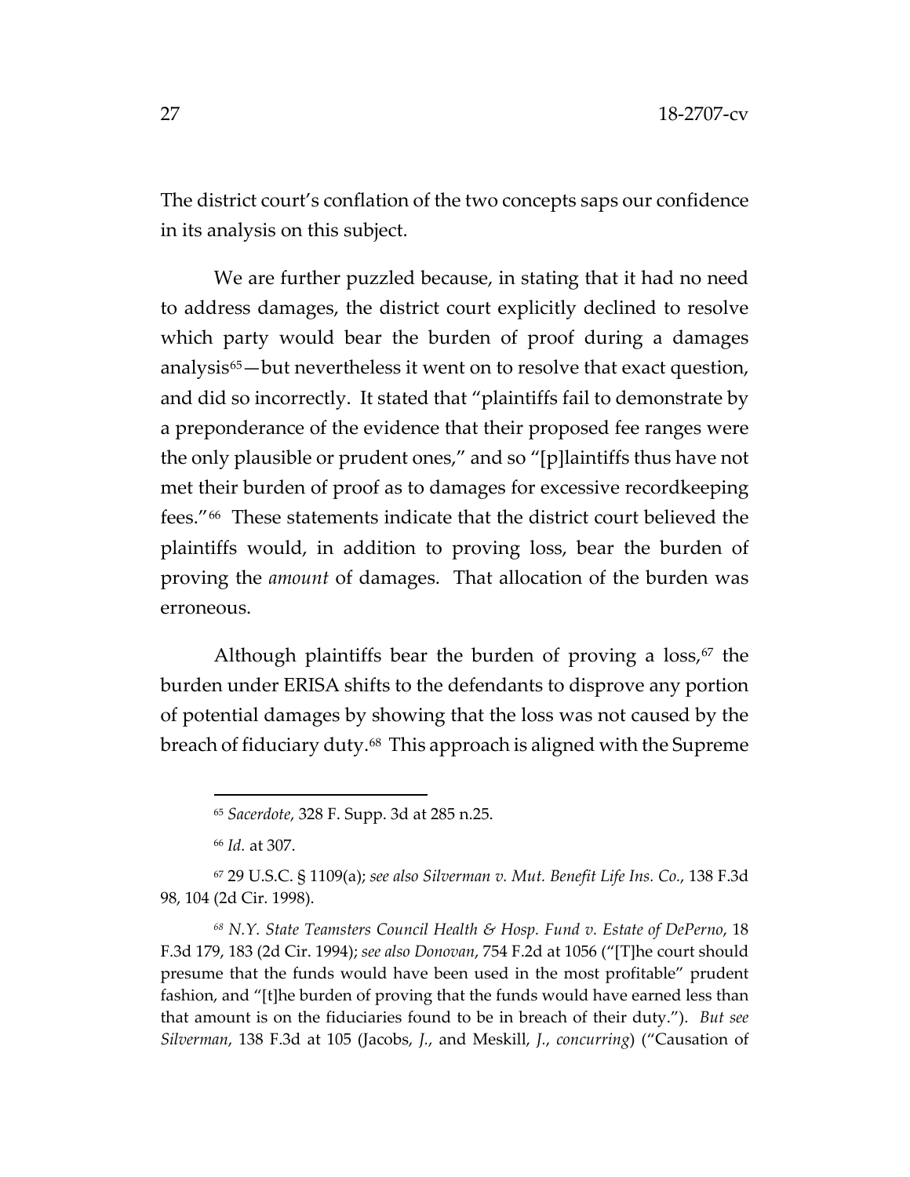The district court's conflation of the two concepts saps our confidence in its analysis on this subject.

We are further puzzled because, in stating that it had no need to address damages, the district court explicitly declined to resolve which party would bear the burden of proof during a damages analysis[65]—but nevertheless it went on to resolve that exact question, and did so incorrectly. It stated that "plaintiffs fail to demonstrate by a preponderance of the evidence that their proposed fee ranges were the only plausible or prudent ones," and so "[p]laintiffs thus have not met their burden of proof as to damages for excessive recordkeeping fees."[66] These statements indicate that the district court believed the plaintiffs would, in addition to proving loss, bear the burden of proving the *amount* of damages. That allocation of the burden was erroneous.

Although plaintiffs bear the burden of proving a loss,[67] the burden under ERISA shifts to the defendants to disprove any portion of potential damages by showing that the loss was not caused by the breach of fiduciary duty.[68] This approach is aligned with the Supreme

---

[65] *Sacerdote*, 328 F. Supp. 3d at 285 n.25.

[66] *Id.* at 307.

[67] 29 U.S.C. § 1109(a); *see also Silverman v. Mut. Benefit Life Ins. Co.*, 138 F.3d 98, 104 (2d Cir. 1998).

[68] *N.Y. State Teamsters Council Health & Hosp. Fund v. Estate of DePerno*, 18 F.3d 179, 183 (2d Cir. 1994); *see also Donovan*, 754 F.2d at 1056 ("[T]he court should presume that the funds would have been used in the most profitable" prudent fashion, and "[t]he burden of proving that the funds would have earned less than that amount is on the fiduciaries found to be in breach of their duty."). *But see Silverman*, 138 F.3d at 105 (Jacobs, *J.*, and Meskill, *J.*, *concurring*) ("Causation of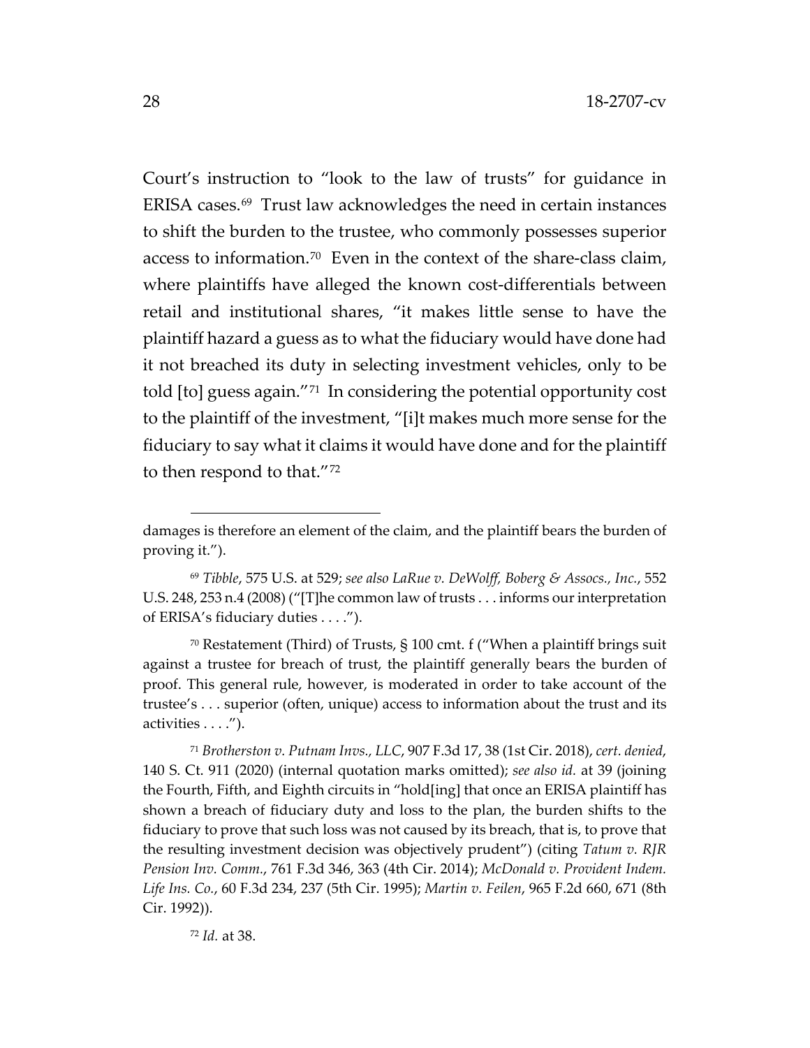Court's instruction to "look to the law of trusts" for guidance in ERISA cases.[69] Trust law acknowledges the need in certain instances to shift the burden to the trustee, who commonly possesses superior access to information.[70] Even in the context of the share-class claim, where plaintiffs have alleged the known cost-differentials between retail and institutional shares, "it makes little sense to have the plaintiff hazard a guess as to what the fiduciary would have done had it not breached its duty in selecting investment vehicles, only to be told [to] guess again."[71] In considering the potential opportunity cost to the plaintiff of the investment, "[i]t makes much more sense for the fiduciary to say what it claims it would have done and for the plaintiff to then respond to that."[72]

---

damages is therefore an element of the claim, and the plaintiff bears the burden of proving it.").

[69] *Tibble*, 575 U.S. at 529; *see also LaRue v. DeWolff, Boberg & Assocs., Inc.*, 552 U.S. 248, 253 n.4 (2008) ("[T]he common law of trusts . . . informs our interpretation of ERISA's fiduciary duties . . . .").

[70] Restatement (Third) of Trusts, § 100 cmt. f ("When a plaintiff brings suit against a trustee for breach of trust, the plaintiff generally bears the burden of proof. This general rule, however, is moderated in order to take account of the trustee's . . . superior (often, unique) access to information about the trust and its activities . . . .").

[71] *Brotherston v. Putnam Invs., LLC*, 907 F.3d 17, 38 (1st Cir. 2018), *cert. denied*, 140 S. Ct. 911 (2020) (internal quotation marks omitted); *see also id.* at 39 (joining the Fourth, Fifth, and Eighth circuits in "hold[ing] that once an ERISA plaintiff has shown a breach of fiduciary duty and loss to the plan, the burden shifts to the fiduciary to prove that such loss was not caused by its breach, that is, to prove that the resulting investment decision was objectively prudent") (citing *Tatum v. RJR Pension Inv. Comm.*, 761 F.3d 346, 363 (4th Cir. 2014); *McDonald v. Provident Indem. Life Ins. Co.*, 60 F.3d 234, 237 (5th Cir. 1995); *Martin v. Feilen*, 965 F.2d 660, 671 (8th Cir. 1992)).

[72] *Id.* at 38.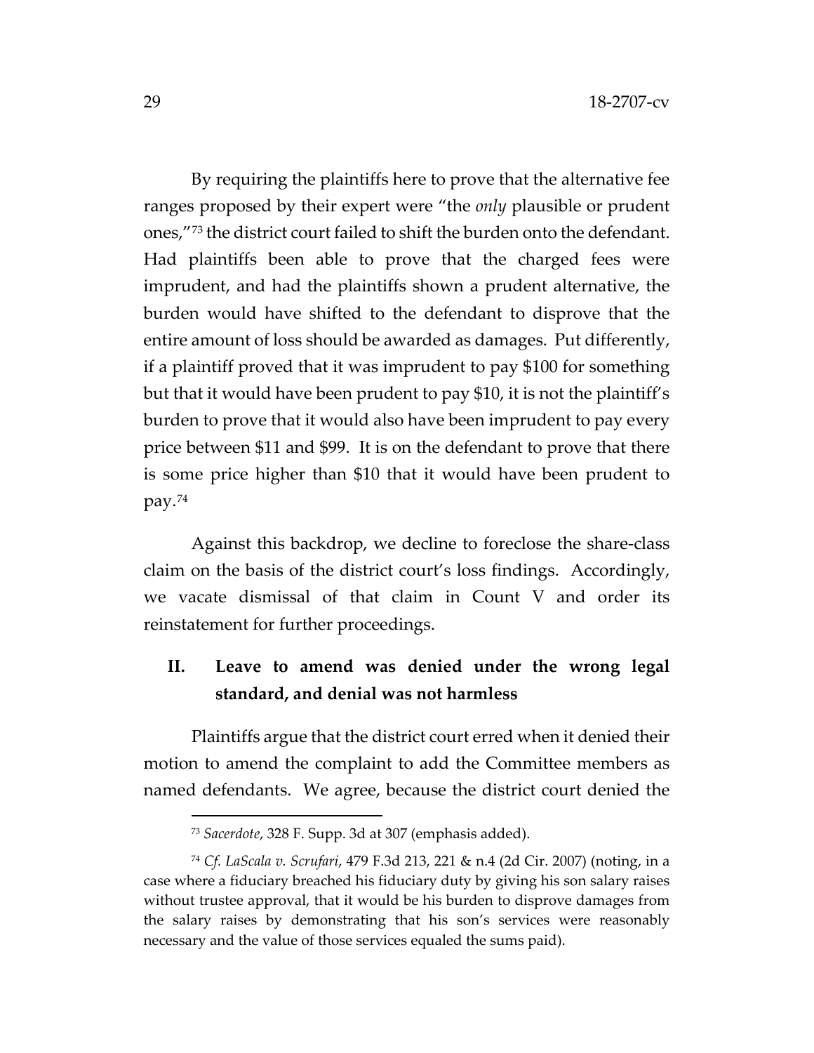By requiring the plaintiffs here to prove that the alternative fee ranges proposed by their expert were "the *only* plausible or prudent ones,"[73] the district court failed to shift the burden onto the defendant. Had plaintiffs been able to prove that the charged fees were imprudent, and had the plaintiffs shown a prudent alternative, the burden would have shifted to the defendant to disprove that the entire amount of loss should be awarded as damages. Put differently, if a plaintiff proved that it was imprudent to pay $100 for something but that it would have been prudent to pay $10, it is not the plaintiff's burden to prove that it would also have been imprudent to pay every price between $11 and $99. It is on the defendant to prove that there is some price higher than $10 that it would have been prudent to pay.[74]

Against this backdrop, we decline to foreclose the share-class claim on the basis of the district court's loss findings. Accordingly, we vacate dismissal of that claim in Count V and order its reinstatement for further proceedings.

## II. Leave to amend was denied under the wrong legal standard, and denial was not harmless

Plaintiffs argue that the district court erred when it denied their motion to amend the complaint to add the Committee members as named defendants. We agree, because the district court denied the

---

[73] *Sacerdote*, 328 F. Supp. 3d at 307 (emphasis added).

[74] *Cf. LaScala v. Scrufari*, 479 F.3d 213, 221 & n.4 (2d Cir. 2007) (noting, in a case where a fiduciary breached his fiduciary duty by giving his son salary raises without trustee approval, that it would be his burden to disprove damages from the salary raises by demonstrating that his son's services were reasonably necessary and the value of those services equaled the sums paid).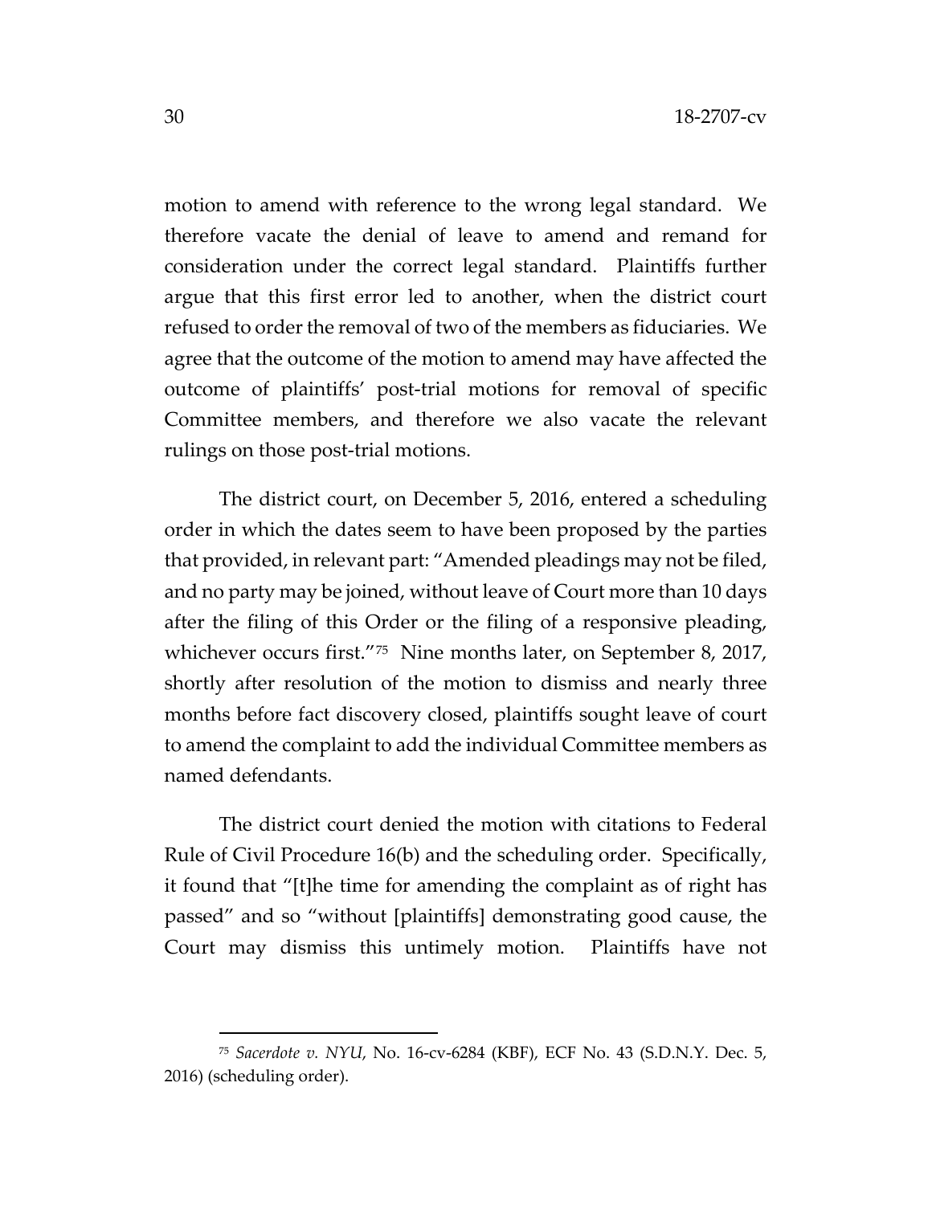motion to amend with reference to the wrong legal standard. We therefore vacate the denial of leave to amend and remand for consideration under the correct legal standard. Plaintiffs further argue that this first error led to another, when the district court refused to order the removal of two of the members as fiduciaries. We agree that the outcome of the motion to amend may have affected the outcome of plaintiffs' post-trial motions for removal of specific Committee members, and therefore we also vacate the relevant rulings on those post-trial motions.

The district court, on December 5, 2016, entered a scheduling order in which the dates seem to have been proposed by the parties that provided, in relevant part: "Amended pleadings may not be filed, and no party may be joined, without leave of Court more than 10 days after the filing of this Order or the filing of a responsive pleading, whichever occurs first."[75] Nine months later, on September 8, 2017, shortly after resolution of the motion to dismiss and nearly three months before fact discovery closed, plaintiffs sought leave of court to amend the complaint to add the individual Committee members as named defendants.

The district court denied the motion with citations to Federal Rule of Civil Procedure 16(b) and the scheduling order. Specifically, it found that "[t]he time for amending the complaint as of right has passed" and so "without [plaintiffs] demonstrating good cause, the Court may dismiss this untimely motion. Plaintiffs have not

---

[75] *Sacerdote v. NYU*, No. 16-cv-6284 (KBF), ECF No. 43 (S.D.N.Y. Dec. 5, 2016) (scheduling order).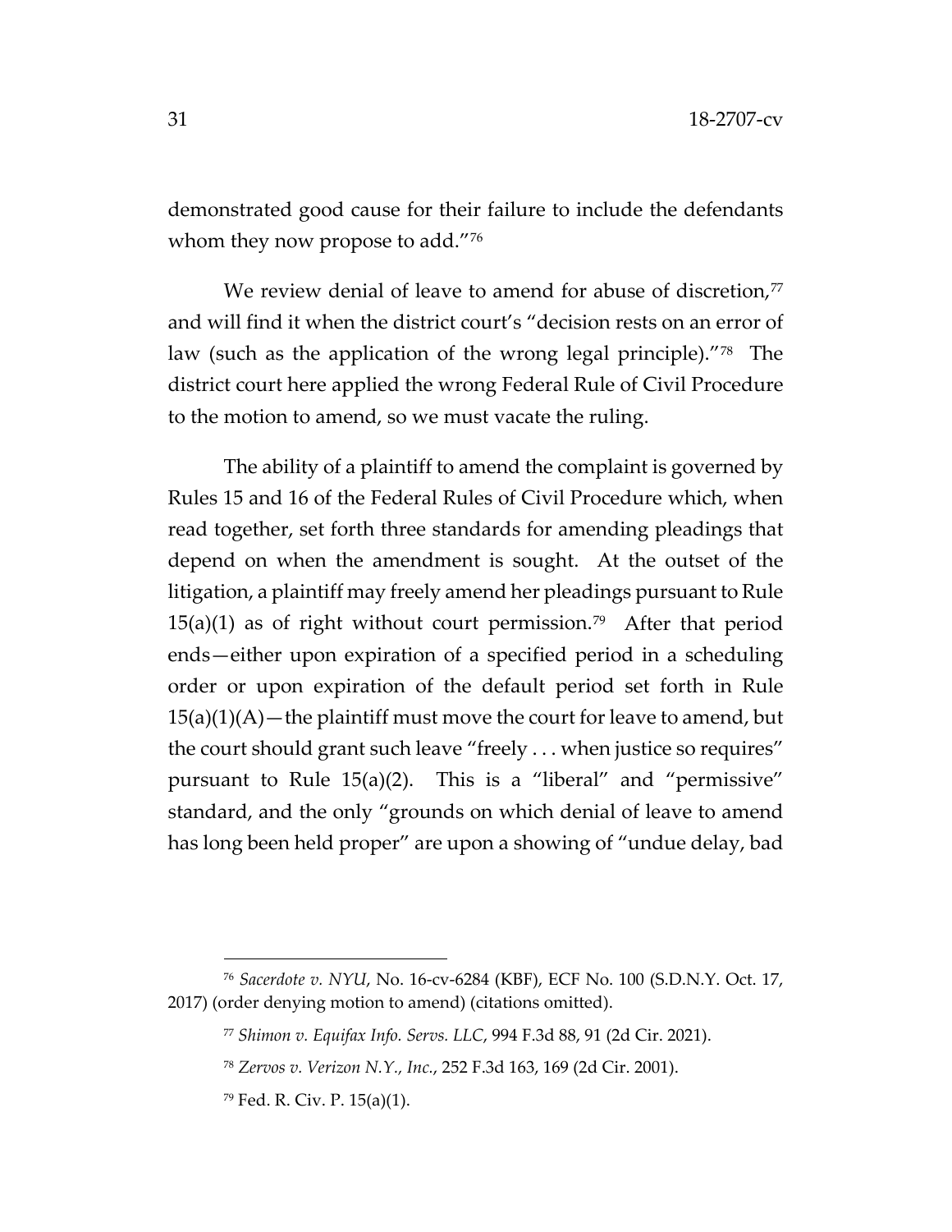demonstrated good cause for their failure to include the defendants whom they now propose to add."[76]

We review denial of leave to amend for abuse of discretion,[77] and will find it when the district court's "decision rests on an error of law (such as the application of the wrong legal principle)."[78] The district court here applied the wrong Federal Rule of Civil Procedure to the motion to amend, so we must vacate the ruling.

The ability of a plaintiff to amend the complaint is governed by Rules 15 and 16 of the Federal Rules of Civil Procedure which, when read together, set forth three standards for amending pleadings that depend on when the amendment is sought. At the outset of the litigation, a plaintiff may freely amend her pleadings pursuant to Rule 15(a)(1) as of right without court permission.[79] After that period ends—either upon expiration of a specified period in a scheduling order or upon expiration of the default period set forth in Rule 15(a)(1)(A)—the plaintiff must move the court for leave to amend, but the court should grant such leave "freely . . . when justice so requires" pursuant to Rule 15(a)(2). This is a "liberal" and "permissive" standard, and the only "grounds on which denial of leave to amend has long been held proper" are upon a showing of "undue delay, bad

---

[76] *Sacerdote v. NYU*, No. 16-cv-6284 (KBF), ECF No. 100 (S.D.N.Y. Oct. 17, 2017) (order denying motion to amend) (citations omitted).

[77] *Shimon v. Equifax Info. Servs. LLC*, 994 F.3d 88, 91 (2d Cir. 2021).

[78] *Zervos v. Verizon N.Y., Inc.*, 252 F.3d 163, 169 (2d Cir. 2001).

[79] Fed. R. Civ. P. 15(a)(1).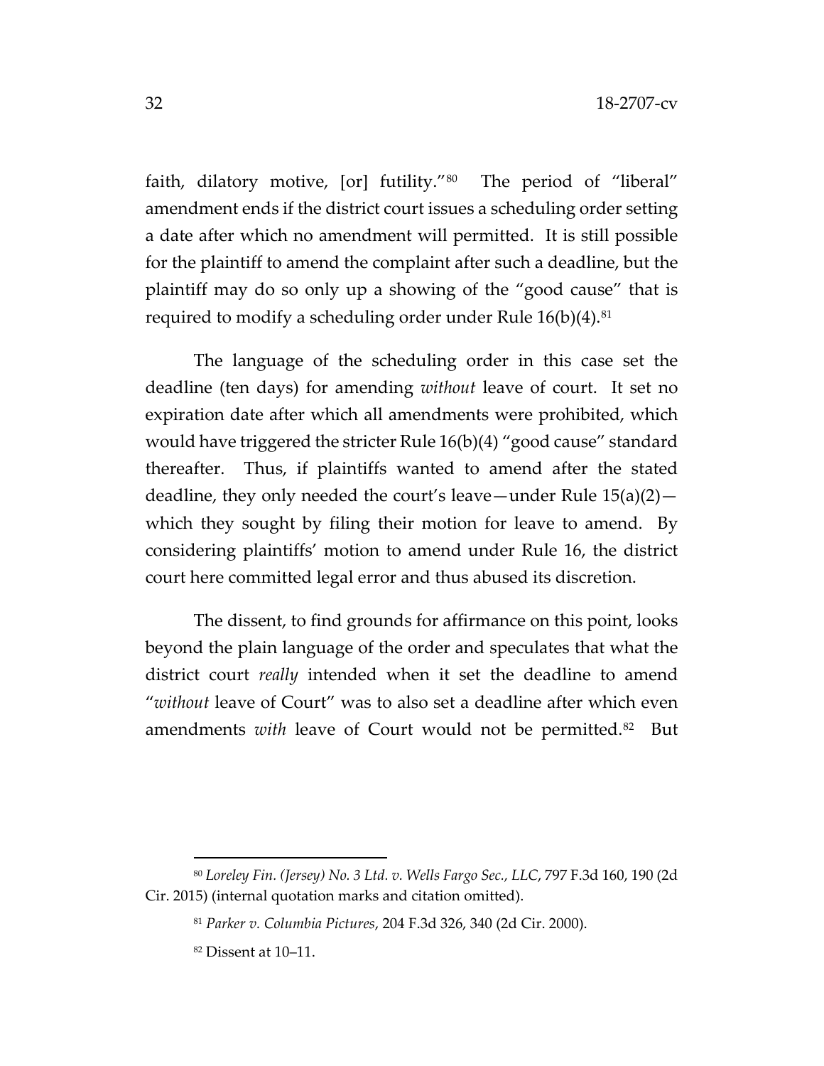faith, dilatory motive, [or] futility."[80] The period of "liberal" amendment ends if the district court issues a scheduling order setting a date after which no amendment will permitted. It is still possible for the plaintiff to amend the complaint after such a deadline, but the plaintiff may do so only up a showing of the "good cause" that is required to modify a scheduling order under Rule 16(b)(4).[81]

The language of the scheduling order in this case set the deadline (ten days) for amending *without* leave of court. It set no expiration date after which all amendments were prohibited, which would have triggered the stricter Rule 16(b)(4) "good cause" standard thereafter. Thus, if plaintiffs wanted to amend after the stated deadline, they only needed the court's leave—under Rule 15(a)(2)—which they sought by filing their motion for leave to amend. By considering plaintiffs' motion to amend under Rule 16, the district court here committed legal error and thus abused its discretion.

The dissent, to find grounds for affirmance on this point, looks beyond the plain language of the order and speculates that what the district court *really* intended when it set the deadline to amend "*without* leave of Court" was to also set a deadline after which even amendments *with* leave of Court would not be permitted.[82] But

---

[80] *Loreley Fin. (Jersey) No. 3 Ltd. v. Wells Fargo Sec., LLC*, 797 F.3d 160, 190 (2d Cir. 2015) (internal quotation marks and citation omitted).

[81] *Parker v. Columbia Pictures*, 204 F.3d 326, 340 (2d Cir. 2000).

[82] Dissent at 10–11.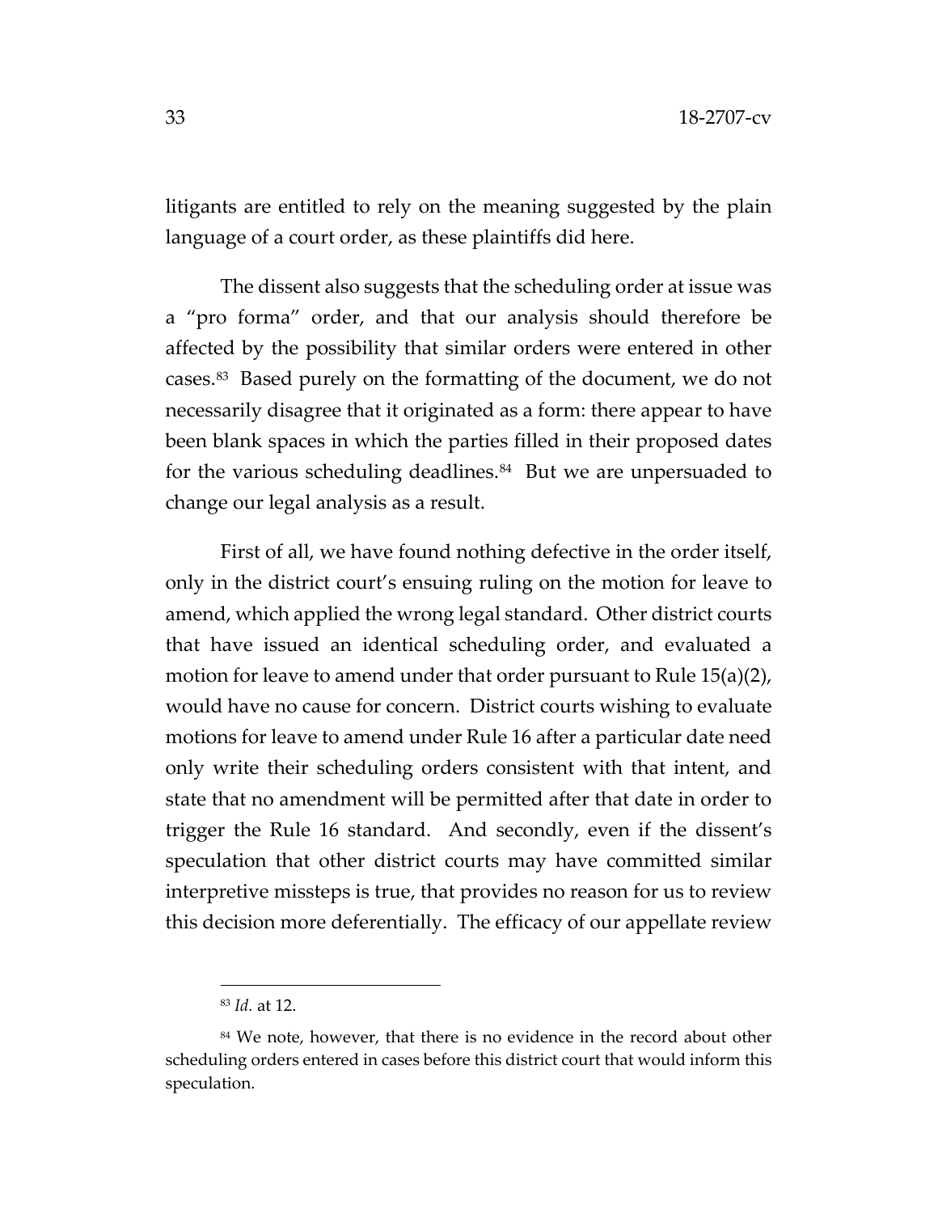litigants are entitled to rely on the meaning suggested by the plain language of a court order, as these plaintiffs did here.

The dissent also suggests that the scheduling order at issue was a "pro forma" order, and that our analysis should therefore be affected by the possibility that similar orders were entered in other cases.[83] Based purely on the formatting of the document, we do not necessarily disagree that it originated as a form: there appear to have been blank spaces in which the parties filled in their proposed dates for the various scheduling deadlines.[84] But we are unpersuaded to change our legal analysis as a result.

First of all, we have found nothing defective in the order itself, only in the district court's ensuing ruling on the motion for leave to amend, which applied the wrong legal standard. Other district courts that have issued an identical scheduling order, and evaluated a motion for leave to amend under that order pursuant to Rule 15(a)(2), would have no cause for concern. District courts wishing to evaluate motions for leave to amend under Rule 16 after a particular date need only write their scheduling orders consistent with that intent, and state that no amendment will be permitted after that date in order to trigger the Rule 16 standard. And secondly, even if the dissent's speculation that other district courts may have committed similar interpretive missteps is true, that provides no reason for us to review this decision more deferentially. The efficacy of our appellate review

[83] *Id.* at 12.

[84] We note, however, that there is no evidence in the record about other scheduling orders entered in cases before this district court that would inform this speculation.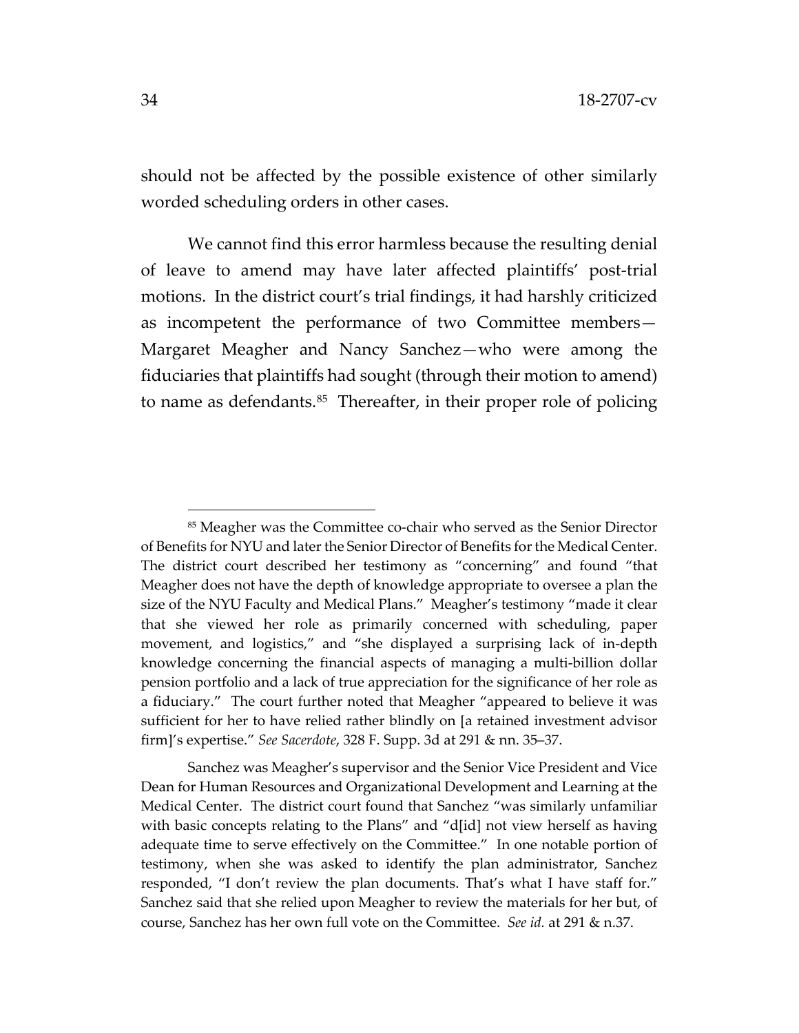should not be affected by the possible existence of other similarly worded scheduling orders in other cases.

We cannot find this error harmless because the resulting denial of leave to amend may have later affected plaintiffs' post-trial motions. In the district court's trial findings, it had harshly criticized as incompetent the performance of two Committee members—Margaret Meagher and Nancy Sanchez—who were among the fiduciaries that plaintiffs had sought (through their motion to amend) to name as defendants.[85] Thereafter, in their proper role of policing

---

[85] Meagher was the Committee co-chair who served as the Senior Director of Benefits for NYU and later the Senior Director of Benefits for the Medical Center. The district court described her testimony as "concerning" and found "that Meagher does not have the depth of knowledge appropriate to oversee a plan the size of the NYU Faculty and Medical Plans." Meagher's testimony "made it clear that she viewed her role as primarily concerned with scheduling, paper movement, and logistics," and "she displayed a surprising lack of in-depth knowledge concerning the financial aspects of managing a multi-billion dollar pension portfolio and a lack of true appreciation for the significance of her role as a fiduciary." The court further noted that Meagher "appeared to believe it was sufficient for her to have relied rather blindly on [a retained investment advisor firm]'s expertise." *See Sacerdote*, 328 F. Supp. 3d at 291 & nn. 35–37.

Sanchez was Meagher's supervisor and the Senior Vice President and Vice Dean for Human Resources and Organizational Development and Learning at the Medical Center. The district court found that Sanchez "was similarly unfamiliar with basic concepts relating to the Plans" and "d[id] not view herself as having adequate time to serve effectively on the Committee." In one notable portion of testimony, when she was asked to identify the plan administrator, Sanchez responded, "I don't review the plan documents. That's what I have staff for." Sanchez said that she relied upon Meagher to review the materials for her but, of course, Sanchez has her own full vote on the Committee. *See id.* at 291 & n.37.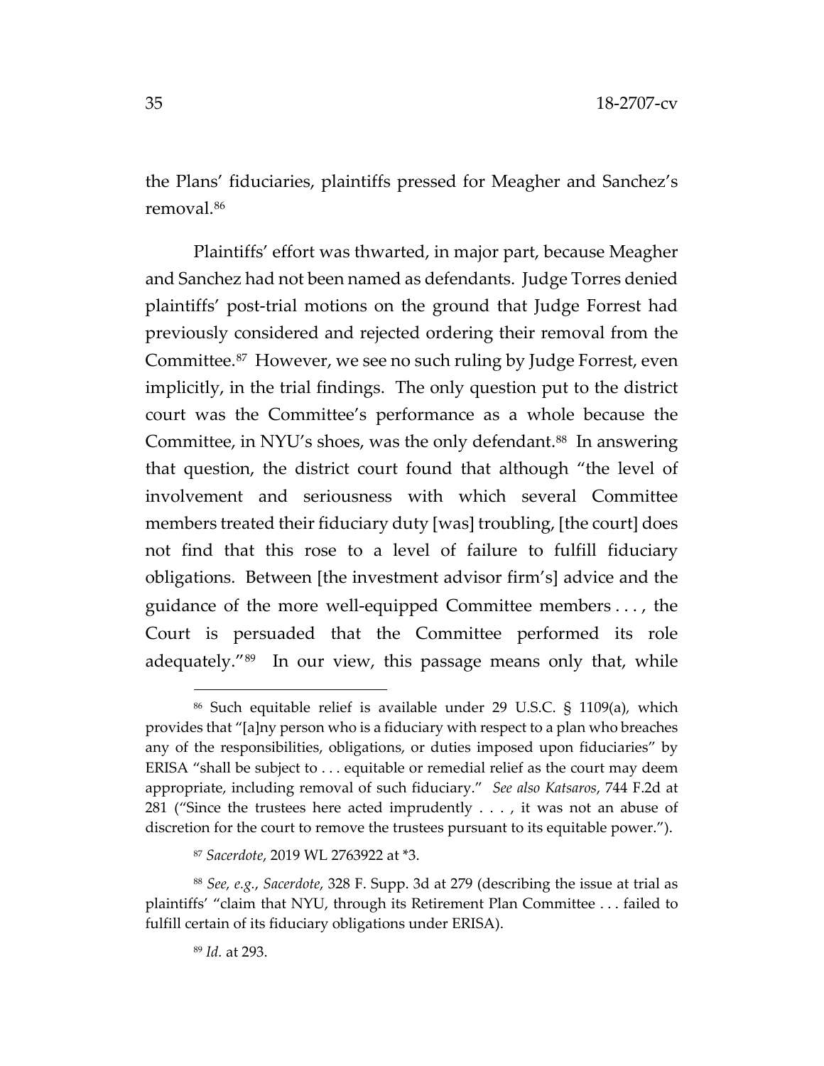the Plans' fiduciaries, plaintiffs pressed for Meagher and Sanchez's removal.[86]

Plaintiffs' effort was thwarted, in major part, because Meagher and Sanchez had not been named as defendants. Judge Torres denied plaintiffs' post-trial motions on the ground that Judge Forrest had previously considered and rejected ordering their removal from the Committee.[87] However, we see no such ruling by Judge Forrest, even implicitly, in the trial findings. The only question put to the district court was the Committee's performance as a whole because the Committee, in NYU's shoes, was the only defendant.[88] In answering that question, the district court found that although "the level of involvement and seriousness with which several Committee members treated their fiduciary duty [was] troubling, [the court] does not find that this rose to a level of failure to fulfill fiduciary obligations. Between [the investment advisor firm's] advice and the guidance of the more well-equipped Committee members . . . , the Court is persuaded that the Committee performed its role adequately."[89] In our view, this passage means only that, while

---

[86] Such equitable relief is available under 29 U.S.C. § 1109(a), which provides that "[a]ny person who is a fiduciary with respect to a plan who breaches any of the responsibilities, obligations, or duties imposed upon fiduciaries" by ERISA "shall be subject to . . . equitable or remedial relief as the court may deem appropriate, including removal of such fiduciary." *See also Katsaros*, 744 F.2d at 281 ("Since the trustees here acted imprudently . . . , it was not an abuse of discretion for the court to remove the trustees pursuant to its equitable power.").

[87] *Sacerdote*, 2019 WL 2763922 at *3.

[88] *See, e.g.*, *Sacerdote*, 328 F. Supp. 3d at 279 (describing the issue at trial as plaintiffs' "claim that NYU, through its Retirement Plan Committee . . . failed to fulfill certain of its fiduciary obligations under ERISA).

[89] *Id.* at 293.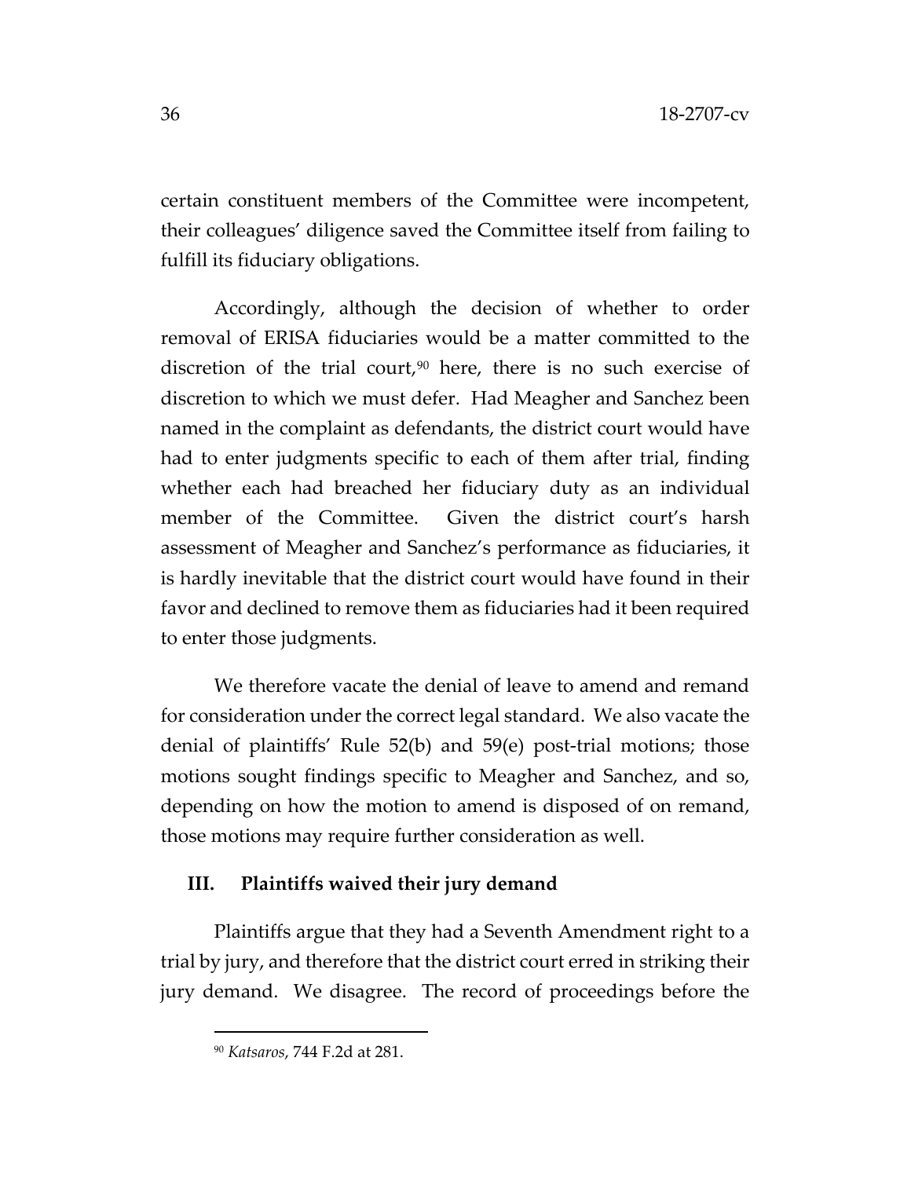certain constituent members of the Committee were incompetent, their colleagues' diligence saved the Committee itself from failing to fulfill its fiduciary obligations.

Accordingly, although the decision of whether to order removal of ERISA fiduciaries would be a matter committed to the discretion of the trial court,[90] here, there is no such exercise of discretion to which we must defer. Had Meagher and Sanchez been named in the complaint as defendants, the district court would have had to enter judgments specific to each of them after trial, finding whether each had breached her fiduciary duty as an individual member of the Committee. Given the district court's harsh assessment of Meagher and Sanchez's performance as fiduciaries, it is hardly inevitable that the district court would have found in their favor and declined to remove them as fiduciaries had it been required to enter those judgments.

We therefore vacate the denial of leave to amend and remand for consideration under the correct legal standard. We also vacate the denial of plaintiffs' Rule 52(b) and 59(e) post-trial motions; those motions sought findings specific to Meagher and Sanchez, and so, depending on how the motion to amend is disposed of on remand, those motions may require further consideration as well.

## III. Plaintiffs waived their jury demand

Plaintiffs argue that they had a Seventh Amendment right to a trial by jury, and therefore that the district court erred in striking their jury demand. We disagree. The record of proceedings before the

[90] *Katsaros*, 744 F.2d at 281.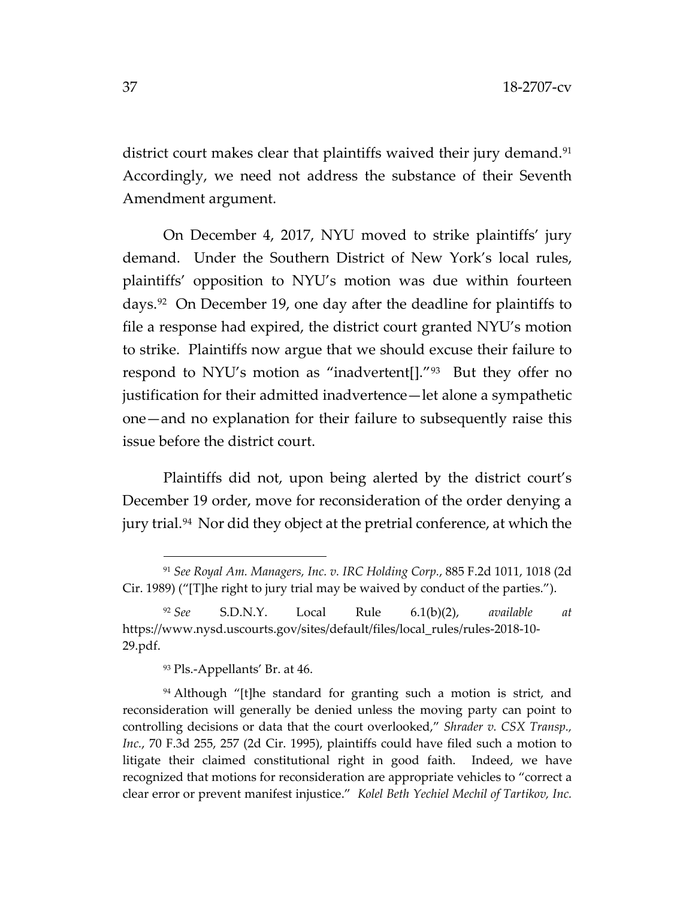district court makes clear that plaintiffs waived their jury demand.[91] Accordingly, we need not address the substance of their Seventh Amendment argument.

On December 4, 2017, NYU moved to strike plaintiffs' jury demand. Under the Southern District of New York's local rules, plaintiffs' opposition to NYU's motion was due within fourteen days.[92] On December 19, one day after the deadline for plaintiffs to file a response had expired, the district court granted NYU's motion to strike. Plaintiffs now argue that we should excuse their failure to respond to NYU's motion as "inadvertent[]."[93] But they offer no justification for their admitted inadvertence—let alone a sympathetic one—and no explanation for their failure to subsequently raise this issue before the district court.

Plaintiffs did not, upon being alerted by the district court's December 19 order, move for reconsideration of the order denying a jury trial.[94] Nor did they object at the pretrial conference, at which the

---

[91] *See Royal Am. Managers, Inc. v. IRC Holding Corp.*, 885 F.2d 1011, 1018 (2d Cir. 1989) ("[T]he right to jury trial may be waived by conduct of the parties.").

[92] *See* S.D.N.Y. Local Rule 6.1(b)(2), *available at* https://www.nysd.uscourts.gov/sites/default/files/local_rules/rules-2018-10-29.pdf.

[93] Pls.-Appellants' Br. at 46.

[94] Although "[t]he standard for granting such a motion is strict, and reconsideration will generally be denied unless the moving party can point to controlling decisions or data that the court overlooked," *Shrader v. CSX Transp., Inc.*, 70 F.3d 255, 257 (2d Cir. 1995), plaintiffs could have filed such a motion to litigate their claimed constitutional right in good faith. Indeed, we have recognized that motions for reconsideration are appropriate vehicles to "correct a clear error or prevent manifest injustice." *Kolel Beth Yechiel Mechil of Tartikov, Inc.*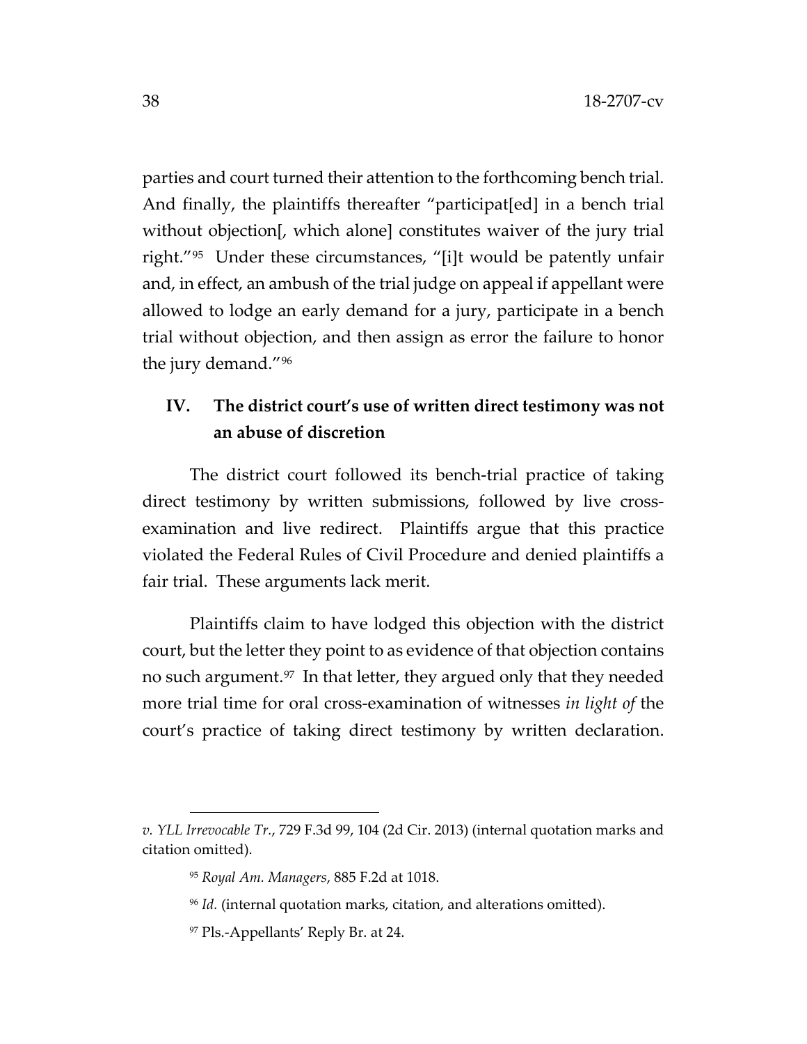parties and court turned their attention to the forthcoming bench trial. And finally, the plaintiffs thereafter "participat[ed] in a bench trial without objection[, which alone] constitutes waiver of the jury trial right."[95] Under these circumstances, "[i]t would be patently unfair and, in effect, an ambush of the trial judge on appeal if appellant were allowed to lodge an early demand for a jury, participate in a bench trial without objection, and then assign as error the failure to honor the jury demand."[96]

## IV. The district court's use of written direct testimony was not an abuse of discretion

The district court followed its bench-trial practice of taking direct testimony by written submissions, followed by live cross-examination and live redirect. Plaintiffs argue that this practice violated the Federal Rules of Civil Procedure and denied plaintiffs a fair trial. These arguments lack merit.

Plaintiffs claim to have lodged this objection with the district court, but the letter they point to as evidence of that objection contains no such argument.[97] In that letter, they argued only that they needed more trial time for oral cross-examination of witnesses *in light of* the court's practice of taking direct testimony by written declaration.

---

*v. YLL Irrevocable Tr.*, 729 F.3d 99, 104 (2d Cir. 2013) (internal quotation marks and citation omitted).

[95] *Royal Am. Managers*, 885 F.2d at 1018.

[96] *Id.* (internal quotation marks, citation, and alterations omitted).

[97] Pls.-Appellants' Reply Br. at 24.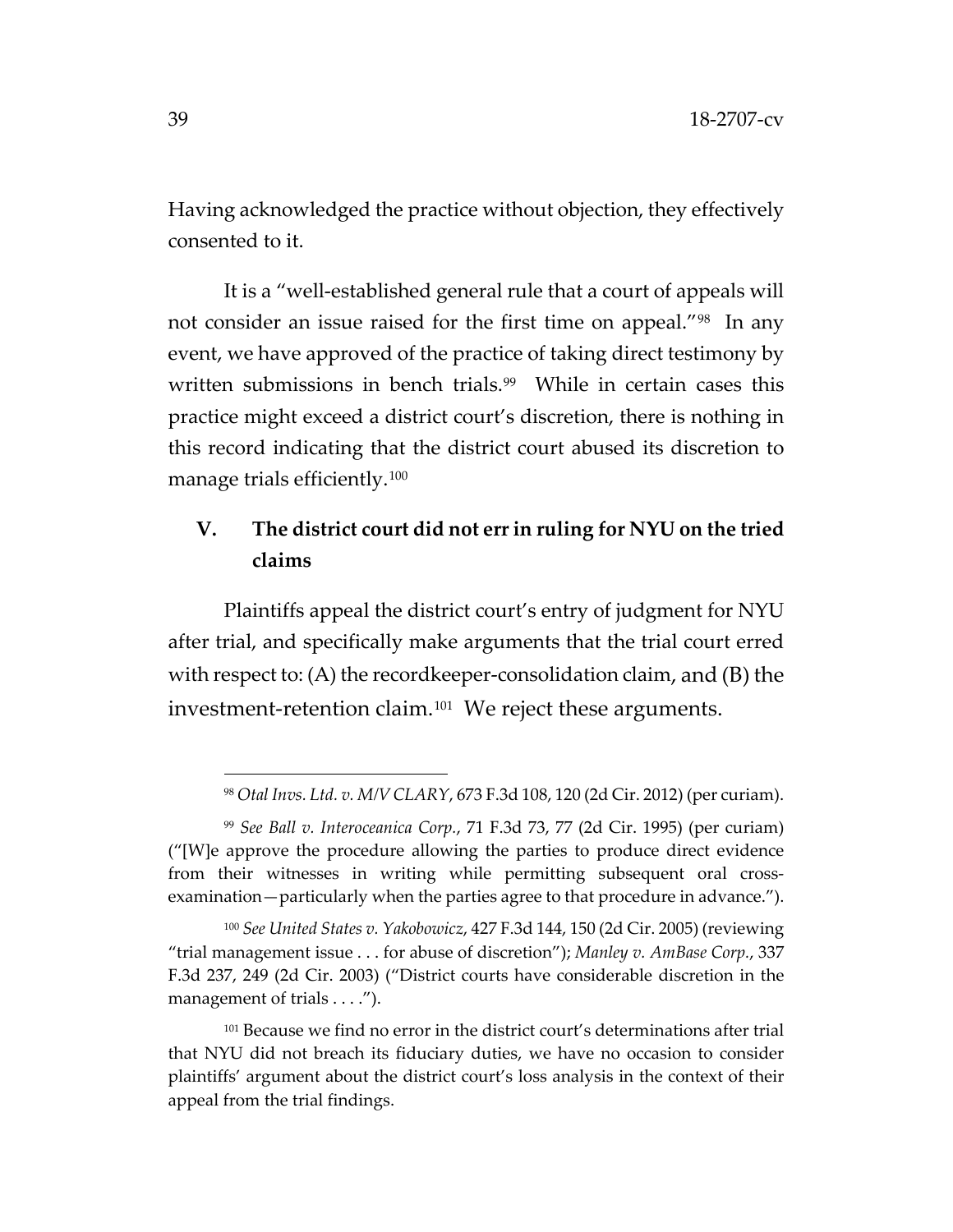Having acknowledged the practice without objection, they effectively consented to it.

It is a "well-established general rule that a court of appeals will not consider an issue raised for the first time on appeal."[98] In any event, we have approved of the practice of taking direct testimony by written submissions in bench trials.[99] While in certain cases this practice might exceed a district court's discretion, there is nothing in this record indicating that the district court abused its discretion to manage trials efficiently.[100]

## V. The district court did not err in ruling for NYU on the tried claims

Plaintiffs appeal the district court's entry of judgment for NYU after trial, and specifically make arguments that the trial court erred with respect to: (A) the recordkeeper-consolidation claim, and (B) the investment-retention claim.[101] We reject these arguments.

---

[98] *Otal Invs. Ltd. v. M/V CLARY*, 673 F.3d 108, 120 (2d Cir. 2012) (per curiam).

[99] *See Ball v. Interoceanica Corp.*, 71 F.3d 73, 77 (2d Cir. 1995) (per curiam) ("[W]e approve the procedure allowing the parties to produce direct evidence from their witnesses in writing while permitting subsequent oral cross-examination—particularly when the parties agree to that procedure in advance.").

[100] *See United States v. Yakobowicz*, 427 F.3d 144, 150 (2d Cir. 2005) (reviewing "trial management issue . . . for abuse of discretion"); *Manley v. AmBase Corp.*, 337 F.3d 237, 249 (2d Cir. 2003) ("District courts have considerable discretion in the management of trials . . . .").

[101] Because we find no error in the district court's determinations after trial that NYU did not breach its fiduciary duties, we have no occasion to consider plaintiffs' argument about the district court's loss analysis in the context of their appeal from the trial findings.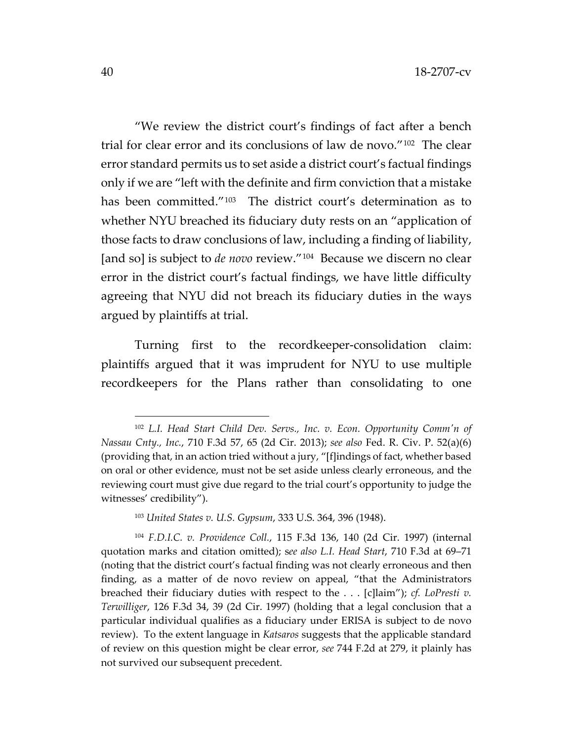"We review the district court's findings of fact after a bench trial for clear error and its conclusions of law de novo."[102] The clear error standard permits us to set aside a district court's factual findings only if we are "left with the definite and firm conviction that a mistake has been committed."[103] The district court's determination as to whether NYU breached its fiduciary duty rests on an "application of those facts to draw conclusions of law, including a finding of liability, [and so] is subject to *de novo* review."[104] Because we discern no clear error in the district court's factual findings, we have little difficulty agreeing that NYU did not breach its fiduciary duties in the ways argued by plaintiffs at trial.

Turning first to the recordkeeper-consolidation claim: plaintiffs argued that it was imprudent for NYU to use multiple recordkeepers for the Plans rather than consolidating to one

---

[102] *L.I. Head Start Child Dev. Servs., Inc. v. Econ. Opportunity Comm'n of Nassau Cnty., Inc.*, 710 F.3d 57, 65 (2d Cir. 2013); *see also* Fed. R. Civ. P. 52(a)(6) (providing that, in an action tried without a jury, "[f]indings of fact, whether based on oral or other evidence, must not be set aside unless clearly erroneous, and the reviewing court must give due regard to the trial court's opportunity to judge the witnesses' credibility").

[103] *United States v. U.S. Gypsum*, 333 U.S. 364, 396 (1948).

[104] *F.D.I.C. v. Providence Coll.*, 115 F.3d 136, 140 (2d Cir. 1997) (internal quotation marks and citation omitted); *see also L.I. Head Start*, 710 F.3d at 69–71 (noting that the district court's factual finding was not clearly erroneous and then finding, as a matter of de novo review on appeal, "that the Administrators breached their fiduciary duties with respect to the . . . [c]laim"); *cf. LoPresti v. Terwilliger*, 126 F.3d 34, 39 (2d Cir. 1997) (holding that a legal conclusion that a particular individual qualifies as a fiduciary under ERISA is subject to de novo review). To the extent language in *Katsaros* suggests that the applicable standard of review on this question might be clear error, *see* 744 F.2d at 279, it plainly has not survived our subsequent precedent.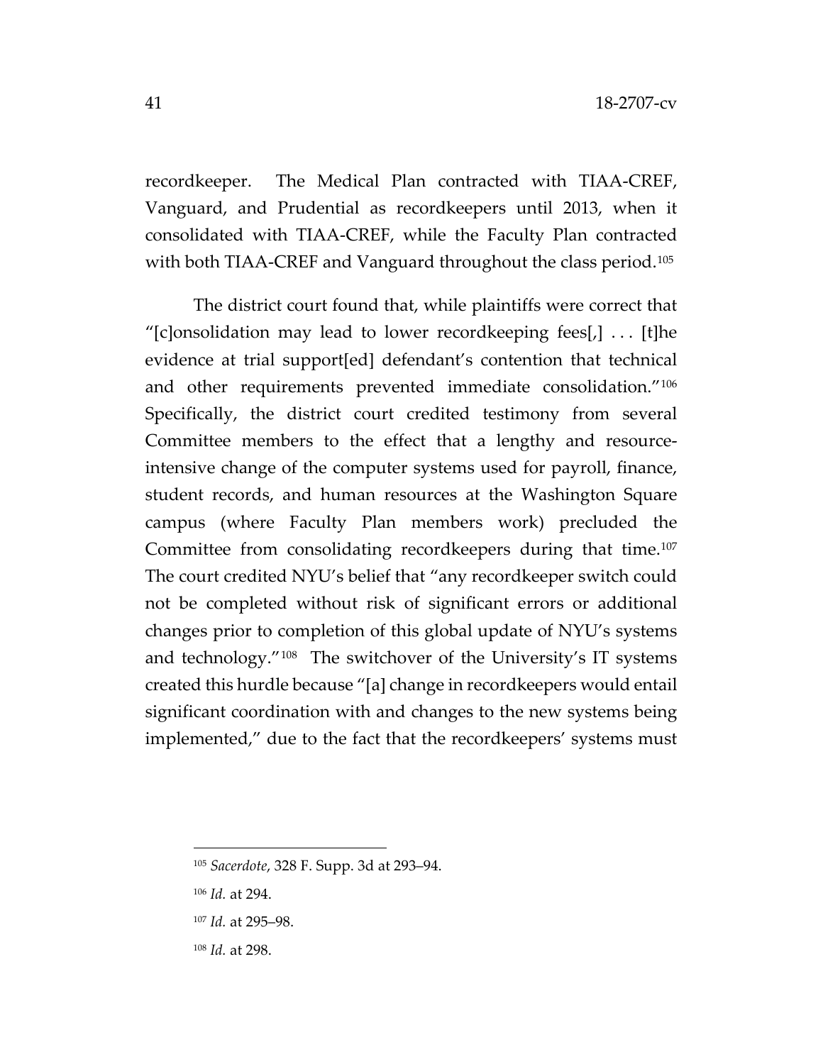recordkeeper. The Medical Plan contracted with TIAA-CREF, Vanguard, and Prudential as recordkeepers until 2013, when it consolidated with TIAA-CREF, while the Faculty Plan contracted with both TIAA-CREF and Vanguard throughout the class period.[105]

The district court found that, while plaintiffs were correct that "[c]onsolidation may lead to lower recordkeeping fees[,] . . . [t]he evidence at trial support[ed] defendant's contention that technical and other requirements prevented immediate consolidation."[106] Specifically, the district court credited testimony from several Committee members to the effect that a lengthy and resource-intensive change of the computer systems used for payroll, finance, student records, and human resources at the Washington Square campus (where Faculty Plan members work) precluded the Committee from consolidating recordkeepers during that time.[107] The court credited NYU's belief that "any recordkeeper switch could not be completed without risk of significant errors or additional changes prior to completion of this global update of NYU's systems and technology."[108] The switchover of the University's IT systems created this hurdle because "[a] change in recordkeepers would entail significant coordination with and changes to the new systems being implemented," due to the fact that the recordkeepers' systems must

---

[105] *Sacerdote*, 328 F. Supp. 3d at 293–94.

[106] *Id.* at 294.

[107] *Id.* at 295–98.

[108] *Id.* at 298.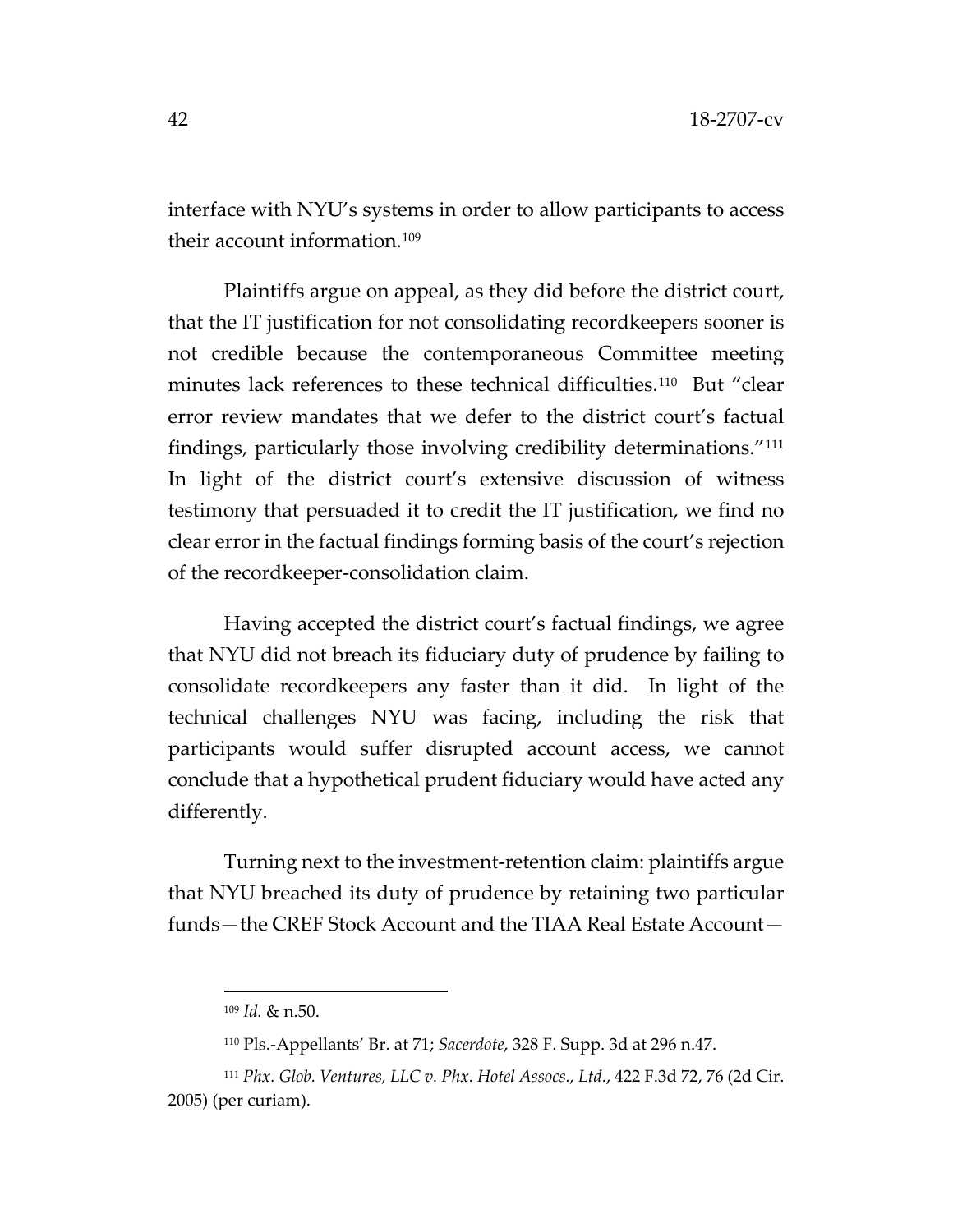interface with NYU's systems in order to allow participants to access their account information.[109]

Plaintiffs argue on appeal, as they did before the district court, that the IT justification for not consolidating recordkeepers sooner is not credible because the contemporaneous Committee meeting minutes lack references to these technical difficulties.[110] But "clear error review mandates that we defer to the district court's factual findings, particularly those involving credibility determinations."[111] In light of the district court's extensive discussion of witness testimony that persuaded it to credit the IT justification, we find no clear error in the factual findings forming basis of the court's rejection of the recordkeeper-consolidation claim.

Having accepted the district court's factual findings, we agree that NYU did not breach its fiduciary duty of prudence by failing to consolidate recordkeepers any faster than it did. In light of the technical challenges NYU was facing, including the risk that participants would suffer disrupted account access, we cannot conclude that a hypothetical prudent fiduciary would have acted any differently.

Turning next to the investment-retention claim: plaintiffs argue that NYU breached its duty of prudence by retaining two particular funds—the CREF Stock Account and the TIAA Real Estate Account—

---

[109] *Id.* & n.50.

[110] Pls.-Appellants' Br. at 71; *Sacerdote*, 328 F. Supp. 3d at 296 n.47.

[111] *Phx. Glob. Ventures, LLC v. Phx. Hotel Assocs., Ltd.*, 422 F.3d 72, 76 (2d Cir. 2005) (per curiam).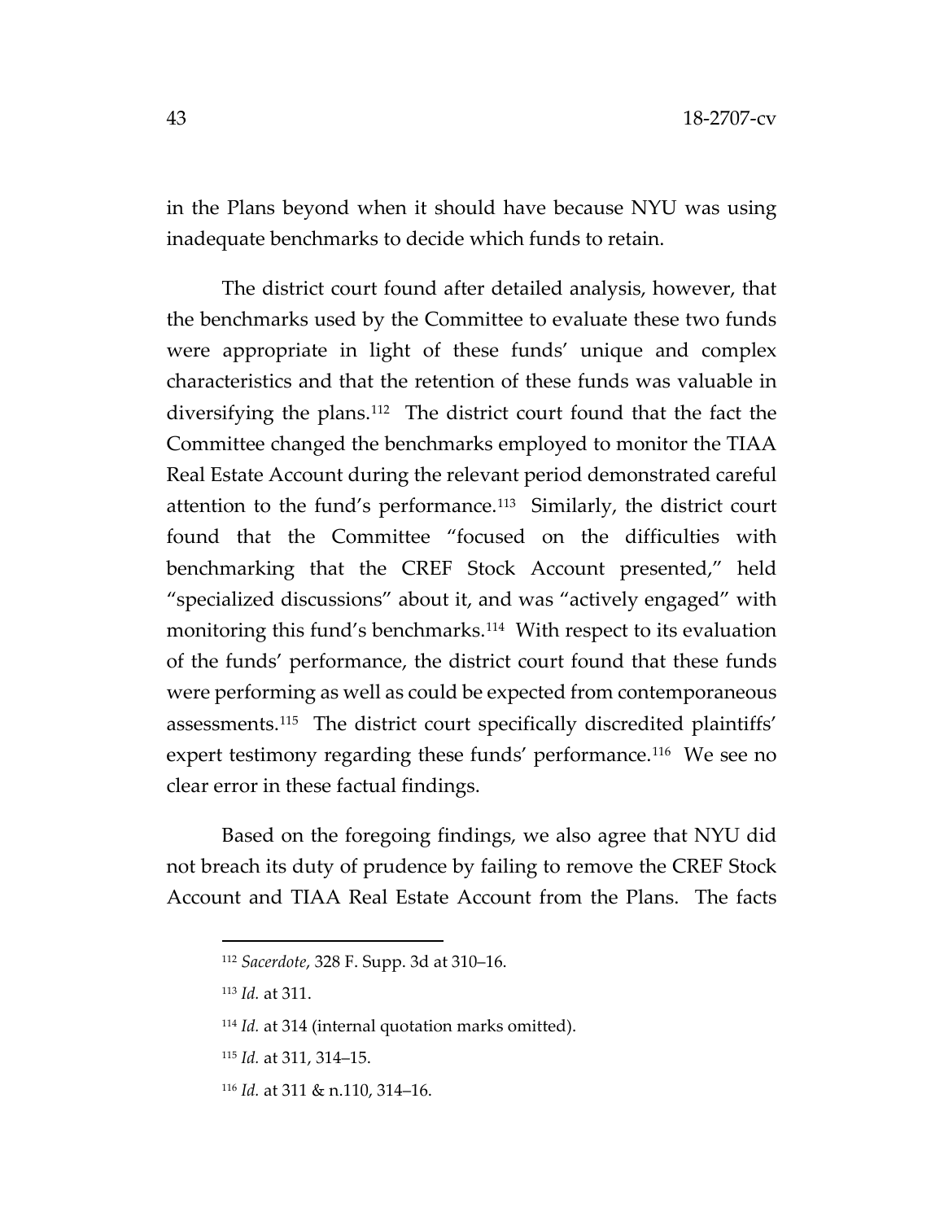in the Plans beyond when it should have because NYU was using inadequate benchmarks to decide which funds to retain.

The district court found after detailed analysis, however, that the benchmarks used by the Committee to evaluate these two funds were appropriate in light of these funds' unique and complex characteristics and that the retention of these funds was valuable in diversifying the plans.[112] The district court found that the fact the Committee changed the benchmarks employed to monitor the TIAA Real Estate Account during the relevant period demonstrated careful attention to the fund's performance.[113] Similarly, the district court found that the Committee "focused on the difficulties with benchmarking that the CREF Stock Account presented," held "specialized discussions" about it, and was "actively engaged" with monitoring this fund's benchmarks.[114] With respect to its evaluation of the funds' performance, the district court found that these funds were performing as well as could be expected from contemporaneous assessments.[115] The district court specifically discredited plaintiffs' expert testimony regarding these funds' performance.[116] We see no clear error in these factual findings.

Based on the foregoing findings, we also agree that NYU did not breach its duty of prudence by failing to remove the CREF Stock Account and TIAA Real Estate Account from the Plans. The facts

---

[112] *Sacerdote*, 328 F. Supp. 3d at 310–16.

[113] *Id.* at 311.

[114] *Id.* at 314 (internal quotation marks omitted).

[115] *Id.* at 311, 314–15.

[116] *Id.* at 311 & n.110, 314–16.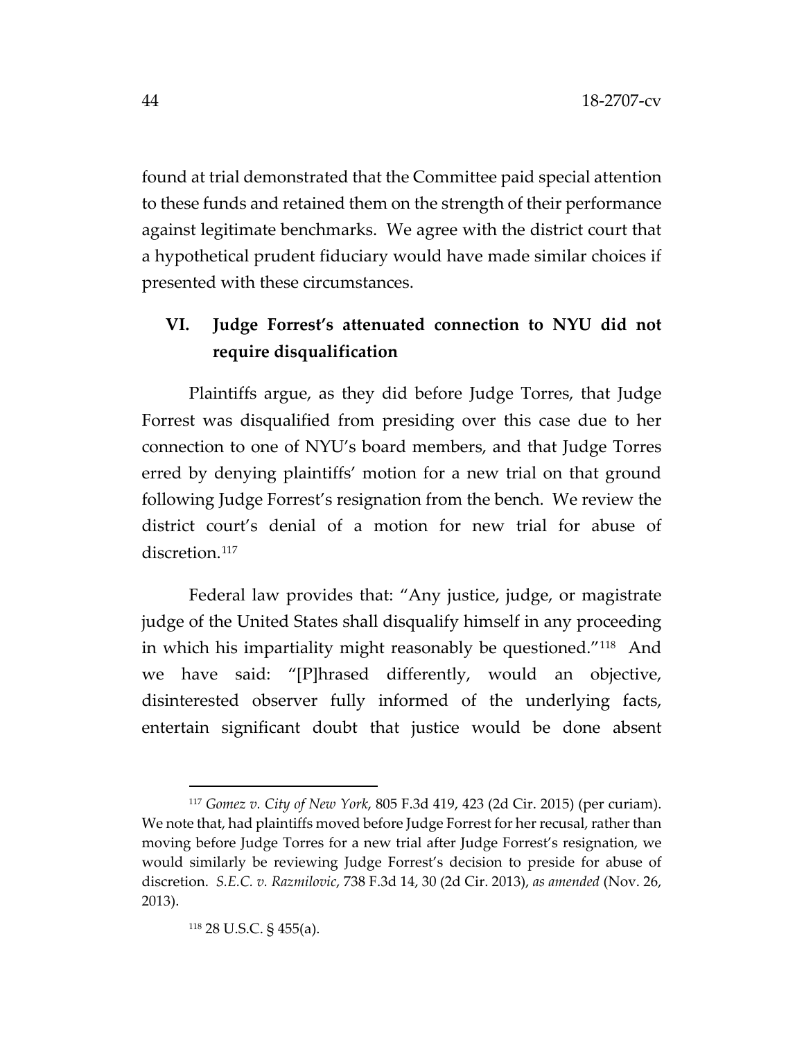found at trial demonstrated that the Committee paid special attention to these funds and retained them on the strength of their performance against legitimate benchmarks. We agree with the district court that a hypothetical prudent fiduciary would have made similar choices if presented with these circumstances.

## VI. Judge Forrest's attenuated connection to NYU did not require disqualification

Plaintiffs argue, as they did before Judge Torres, that Judge Forrest was disqualified from presiding over this case due to her connection to one of NYU's board members, and that Judge Torres erred by denying plaintiffs' motion for a new trial on that ground following Judge Forrest's resignation from the bench. We review the district court's denial of a motion for new trial for abuse of discretion.[117]

Federal law provides that: "Any justice, judge, or magistrate judge of the United States shall disqualify himself in any proceeding in which his impartiality might reasonably be questioned."[118] And we have said: "[P]hrased differently, would an objective, disinterested observer fully informed of the underlying facts, entertain significant doubt that justice would be done absent

---

[117] *Gomez v. City of New York*, 805 F.3d 419, 423 (2d Cir. 2015) (per curiam). We note that, had plaintiffs moved before Judge Forrest for her recusal, rather than moving before Judge Torres for a new trial after Judge Forrest's resignation, we would similarly be reviewing Judge Forrest's decision to preside for abuse of discretion. *S.E.C. v. Razmilovic*, 738 F.3d 14, 30 (2d Cir. 2013), *as amended* (Nov. 26, 2013).

[118] 28 U.S.C. § 455(a).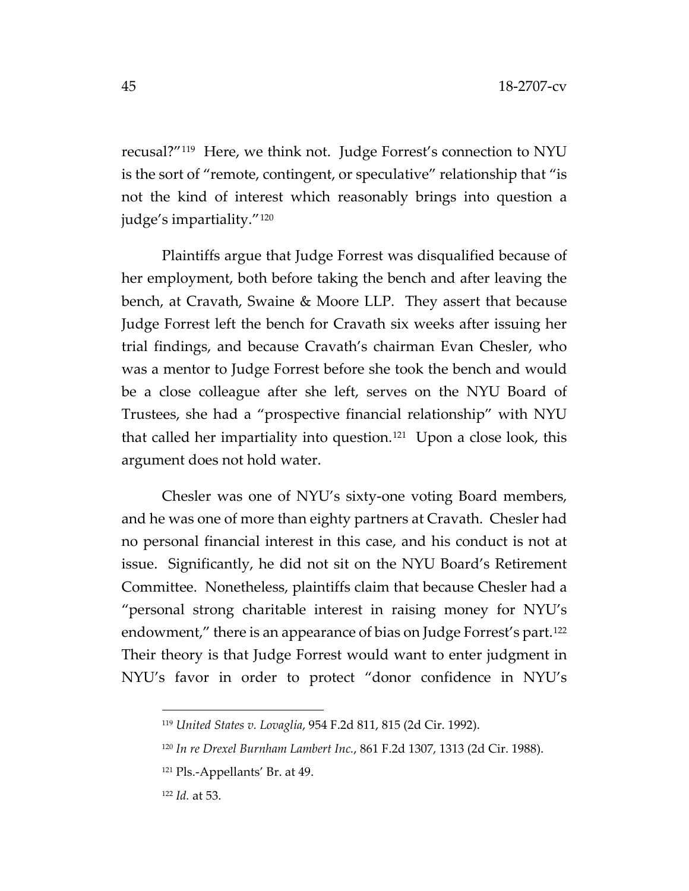recusal?"[119] Here, we think not. Judge Forrest's connection to NYU is the sort of "remote, contingent, or speculative" relationship that "is not the kind of interest which reasonably brings into question a judge's impartiality."[120]

Plaintiffs argue that Judge Forrest was disqualified because of her employment, both before taking the bench and after leaving the bench, at Cravath, Swaine & Moore LLP. They assert that because Judge Forrest left the bench for Cravath six weeks after issuing her trial findings, and because Cravath's chairman Evan Chesler, who was a mentor to Judge Forrest before she took the bench and would be a close colleague after she left, serves on the NYU Board of Trustees, she had a "prospective financial relationship" with NYU that called her impartiality into question.[121] Upon a close look, this argument does not hold water.

Chesler was one of NYU's sixty-one voting Board members, and he was one of more than eighty partners at Cravath. Chesler had no personal financial interest in this case, and his conduct is not at issue. Significantly, he did not sit on the NYU Board's Retirement Committee. Nonetheless, plaintiffs claim that because Chesler had a "personal strong charitable interest in raising money for NYU's endowment," there is an appearance of bias on Judge Forrest's part.[122] Their theory is that Judge Forrest would want to enter judgment in NYU's favor in order to protect "donor confidence in NYU's

---

[119] *United States v. Lovaglia*, 954 F.2d 811, 815 (2d Cir. 1992).

[120] *In re Drexel Burnham Lambert Inc.*, 861 F.2d 1307, 1313 (2d Cir. 1988).

[121] Pls.-Appellants' Br. at 49.

[122] *Id.* at 53.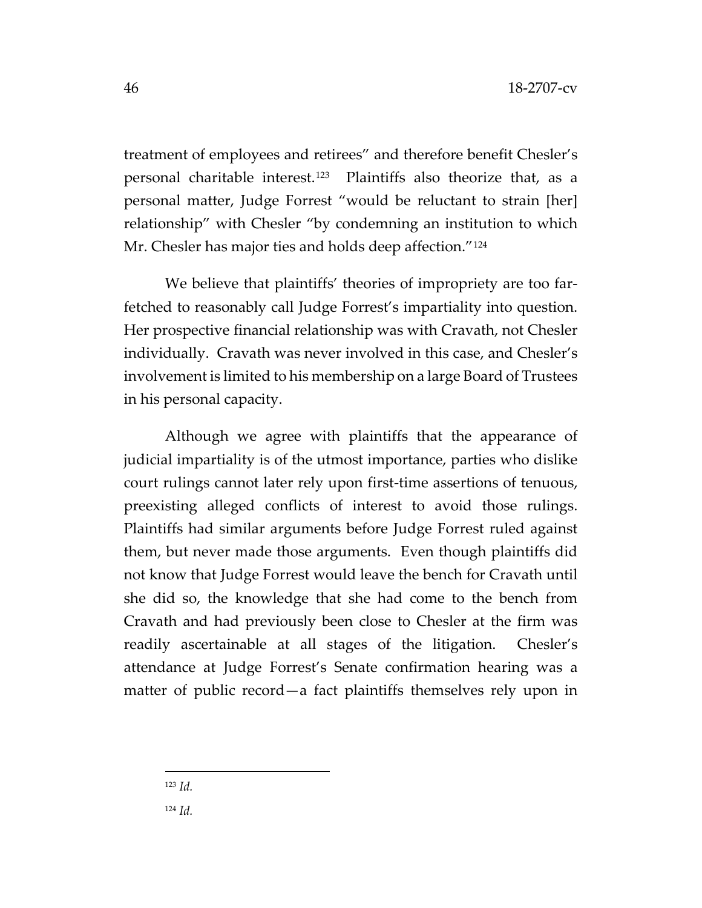treatment of employees and retirees" and therefore benefit Chesler's personal charitable interest.[123] Plaintiffs also theorize that, as a personal matter, Judge Forrest "would be reluctant to strain [her] relationship" with Chesler "by condemning an institution to which Mr. Chesler has major ties and holds deep affection."[124]

We believe that plaintiffs' theories of impropriety are too far-fetched to reasonably call Judge Forrest's impartiality into question. Her prospective financial relationship was with Cravath, not Chesler individually. Cravath was never involved in this case, and Chesler's involvement is limited to his membership on a large Board of Trustees in his personal capacity.

Although we agree with plaintiffs that the appearance of judicial impartiality is of the utmost importance, parties who dislike court rulings cannot later rely upon first-time assertions of tenuous, preexisting alleged conflicts of interest to avoid those rulings. Plaintiffs had similar arguments before Judge Forrest ruled against them, but never made those arguments. Even though plaintiffs did not know that Judge Forrest would leave the bench for Cravath until she did so, the knowledge that she had come to the bench from Cravath and had previously been close to Chesler at the firm was readily ascertainable at all stages of the litigation. Chesler's attendance at Judge Forrest's Senate confirmation hearing was a matter of public record—a fact plaintiffs themselves rely upon in

---

[123] *Id.*

[124] *Id.*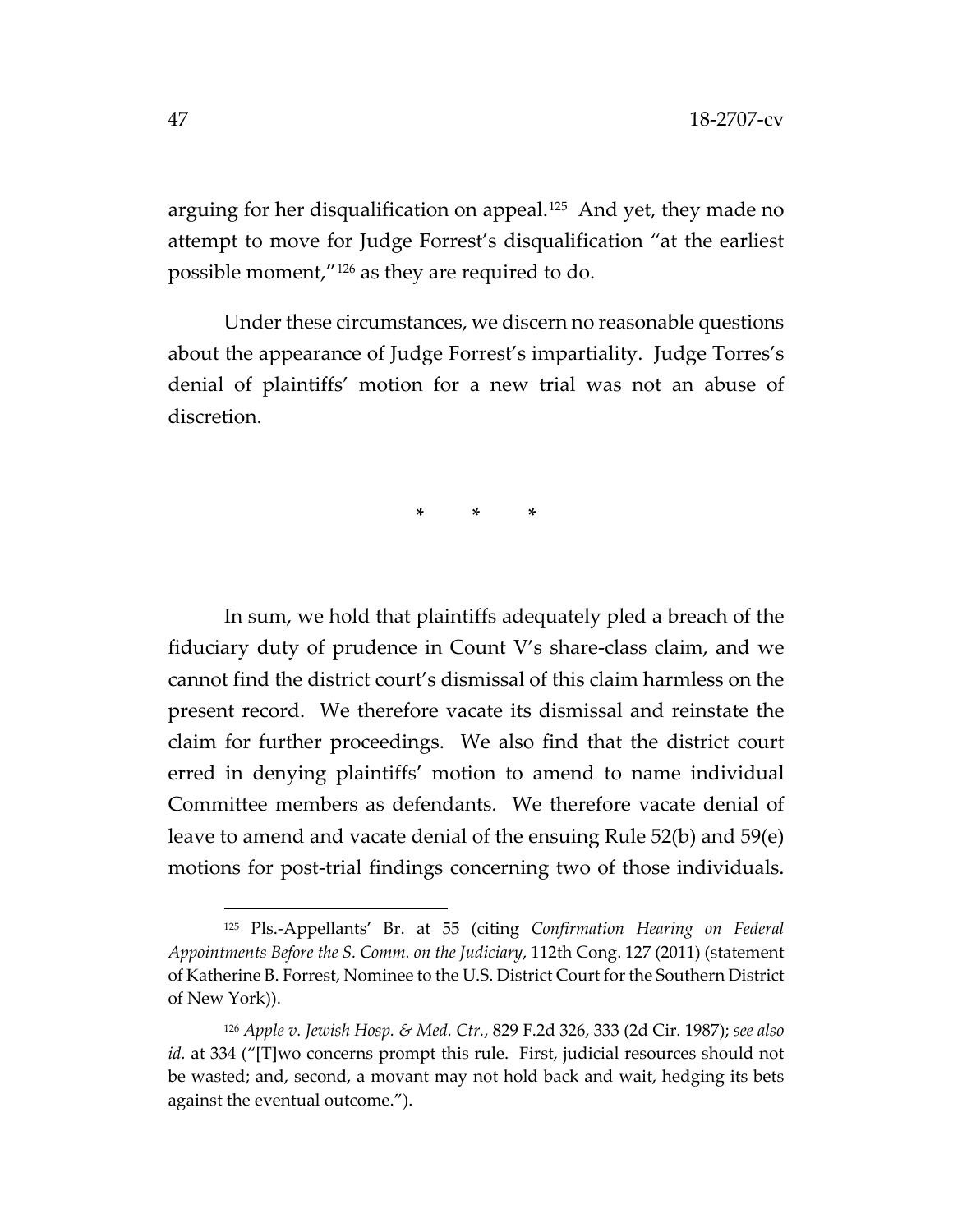arguing for her disqualification on appeal.[125] And yet, they made no attempt to move for Judge Forrest's disqualification "at the earliest possible moment,"[126] as they are required to do.

Under these circumstances, we discern no reasonable questions about the appearance of Judge Forrest's impartiality. Judge Torres's denial of plaintiffs' motion for a new trial was not an abuse of discretion.

\* \* \*

In sum, we hold that plaintiffs adequately pled a breach of the fiduciary duty of prudence in Count V's share-class claim, and we cannot find the district court's dismissal of this claim harmless on the present record. We therefore vacate its dismissal and reinstate the claim for further proceedings. We also find that the district court erred in denying plaintiffs' motion to amend to name individual Committee members as defendants. We therefore vacate denial of leave to amend and vacate denial of the ensuing Rule 52(b) and 59(e) motions for post-trial findings concerning two of those individuals.

---

[125] Pls.-Appellants' Br. at 55 (citing *Confirmation Hearing on Federal Appointments Before the S. Comm. on the Judiciary*, 112th Cong. 127 (2011) (statement of Katherine B. Forrest, Nominee to the U.S. District Court for the Southern District of New York)).

[126] *Apple v. Jewish Hosp. & Med. Ctr.*, 829 F.2d 326, 333 (2d Cir. 1987); *see also id.* at 334 ("[T]wo concerns prompt this rule. First, judicial resources should not be wasted; and, second, a movant may not hold back and wait, hedging its bets against the eventual outcome.").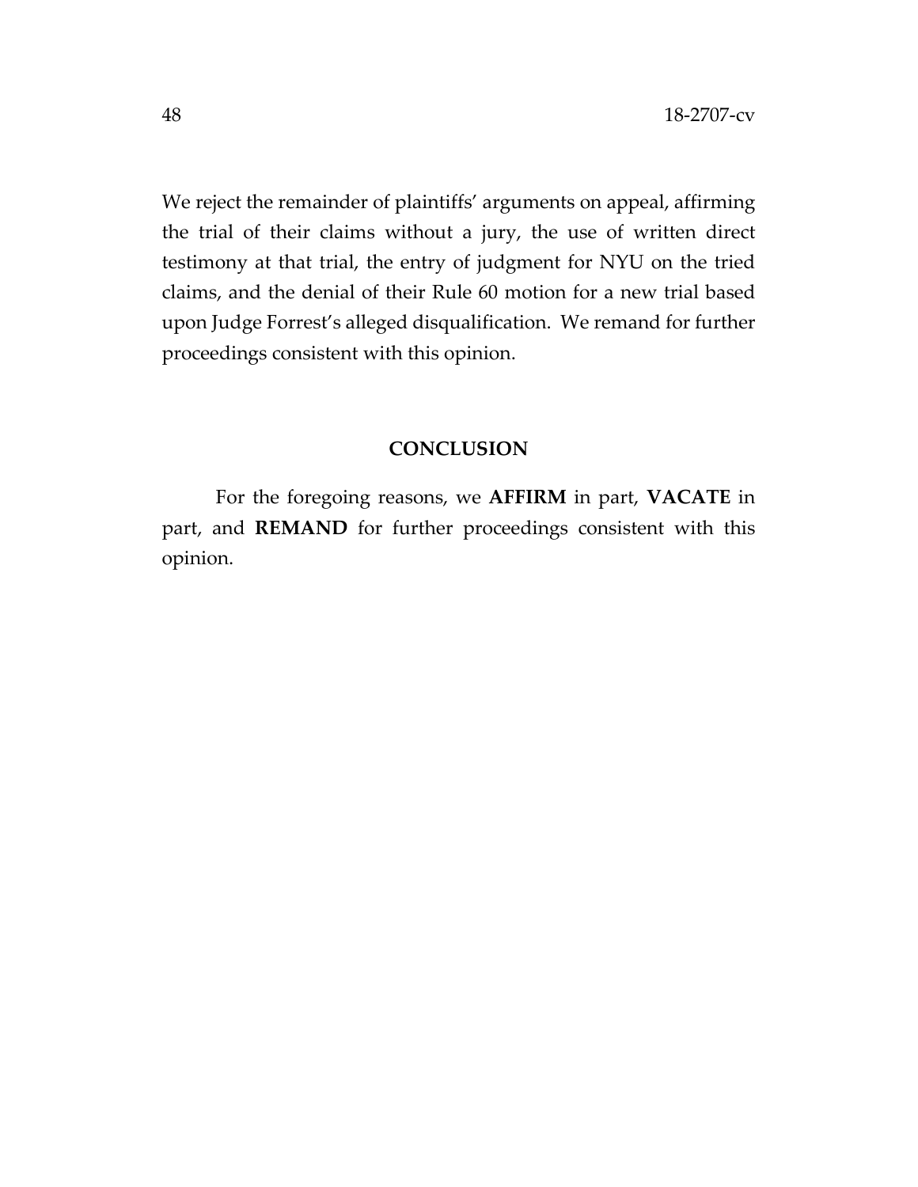We reject the remainder of plaintiffs' arguments on appeal, affirming the trial of their claims without a jury, the use of written direct testimony at that trial, the entry of judgment for NYU on the tried claims, and the denial of their Rule 60 motion for a new trial based upon Judge Forrest's alleged disqualification. We remand for further proceedings consistent with this opinion.

## CONCLUSION

For the foregoing reasons, we **AFFIRM** in part, **VACATE** in part, and **REMAND** for further proceedings consistent with this opinion.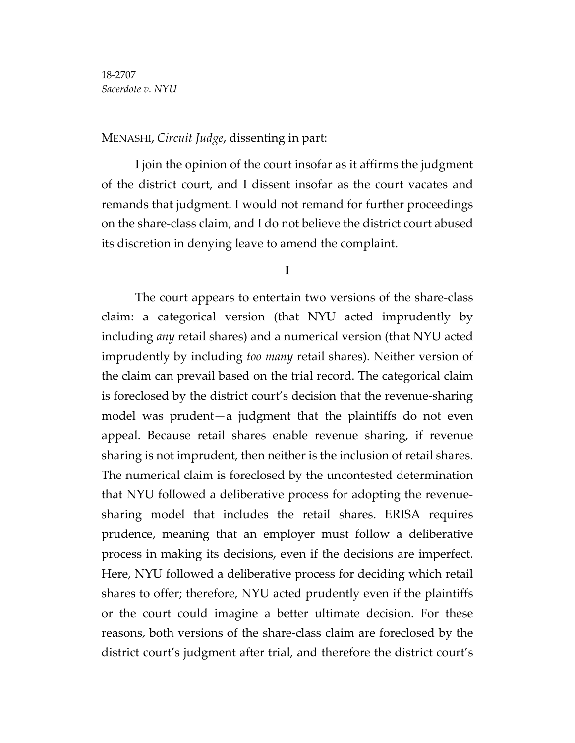18-2707
*Sacerdote v. NYU*

MENASHI, *Circuit Judge*, dissenting in part:

I join the opinion of the court insofar as it affirms the judgment of the district court, and I dissent insofar as the court vacates and remands that judgment. I would not remand for further proceedings on the share-class claim, and I do not believe the district court abused its discretion in denying leave to amend the complaint.

**I**

The court appears to entertain two versions of the share-class claim: a categorical version (that NYU acted imprudently by including *any* retail shares) and a numerical version (that NYU acted imprudently by including *too many* retail shares). Neither version of the claim can prevail based on the trial record. The categorical claim is foreclosed by the district court's decision that the revenue-sharing model was prudent—a judgment that the plaintiffs do not even appeal. Because retail shares enable revenue sharing, if revenue sharing is not imprudent, then neither is the inclusion of retail shares. The numerical claim is foreclosed by the uncontested determination that NYU followed a deliberative process for adopting the revenue-sharing model that includes the retail shares. ERISA requires prudence, meaning that an employer must follow a deliberative process in making its decisions, even if the decisions are imperfect. Here, NYU followed a deliberative process for deciding which retail shares to offer; therefore, NYU acted prudently even if the plaintiffs or the court could imagine a better ultimate decision. For these reasons, both versions of the share-class claim are foreclosed by the district court's judgment after trial, and therefore the district court's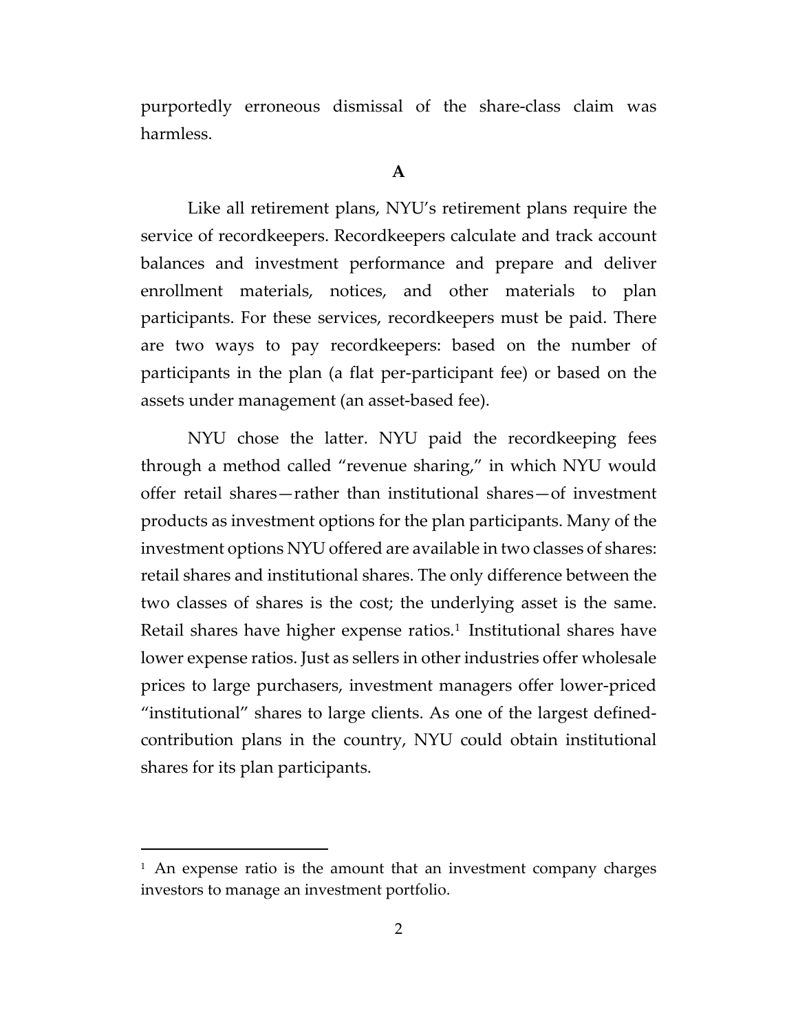purportedly erroneous dismissal of the share-class claim was harmless.

**A**

Like all retirement plans, NYU's retirement plans require the service of recordkeepers. Recordkeepers calculate and track account balances and investment performance and prepare and deliver enrollment materials, notices, and other materials to plan participants. For these services, recordkeepers must be paid. There are two ways to pay recordkeepers: based on the number of participants in the plan (a flat per-participant fee) or based on the assets under management (an asset-based fee).

NYU chose the latter. NYU paid the recordkeeping fees through a method called "revenue sharing," in which NYU would offer retail shares—rather than institutional shares—of investment products as investment options for the plan participants. Many of the investment options NYU offered are available in two classes of shares: retail shares and institutional shares. The only difference between the two classes of shares is the cost; the underlying asset is the same. Retail shares have higher expense ratios.[1] Institutional shares have lower expense ratios. Just as sellers in other industries offer wholesale prices to large purchasers, investment managers offer lower-priced "institutional" shares to large clients. As one of the largest defined-contribution plans in the country, NYU could obtain institutional shares for its plan participants.

---

[1] An expense ratio is the amount that an investment company charges investors to manage an investment portfolio.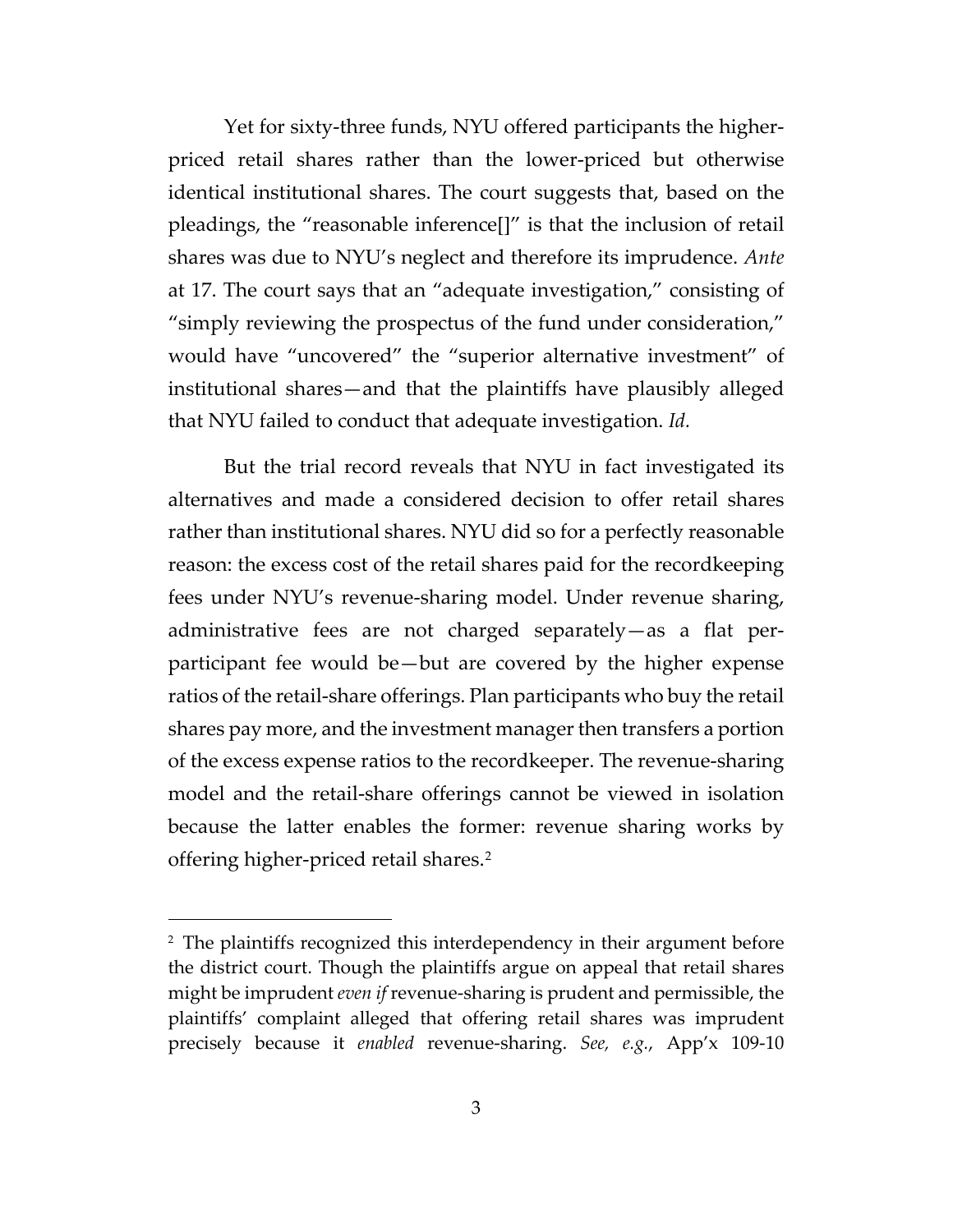Yet for sixty-three funds, NYU offered participants the higher-priced retail shares rather than the lower-priced but otherwise identical institutional shares. The court suggests that, based on the pleadings, the "reasonable inference[]" is that the inclusion of retail shares was due to NYU's neglect and therefore its imprudence. *Ante* at 17. The court says that an "adequate investigation," consisting of "simply reviewing the prospectus of the fund under consideration," would have "uncovered" the "superior alternative investment" of institutional shares—and that the plaintiffs have plausibly alleged that NYU failed to conduct that adequate investigation. *Id.*

But the trial record reveals that NYU in fact investigated its alternatives and made a considered decision to offer retail shares rather than institutional shares. NYU did so for a perfectly reasonable reason: the excess cost of the retail shares paid for the recordkeeping fees under NYU's revenue-sharing model. Under revenue sharing, administrative fees are not charged separately—as a flat per-participant fee would be—but are covered by the higher expense ratios of the retail-share offerings. Plan participants who buy the retail shares pay more, and the investment manager then transfers a portion of the excess expense ratios to the recordkeeper. The revenue-sharing model and the retail-share offerings cannot be viewed in isolation because the latter enables the former: revenue sharing works by offering higher-priced retail shares.[2]

[2] The plaintiffs recognized this interdependency in their argument before the district court. Though the plaintiffs argue on appeal that retail shares might be imprudent *even if* revenue-sharing is prudent and permissible, the plaintiffs' complaint alleged that offering retail shares was imprudent precisely because it *enabled* revenue-sharing. *See, e.g.*, App'x 109-10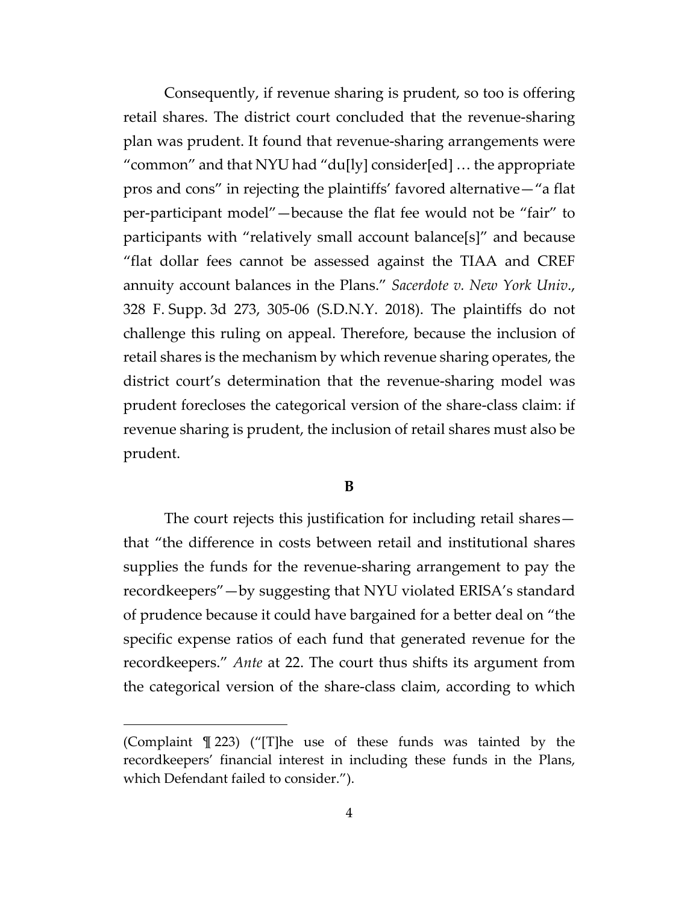Consequently, if revenue sharing is prudent, so too is offering retail shares. The district court concluded that the revenue-sharing plan was prudent. It found that revenue-sharing arrangements were "common" and that NYU had "du[ly] consider[ed] … the appropriate pros and cons" in rejecting the plaintiffs' favored alternative—"a flat per-participant model"—because the flat fee would not be "fair" to participants with "relatively small account balance[s]" and because "flat dollar fees cannot be assessed against the TIAA and CREF annuity account balances in the Plans." *Sacerdote v. New York Univ.*, 328 F. Supp. 3d 273, 305-06 (S.D.N.Y. 2018). The plaintiffs do not challenge this ruling on appeal. Therefore, because the inclusion of retail shares is the mechanism by which revenue sharing operates, the district court's determination that the revenue-sharing model was prudent forecloses the categorical version of the share-class claim: if revenue sharing is prudent, the inclusion of retail shares must also be prudent.

**B**

The court rejects this justification for including retail shares—that "the difference in costs between retail and institutional shares supplies the funds for the revenue-sharing arrangement to pay the recordkeepers"—by suggesting that NYU violated ERISA's standard of prudence because it could have bargained for a better deal on "the specific expense ratios of each fund that generated revenue for the recordkeepers." *Ante* at 22. The court thus shifts its argument from the categorical version of the share-class claim, according to which

---

(Complaint ¶ 223) ("[T]he use of these funds was tainted by the recordkeepers' financial interest in including these funds in the Plans, which Defendant failed to consider.").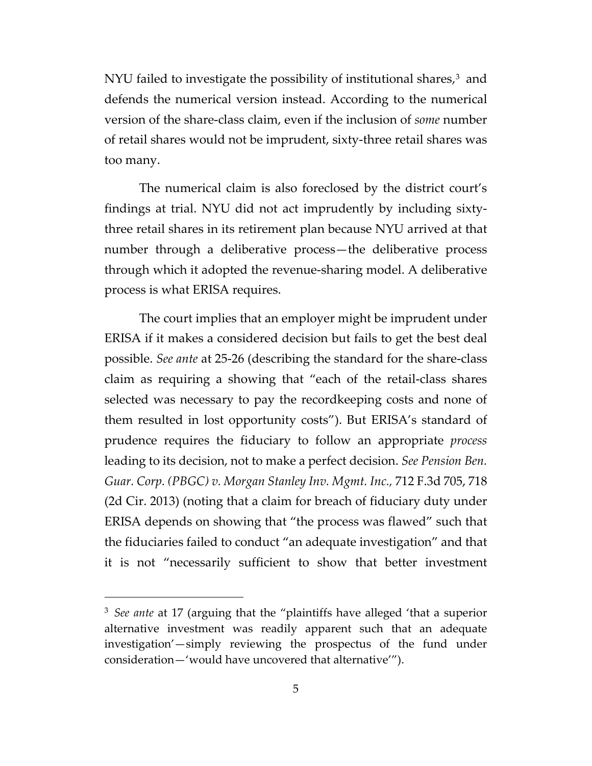NYU failed to investigate the possibility of institutional shares,[3] and defends the numerical version instead. According to the numerical version of the share-class claim, even if the inclusion of *some* number of retail shares would not be imprudent, sixty-three retail shares was too many.

The numerical claim is also foreclosed by the district court's findings at trial. NYU did not act imprudently by including sixty-three retail shares in its retirement plan because NYU arrived at that number through a deliberative process—the deliberative process through which it adopted the revenue-sharing model. A deliberative process is what ERISA requires.

The court implies that an employer might be imprudent under ERISA if it makes a considered decision but fails to get the best deal possible. *See ante* at 25-26 (describing the standard for the share-class claim as requiring a showing that "each of the retail-class shares selected was necessary to pay the recordkeeping costs and none of them resulted in lost opportunity costs"). But ERISA's standard of prudence requires the fiduciary to follow an appropriate *process* leading to its decision, not to make a perfect decision. *See Pension Ben. Guar. Corp. (PBGC) v. Morgan Stanley Inv. Mgmt. Inc.*, 712 F.3d 705, 718 (2d Cir. 2013) (noting that a claim for breach of fiduciary duty under ERISA depends on showing that "the process was flawed" such that the fiduciaries failed to conduct "an adequate investigation" and that it is not "necessarily sufficient to show that better investment

---

[3] *See ante* at 17 (arguing that the "plaintiffs have alleged 'that a superior alternative investment was readily apparent such that an adequate investigation'—simply reviewing the prospectus of the fund under consideration—'would have uncovered that alternative'").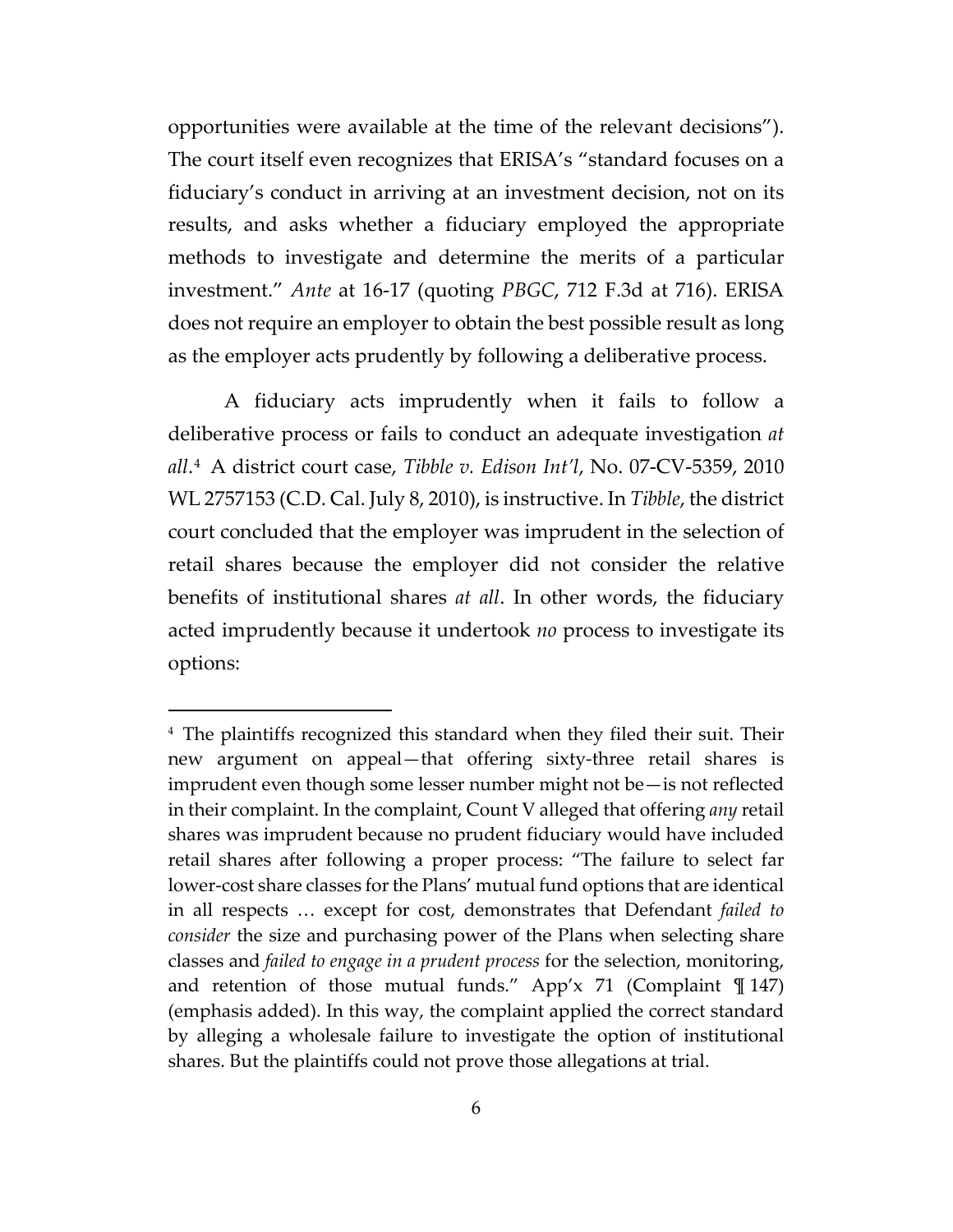opportunities were available at the time of the relevant decisions"). The court itself even recognizes that ERISA's "standard focuses on a fiduciary's conduct in arriving at an investment decision, not on its results, and asks whether a fiduciary employed the appropriate methods to investigate and determine the merits of a particular investment." *Ante* at 16-17 (quoting *PBGC*, 712 F.3d at 716). ERISA does not require an employer to obtain the best possible result as long as the employer acts prudently by following a deliberative process.

A fiduciary acts imprudently when it fails to follow a deliberative process or fails to conduct an adequate investigation *at all*.[4] A district court case, *Tibble v. Edison Int'l*, No. 07-CV-5359, 2010 WL 2757153 (C.D. Cal. July 8, 2010), is instructive. In *Tibble*, the district court concluded that the employer was imprudent in the selection of retail shares because the employer did not consider the relative benefits of institutional shares *at all*. In other words, the fiduciary acted imprudently because it undertook *no* process to investigate its options:

---

[4] The plaintiffs recognized this standard when they filed their suit. Their new argument on appeal—that offering sixty-three retail shares is imprudent even though some lesser number might not be—is not reflected in their complaint. In the complaint, Count V alleged that offering *any* retail shares was imprudent because no prudent fiduciary would have included retail shares after following a proper process: "The failure to select far lower-cost share classes for the Plans' mutual fund options that are identical in all respects … except for cost, demonstrates that Defendant *failed to consider* the size and purchasing power of the Plans when selecting share classes and *failed to engage in a prudent process* for the selection, monitoring, and retention of those mutual funds." App'x 71 (Complaint ¶ 147) (emphasis added). In this way, the complaint applied the correct standard by alleging a wholesale failure to investigate the option of institutional shares. But the plaintiffs could not prove those allegations at trial.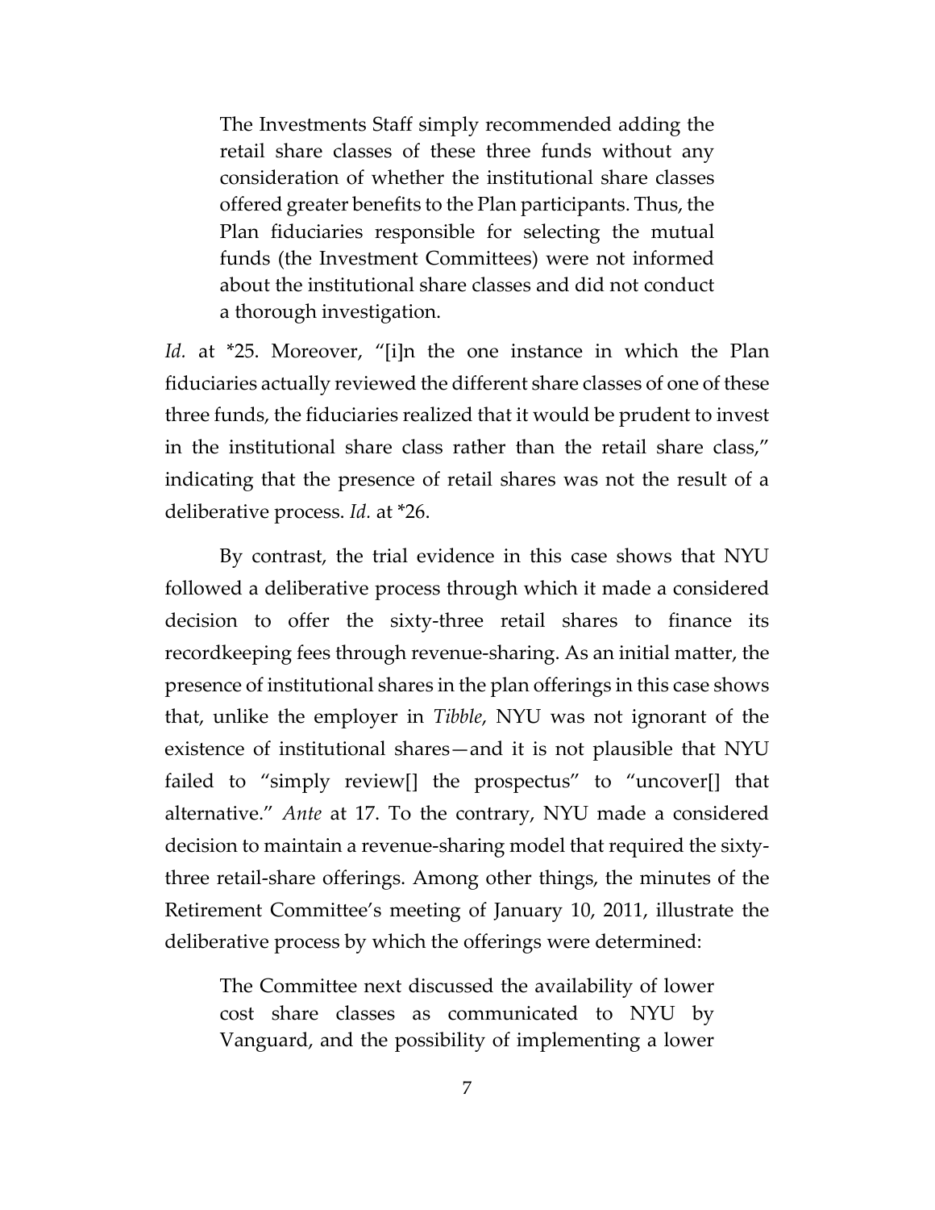> The Investments Staff simply recommended adding the retail share classes of these three funds without any consideration of whether the institutional share classes offered greater benefits to the Plan participants. Thus, the Plan fiduciaries responsible for selecting the mutual funds (the Investment Committees) were not informed about the institutional share classes and did not conduct a thorough investigation.

*Id.* at *25. Moreover, "[i]n the one instance in which the Plan fiduciaries actually reviewed the different share classes of one of these three funds, the fiduciaries realized that it would be prudent to invest in the institutional share class rather than the retail share class," indicating that the presence of retail shares was not the result of a deliberative process. *Id.* at *26.

By contrast, the trial evidence in this case shows that NYU followed a deliberative process through which it made a considered decision to offer the sixty-three retail shares to finance its recordkeeping fees through revenue-sharing. As an initial matter, the presence of institutional shares in the plan offerings in this case shows that, unlike the employer in *Tibble*, NYU was not ignorant of the existence of institutional shares—and it is not plausible that NYU failed to "simply review[] the prospectus" to "uncover[] that alternative." *Ante* at 17. To the contrary, NYU made a considered decision to maintain a revenue-sharing model that required the sixty-three retail-share offerings. Among other things, the minutes of the Retirement Committee's meeting of January 10, 2011, illustrate the deliberative process by which the offerings were determined:

> The Committee next discussed the availability of lower cost share classes as communicated to NYU by Vanguard, and the possibility of implementing a lower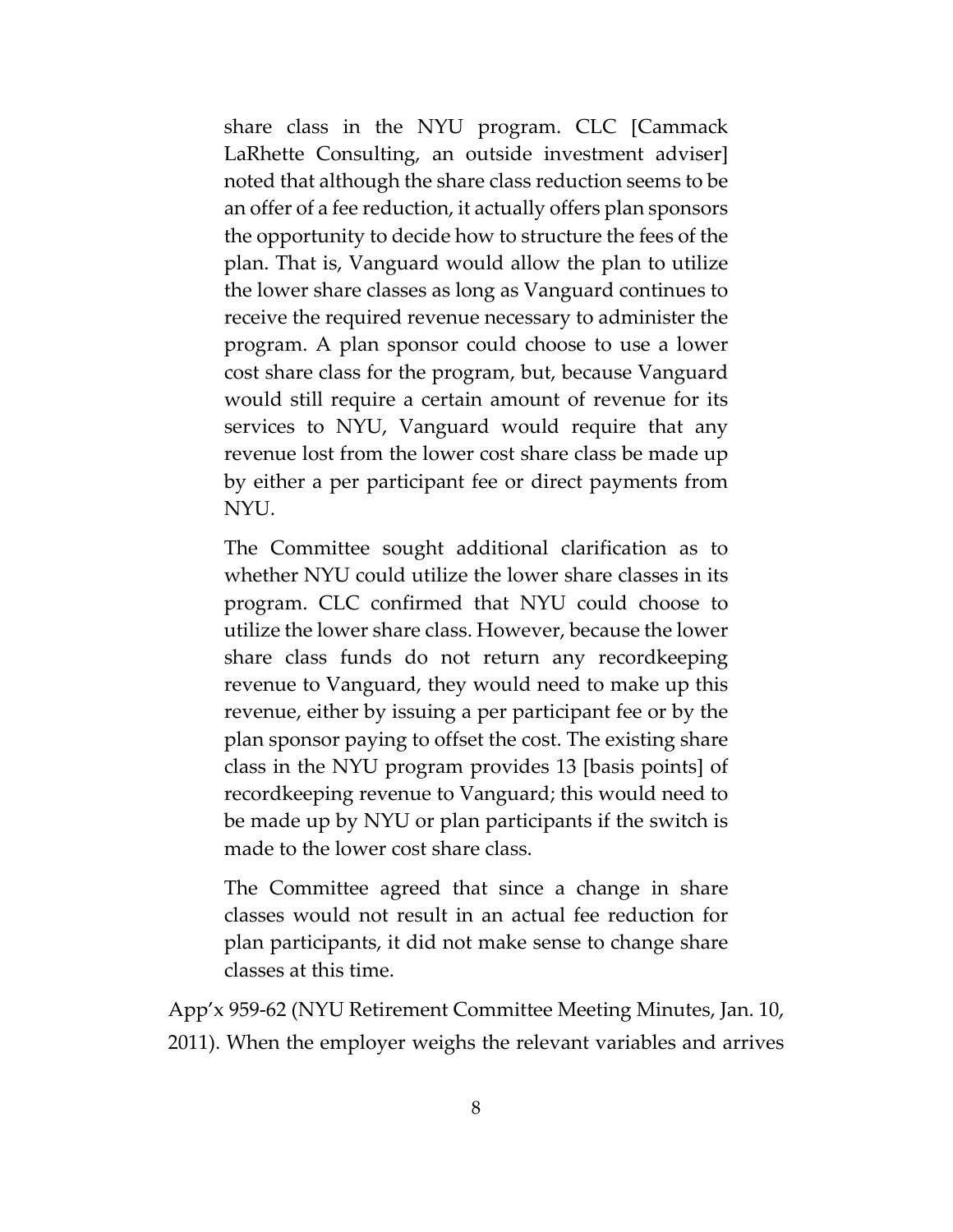> share class in the NYU program. CLC [Cammack LaRhette Consulting, an outside investment adviser] noted that although the share class reduction seems to be an offer of a fee reduction, it actually offers plan sponsors the opportunity to decide how to structure the fees of the plan. That is, Vanguard would allow the plan to utilize the lower share classes as long as Vanguard continues to receive the required revenue necessary to administer the program. A plan sponsor could choose to use a lower cost share class for the program, but, because Vanguard would still require a certain amount of revenue for its services to NYU, Vanguard would require that any revenue lost from the lower cost share class be made up by either a per participant fee or direct payments from NYU.
>
> The Committee sought additional clarification as to whether NYU could utilize the lower share classes in its program. CLC confirmed that NYU could choose to utilize the lower share class. However, because the lower share class funds do not return any recordkeeping revenue to Vanguard, they would need to make up this revenue, either by issuing a per participant fee or by the plan sponsor paying to offset the cost. The existing share class in the NYU program provides 13 [basis points] of recordkeeping revenue to Vanguard; this would need to be made up by NYU or plan participants if the switch is made to the lower cost share class.
>
> The Committee agreed that since a change in share classes would not result in an actual fee reduction for plan participants, it did not make sense to change share classes at this time.

App'x 959-62 (NYU Retirement Committee Meeting Minutes, Jan. 10, 2011). When the employer weighs the relevant variables and arrives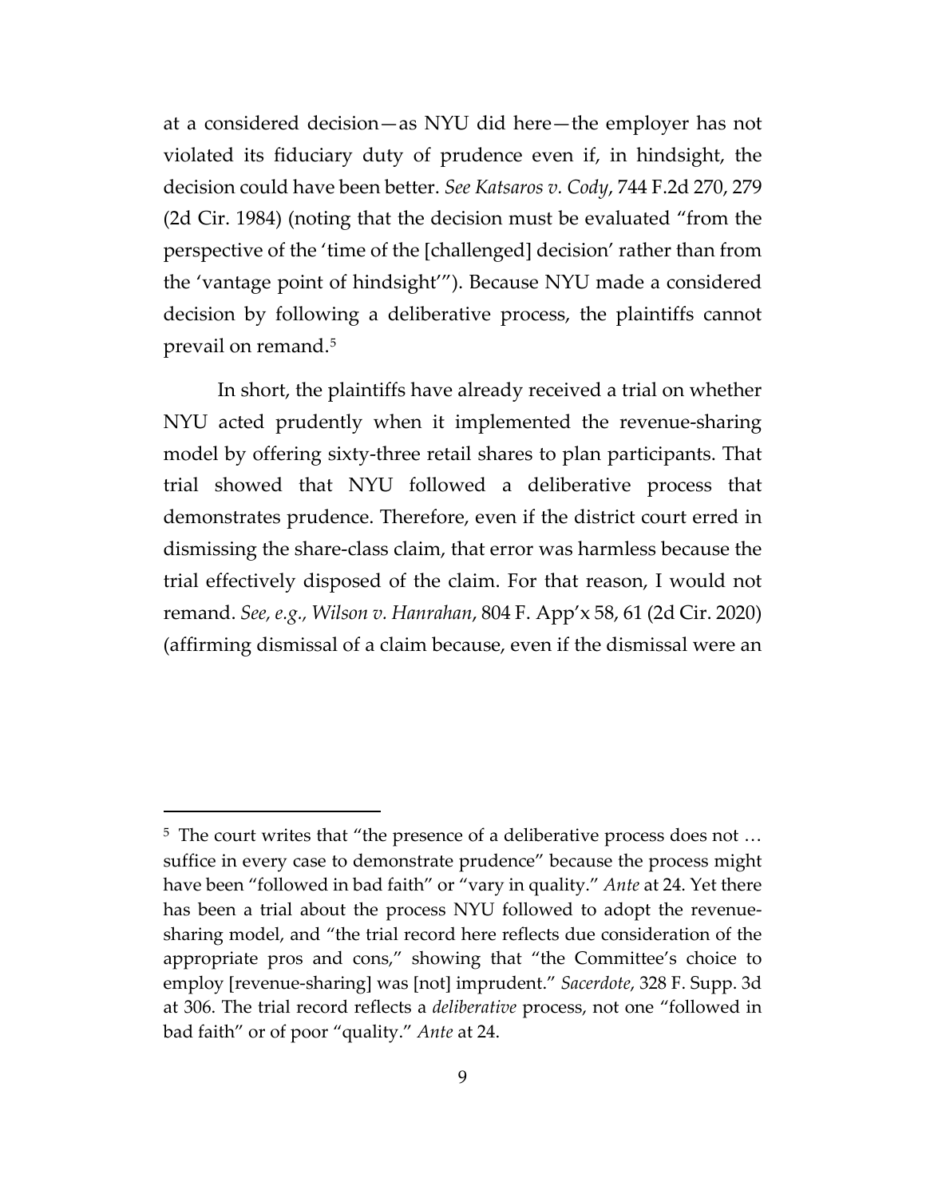at a considered decision—as NYU did here—the employer has not violated its fiduciary duty of prudence even if, in hindsight, the decision could have been better. *See Katsaros v. Cody*, 744 F.2d 270, 279 (2d Cir. 1984) (noting that the decision must be evaluated "from the perspective of the 'time of the [challenged] decision' rather than from the 'vantage point of hindsight'"). Because NYU made a considered decision by following a deliberative process, the plaintiffs cannot prevail on remand.[5]

In short, the plaintiffs have already received a trial on whether NYU acted prudently when it implemented the revenue-sharing model by offering sixty-three retail shares to plan participants. That trial showed that NYU followed a deliberative process that demonstrates prudence. Therefore, even if the district court erred in dismissing the share-class claim, that error was harmless because the trial effectively disposed of the claim. For that reason, I would not remand. *See, e.g., Wilson v. Hanrahan*, 804 F. App'x 58, 61 (2d Cir. 2020) (affirming dismissal of a claim because, even if the dismissal were an

[5] The court writes that "the presence of a deliberative process does not … suffice in every case to demonstrate prudence" because the process might have been "followed in bad faith" or "vary in quality." *Ante* at 24. Yet there has been a trial about the process NYU followed to adopt the revenue-sharing model, and "the trial record here reflects due consideration of the appropriate pros and cons," showing that "the Committee's choice to employ [revenue-sharing] was [not] imprudent." *Sacerdote*, 328 F. Supp. 3d at 306. The trial record reflects a *deliberative* process, not one "followed in bad faith" or of poor "quality." *Ante* at 24.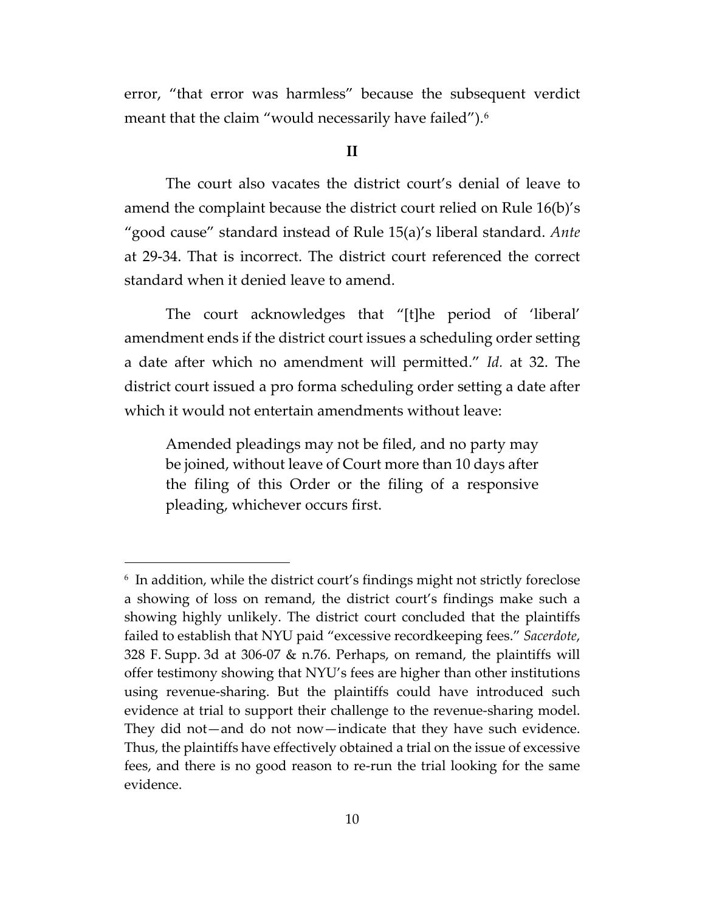error, "that error was harmless" because the subsequent verdict meant that the claim "would necessarily have failed").[6]

## II

The court also vacates the district court's denial of leave to amend the complaint because the district court relied on Rule 16(b)'s "good cause" standard instead of Rule 15(a)'s liberal standard. *Ante* at 29-34. That is incorrect. The district court referenced the correct standard when it denied leave to amend.

The court acknowledges that "[t]he period of 'liberal' amendment ends if the district court issues a scheduling order setting a date after which no amendment will permitted." *Id.* at 32. The district court issued a pro forma scheduling order setting a date after which it would not entertain amendments without leave:

> Amended pleadings may not be filed, and no party may be joined, without leave of Court more than 10 days after the filing of this Order or the filing of a responsive pleading, whichever occurs first.

---

[6] In addition, while the district court's findings might not strictly foreclose a showing of loss on remand, the district court's findings make such a showing highly unlikely. The district court concluded that the plaintiffs failed to establish that NYU paid "excessive recordkeeping fees." *Sacerdote*, 328 F. Supp. 3d at 306-07 & n.76. Perhaps, on remand, the plaintiffs will offer testimony showing that NYU's fees are higher than other institutions using revenue-sharing. But the plaintiffs could have introduced such evidence at trial to support their challenge to the revenue-sharing model. They did not—and do not now—indicate that they have such evidence. Thus, the plaintiffs have effectively obtained a trial on the issue of excessive fees, and there is no good reason to re-run the trial looking for the same evidence.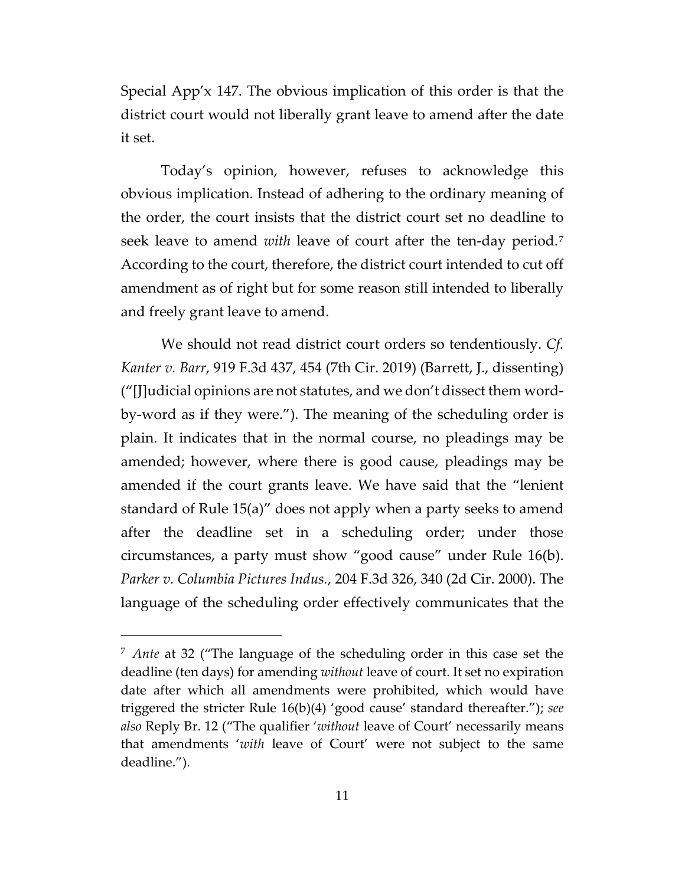Special App'x 147. The obvious implication of this order is that the district court would not liberally grant leave to amend after the date it set.

Today's opinion, however, refuses to acknowledge this obvious implication. Instead of adhering to the ordinary meaning of the order, the court insists that the district court set no deadline to seek leave to amend *with* leave of court after the ten-day period.[7] According to the court, therefore, the district court intended to cut off amendment as of right but for some reason still intended to liberally and freely grant leave to amend.

We should not read district court orders so tendentiously. *Cf. Kanter v. Barr*, 919 F.3d 437, 454 (7th Cir. 2019) (Barrett, J., dissenting) ("[J]udicial opinions are not statutes, and we don't dissect them word-by-word as if they were."). The meaning of the scheduling order is plain. It indicates that in the normal course, no pleadings may be amended; however, where there is good cause, pleadings may be amended if the court grants leave. We have said that the "lenient standard of Rule 15(a)" does not apply when a party seeks to amend after the deadline set in a scheduling order; under those circumstances, a party must show "good cause" under Rule 16(b). *Parker v. Columbia Pictures Indus.*, 204 F.3d 326, 340 (2d Cir. 2000). The language of the scheduling order effectively communicates that the

---

[7] *Ante* at 32 ("The language of the scheduling order in this case set the deadline (ten days) for amending *without* leave of court. It set no expiration date after which all amendments were prohibited, which would have triggered the stricter Rule 16(b)(4) 'good cause' standard thereafter."); *see also* Reply Br. 12 ("The qualifier '*without* leave of Court' necessarily means that amendments '*with* leave of Court' were not subject to the same deadline.").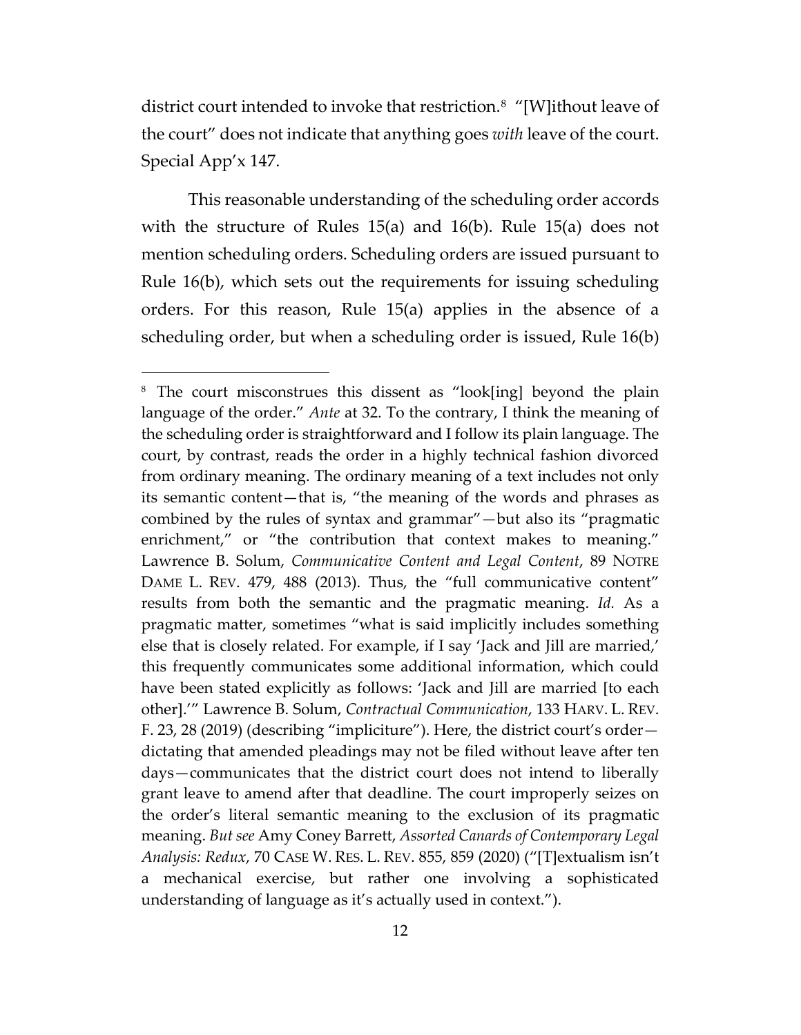district court intended to invoke that restriction.[8] "[W]ithout leave of the court" does not indicate that anything goes *with* leave of the court. Special App'x 147.

This reasonable understanding of the scheduling order accords with the structure of Rules 15(a) and 16(b). Rule 15(a) does not mention scheduling orders. Scheduling orders are issued pursuant to Rule 16(b), which sets out the requirements for issuing scheduling orders. For this reason, Rule 15(a) applies in the absence of a scheduling order, but when a scheduling order is issued, Rule 16(b)

---

[8] The court misconstrues this dissent as "look[ing] beyond the plain language of the order." *Ante* at 32. To the contrary, I think the meaning of the scheduling order is straightforward and I follow its plain language. The court, by contrast, reads the order in a highly technical fashion divorced from ordinary meaning. The ordinary meaning of a text includes not only its semantic content—that is, "the meaning of the words and phrases as combined by the rules of syntax and grammar"—but also its "pragmatic enrichment," or "the contribution that context makes to meaning." Lawrence B. Solum, *Communicative Content and Legal Content*, 89 NOTRE DAME L. REV. 479, 488 (2013). Thus, the "full communicative content" results from both the semantic and the pragmatic meaning. *Id.* As a pragmatic matter, sometimes "what is said implicitly includes something else that is closely related. For example, if I say 'Jack and Jill are married,' this frequently communicates some additional information, which could have been stated explicitly as follows: 'Jack and Jill are married [to each other].'" Lawrence B. Solum, *Contractual Communication*, 133 HARV. L. REV. F. 23, 28 (2019) (describing "impliciture"). Here, the district court's order—dictating that amended pleadings may not be filed without leave after ten days—communicates that the district court does not intend to liberally grant leave to amend after that deadline. The court improperly seizes on the order's literal semantic meaning to the exclusion of its pragmatic meaning. *But see* Amy Coney Barrett, *Assorted Canards of Contemporary Legal Analysis: Redux*, 70 CASE W. RES. L. REV. 855, 859 (2020) ("[T]extualism isn't a mechanical exercise, but rather one involving a sophisticated understanding of language as it's actually used in context.").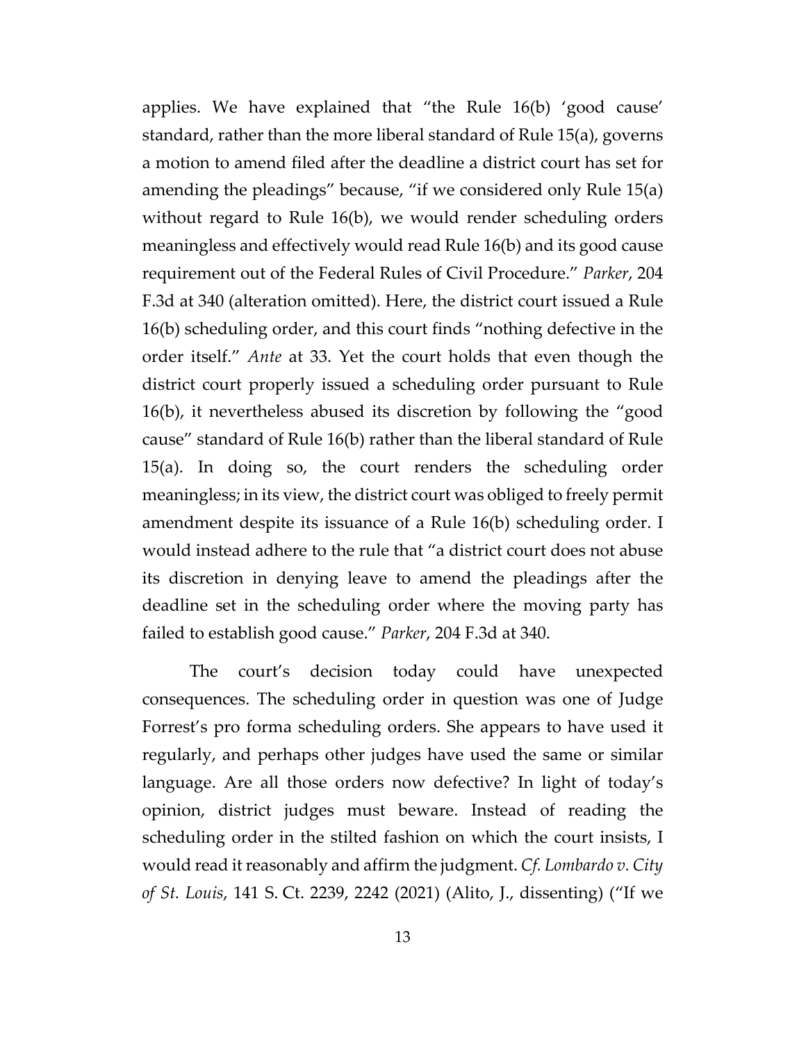applies. We have explained that "the Rule 16(b) 'good cause' standard, rather than the more liberal standard of Rule 15(a), governs a motion to amend filed after the deadline a district court has set for amending the pleadings" because, "if we considered only Rule 15(a) without regard to Rule 16(b), we would render scheduling orders meaningless and effectively would read Rule 16(b) and its good cause requirement out of the Federal Rules of Civil Procedure." *Parker*, 204 F.3d at 340 (alteration omitted). Here, the district court issued a Rule 16(b) scheduling order, and this court finds "nothing defective in the order itself." *Ante* at 33. Yet the court holds that even though the district court properly issued a scheduling order pursuant to Rule 16(b), it nevertheless abused its discretion by following the "good cause" standard of Rule 16(b) rather than the liberal standard of Rule 15(a). In doing so, the court renders the scheduling order meaningless; in its view, the district court was obliged to freely permit amendment despite its issuance of a Rule 16(b) scheduling order. I would instead adhere to the rule that "a district court does not abuse its discretion in denying leave to amend the pleadings after the deadline set in the scheduling order where the moving party has failed to establish good cause." *Parker*, 204 F.3d at 340.

The court's decision today could have unexpected consequences. The scheduling order in question was one of Judge Forrest's pro forma scheduling orders. She appears to have used it regularly, and perhaps other judges have used the same or similar language. Are all those orders now defective? In light of today's opinion, district judges must beware. Instead of reading the scheduling order in the stilted fashion on which the court insists, I would read it reasonably and affirm the judgment. *Cf. Lombardo v. City of St. Louis*, 141 S. Ct. 2239, 2242 (2021) (Alito, J., dissenting) ("If we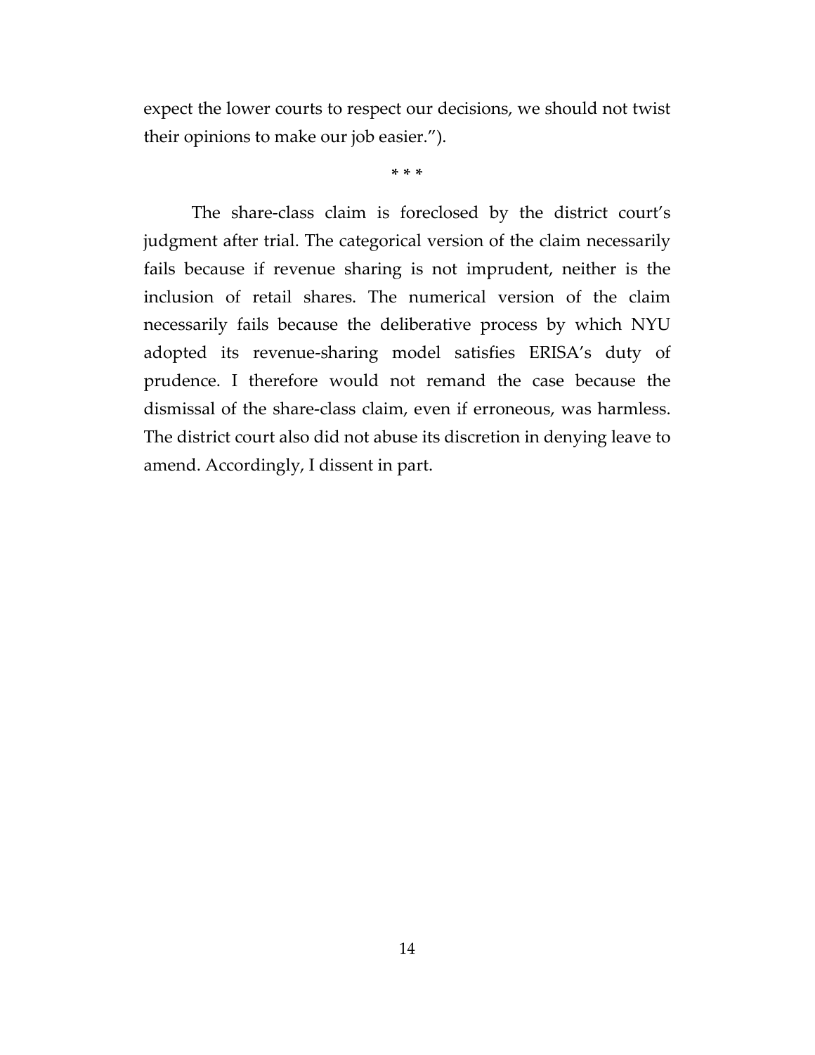expect the lower courts to respect our decisions, we should not twist their opinions to make our job easier.").

\* \* \*

The share-class claim is foreclosed by the district court's judgment after trial. The categorical version of the claim necessarily fails because if revenue sharing is not imprudent, neither is the inclusion of retail shares. The numerical version of the claim necessarily fails because the deliberative process by which NYU adopted its revenue-sharing model satisfies ERISA's duty of prudence. I therefore would not remand the case because the dismissal of the share-class claim, even if erroneous, was harmless. The district court also did not abuse its discretion in denying leave to amend. Accordingly, I dissent in part.